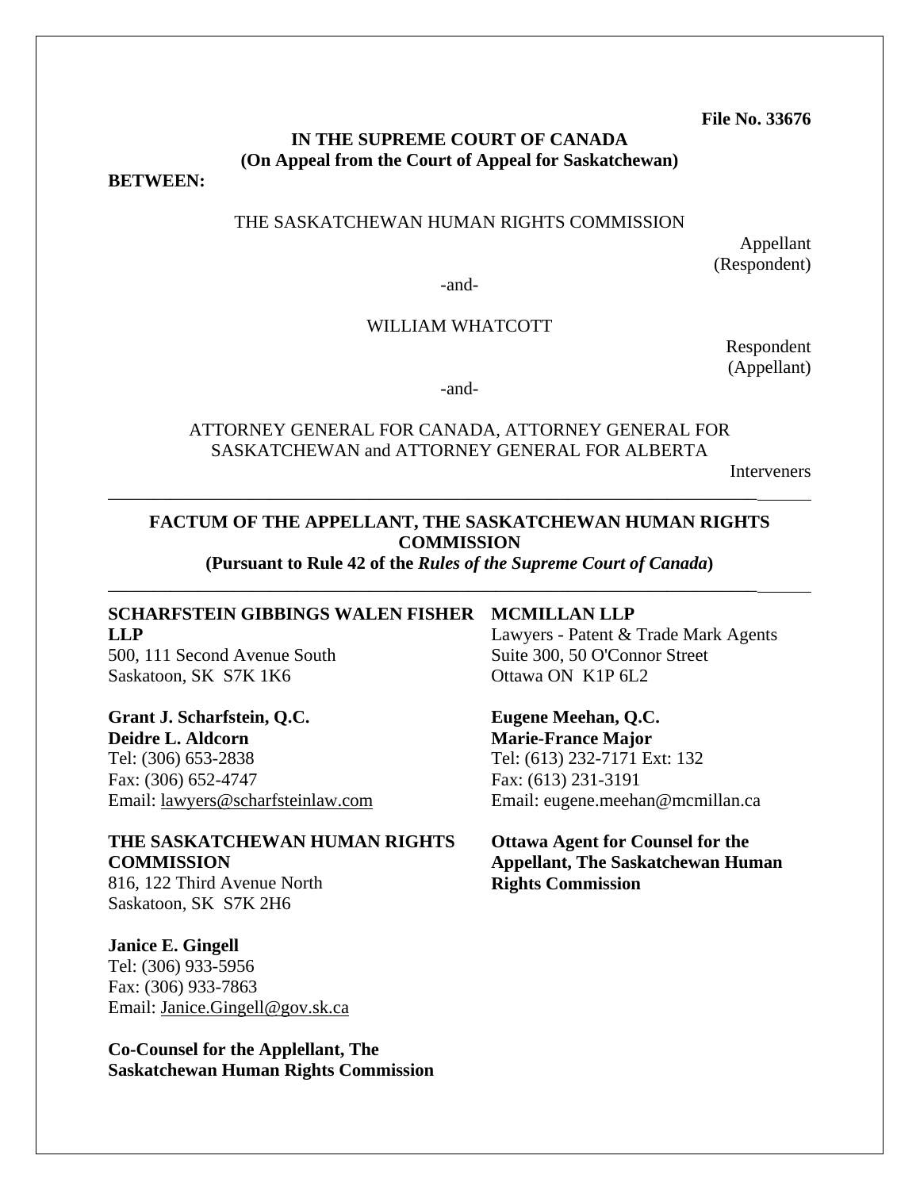**File No. 33676**

**IN THE SUPREME COURT OF CANADA**
**(On Appeal from the Court of Appeal for Saskatchewan)**

**BETWEEN:**

THE SASKATCHEWAN HUMAN RIGHTS COMMISSION

Appellant
(Respondent)

-and-

WILLIAM WHATCOTT

Respondent
(Appellant)

-and-

ATTORNEY GENERAL FOR CANADA, ATTORNEY GENERAL FOR SASKATCHEWAN and ATTORNEY GENERAL FOR ALBERTA

Interveners

---

**FACTUM OF THE APPELLANT, THE SASKATCHEWAN HUMAN RIGHTS COMMISSION**
**(Pursuant to Rule 42 of the *Rules of the Supreme Court of Canada*)**

---

**SCHARFSTEIN GIBBINGS WALEN FISHER LLP**
500, 111 Second Avenue South
Saskatoon, SK S7K 1K6

**Grant J. Scharfstein, Q.C.**
**Deidre L. Aldcorn**
Tel: (306) 653-2838
Fax: (306) 652-4747
Email: lawyers@scharfsteinlaw.com

**THE SASKATCHEWAN HUMAN RIGHTS COMMISSION**
816, 122 Third Avenue North
Saskatoon, SK S7K 2H6

**Janice E. Gingell**
Tel: (306) 933-5956
Fax: (306) 933-7863
Email: Janice.Gingell@gov.sk.ca

**Co-Counsel for the Appllellant, The Saskatchewan Human Rights Commission**

**MCMILLAN LLP**
Lawyers - Patent & Trade Mark Agents
Suite 300, 50 O'Connor Street
Ottawa ON K1P 6L2

**Eugene Meehan, Q.C.**
**Marie-France Major**
Tel: (613) 232-7171 Ext: 132
Fax: (613) 231-3191
Email: eugene.meehan@mcmillan.ca

**Ottawa Agent for Counsel for the Appellant, The Saskatchewan Human Rights Commission**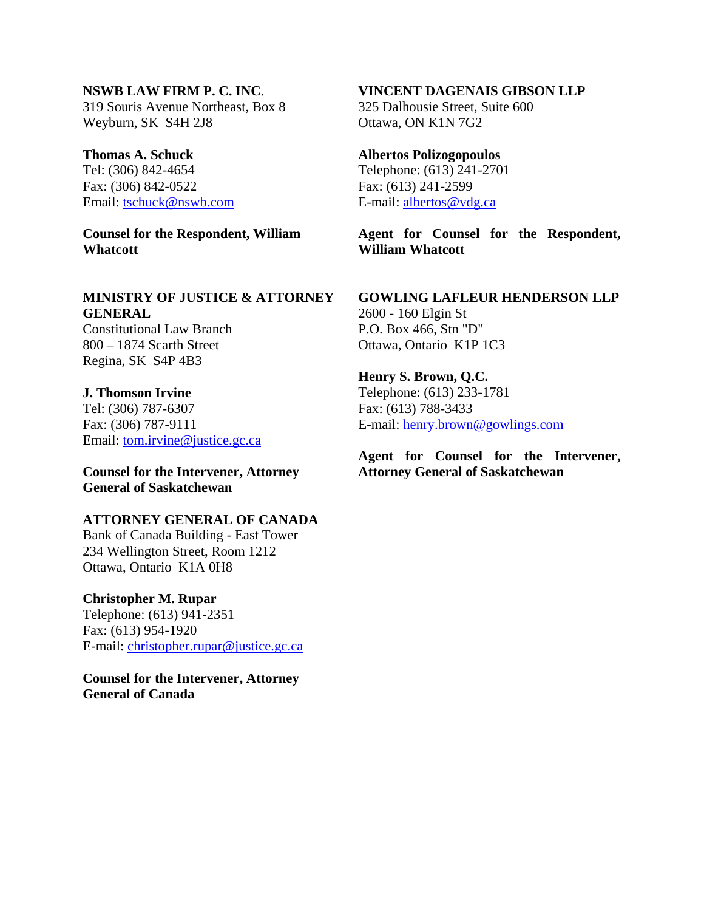**NSWB LAW FIRM P. C. INC.**
319 Souris Avenue Northeast, Box 8
Weyburn, SK S4H 2J8

**Thomas A. Schuck**
Tel: (306) 842-4654
Fax: (306) 842-0522
Email: tschuck@nswb.com

**Counsel for the Respondent, William Whatcott**

**VINCENT DAGENAIS GIBSON LLP**
325 Dalhousie Street, Suite 600
Ottawa, ON K1N 7G2

**Albertos Polizogopoulos**
Telephone: (613) 241-2701
Fax: (613) 241-2599
E-mail: albertos@vdg.ca

**Agent for Counsel for the Respondent, William Whatcott**

**MINISTRY OF JUSTICE & ATTORNEY GENERAL**
Constitutional Law Branch
800 – 1874 Scarth Street
Regina, SK S4P 4B3

**J. Thomson Irvine**
Tel: (306) 787-6307
Fax: (306) 787-9111
Email: tom.irvine@justice.gc.ca

**Counsel for the Intervener, Attorney General of Saskatchewan**

**GOWLING LAFLEUR HENDERSON LLP**
2600 - 160 Elgin St
P.O. Box 466, Stn "D"
Ottawa, Ontario K1P 1C3

**Henry S. Brown, Q.C.**
Telephone: (613) 233-1781
Fax: (613) 788-3433
E-mail: henry.brown@gowlings.com

**Agent for Counsel for the Intervener, Attorney General of Saskatchewan**

**ATTORNEY GENERAL OF CANADA**
Bank of Canada Building - East Tower
234 Wellington Street, Room 1212
Ottawa, Ontario K1A 0H8

**Christopher M. Rupar**
Telephone: (613) 941-2351
Fax: (613) 954-1920
E-mail: christopher.rupar@justice.gc.ca

**Counsel for the Intervener, Attorney General of Canada**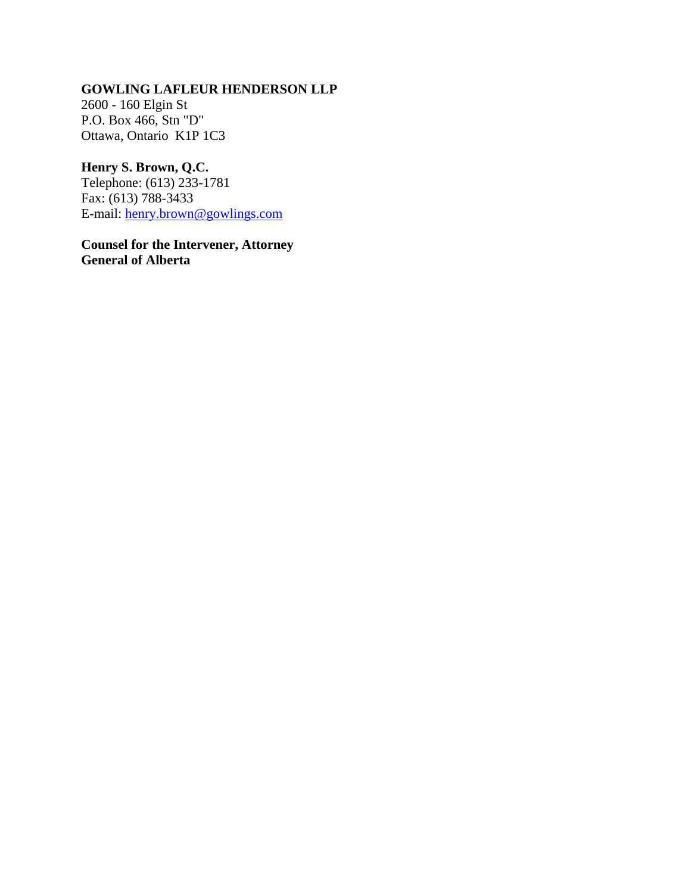**GOWLING LAFLEUR HENDERSON LLP**
2600 - 160 Elgin St
P.O. Box 466, Stn "D"
Ottawa, Ontario K1P 1C3

**Henry S. Brown, Q.C.**
Telephone: (613) 233-1781
Fax: (613) 788-3433
E-mail: henry.brown@gowlings.com

**Counsel for the Intervener, Attorney General of Alberta**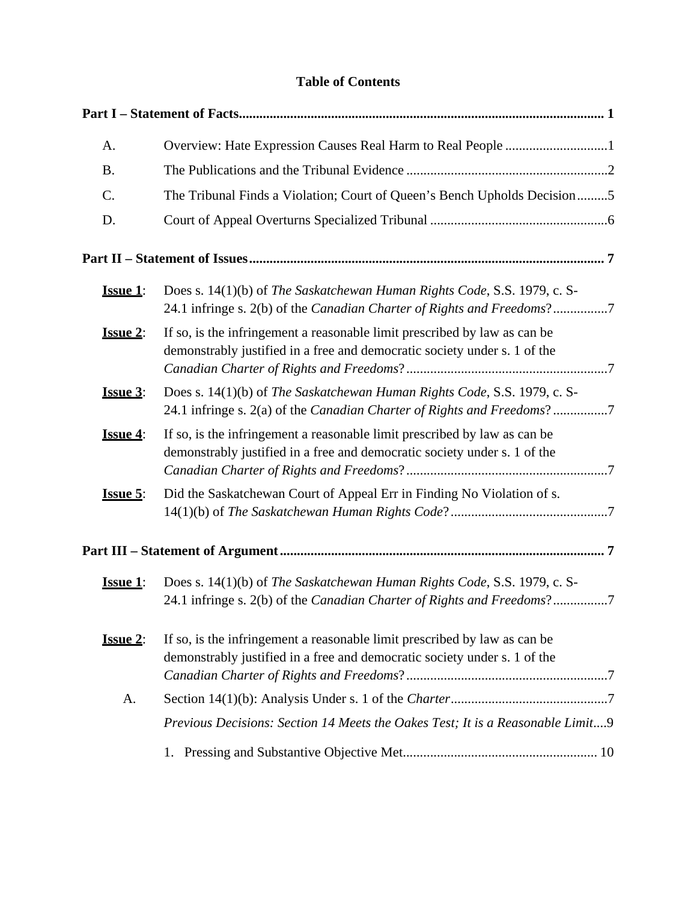## Table of Contents

**Part I – Statement of Facts.......................................................................................................... 1**

A. Overview: Hate Expression Causes Real Harm to Real People ..............................1

B. The Publications and the Tribunal Evidence ...........................................................2

C. The Tribunal Finds a Violation; Court of Queen's Bench Upholds Decision.........5

D. Court of Appeal Overturns Specialized Tribunal ....................................................6

**Part II – Statement of Issues....................................................................................................... 7**

**<u>Issue 1</u>**: Does s. 14(1)(b) of *The Saskatchewan Human Rights Code*, S.S. 1979, c. S-24.1 infringe s. 2(b) of the *Canadian Charter of Rights and Freedoms*?................7

**<u>Issue 2</u>**: If so, is the infringement a reasonable limit prescribed by law as can be demonstrably justified in a free and democratic society under s. 1 of the *Canadian Charter of Rights and Freedoms*?...........................................................7

**<u>Issue 3</u>**: Does s. 14(1)(b) of *The Saskatchewan Human Rights Code*, S.S. 1979, c. S-24.1 infringe s. 2(a) of the *Canadian Charter of Rights and Freedoms*? ................7

**<u>Issue 4</u>**: If so, is the infringement a reasonable limit prescribed by law as can be demonstrably justified in a free and democratic society under s. 1 of the *Canadian Charter of Rights and Freedoms*?...........................................................7

**<u>Issue 5</u>**: Did the Saskatchewan Court of Appeal Err in Finding No Violation of s. 14(1)(b) of *The Saskatchewan Human Rights Code*?..............................................7

**Part III – Statement of Argument.............................................................................................. 7**

**<u>Issue 1</u>**: Does s. 14(1)(b) of *The Saskatchewan Human Rights Code*, S.S. 1979, c. S-24.1 infringe s. 2(b) of the *Canadian Charter of Rights and Freedoms*?................7

**<u>Issue 2</u>**: If so, is the infringement a reasonable limit prescribed by law as can be demonstrably justified in a free and democratic society under s. 1 of the *Canadian Charter of Rights and Freedoms*?...........................................................7

A. Section 14(1)(b): Analysis Under s. 1 of the *Charter*..............................................7

*Previous Decisions: Section 14 Meets the Oakes Test; It is a Reasonable Limit*....9

1. Pressing and Substantive Objective Met........................................................ 10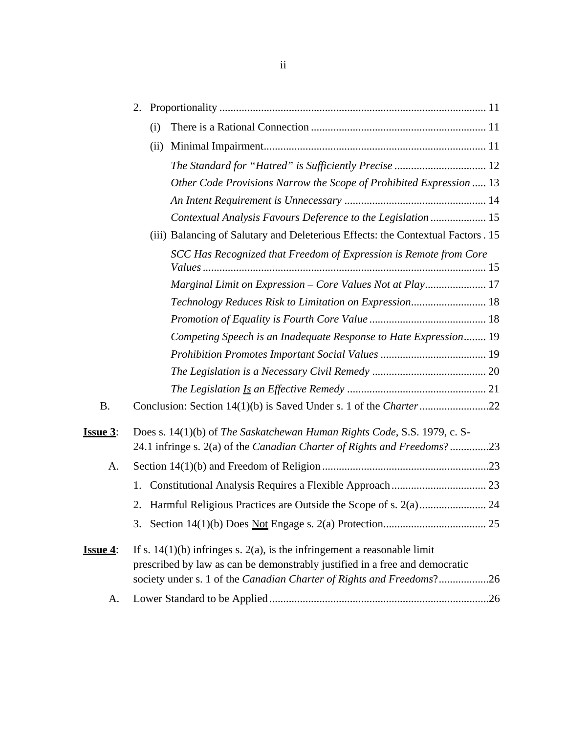2. Proportionality ........................................................................................... 11

   (i) There is a Rational Connection ............................................................ 11

   (ii) Minimal Impairment............................................................................ 11

      *The Standard for "Hatred" is Sufficiently Precise* ................................. 12

      *Other Code Provisions Narrow the Scope of Prohibited Expression* ..... 13

      *An Intent Requirement is Unnecessary* .................................................. 14

      *Contextual Analysis Favours Deference to the Legislation* .................... 15

   (iii) Balancing of Salutary and Deleterious Effects: the Contextual Factors . 15

      *SCC Has Recognized that Freedom of Expression is Remote from Core Values* ..................................................................................................... 15

      *Marginal Limit on Expression – Core Values Not at Play*...................... 17

      *Technology Reduces Risk to Limitation on Expression*........................... 18

      *Promotion of Equality is Fourth Core Value* .......................................... 18

      *Competing Speech is an Inadequate Response to Hate Expression*........ 19

      *Prohibition Promotes Important Social Values* ...................................... 19

      *The Legislation is a Necessary Civil Remedy* ......................................... 20

      *The Legislation <u>Is</u> an Effective Remedy* ................................................. 21

B. Conclusion: Section 14(1)(b) is Saved Under s. 1 of the *Charter* .........................22

**<u>Issue 3</u>**: Does s. 14(1)(b) of *The Saskatchewan Human Rights Code*, S.S. 1979, c. S-24.1 infringe s. 2(a) of the *Canadian Charter of Rights and Freedoms*? ..............23

A. Section 14(1)(b) and Freedom of Religion ...........................................................23

1. Constitutional Analysis Requires a Flexible Approach .................................. 23

2. Harmful Religious Practices are Outside the Scope of s. 2(a)........................ 24

3. Section 14(1)(b) Does <u>Not</u> Engage s. 2(a) Protection..................................... 25

**<u>Issue 4</u>**: If s. 14(1)(b) infringes s. 2(a), is the infringement a reasonable limit prescribed by law as can be demonstrably justified in a free and democratic society under s. 1 of the *Canadian Charter of Rights and Freedoms*?..................26

A. Lower Standard to be Applied ..............................................................................26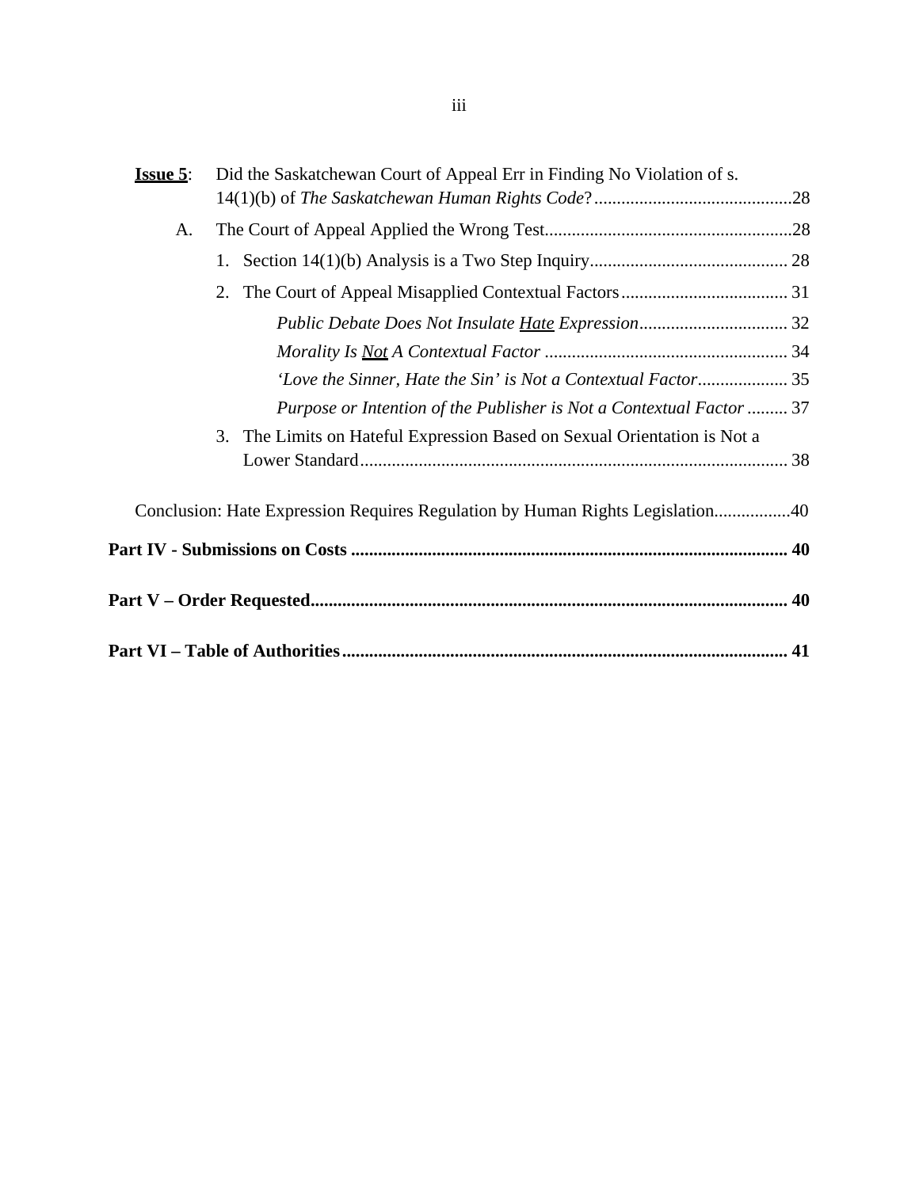**Issue 5**: Did the Saskatchewan Court of Appeal Err in Finding No Violation of s. 14(1)(b) of *The Saskatchewan Human Rights Code*? ............................................28

A. The Court of Appeal Applied the Wrong Test......................................................28

1. Section 14(1)(b) Analysis is a Two Step Inquiry........................................... 28

2. The Court of Appeal Misapplied Contextual Factors..................................... 31

*Public Debate Does Not Insulate Hate Expression*................................. 32

*Morality Is Not A Contextual Factor* ..................................................... 34

*'Love the Sinner, Hate the Sin' is Not a Contextual Factor*.................... 35

*Purpose or Intention of the Publisher is Not a Contextual Factor* ......... 37

3. The Limits on Hateful Expression Based on Sexual Orientation is Not a Lower Standard.............................................................................................. 38

Conclusion: Hate Expression Requires Regulation by Human Rights Legislation.................40

**Part IV - Submissions on Costs ................................................................................................ 40**

**Part V – Order Requested......................................................................................................... 40**

**Part VI – Table of Authorities.................................................................................................. 41**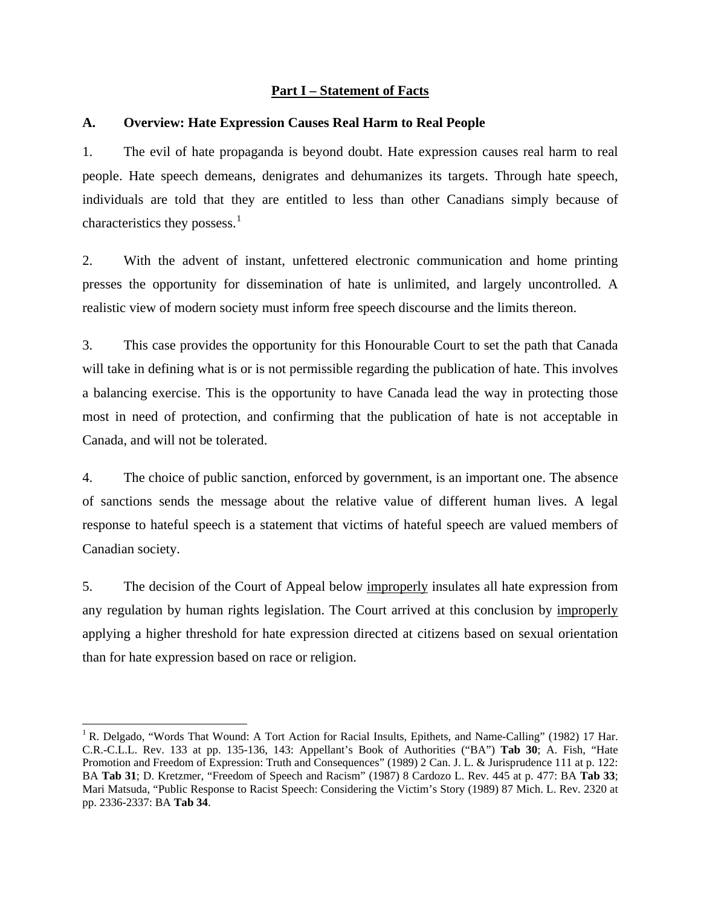## Part I – Statement of Facts

### A. Overview: Hate Expression Causes Real Harm to Real People

1. The evil of hate propaganda is beyond doubt. Hate expression causes real harm to real people. Hate speech demeans, denigrates and dehumanizes its targets. Through hate speech, individuals are told that they are entitled to less than other Canadians simply because of characteristics they possess.[1]

2. With the advent of instant, unfettered electronic communication and home printing presses the opportunity for dissemination of hate is unlimited, and largely uncontrolled. A realistic view of modern society must inform free speech discourse and the limits thereon.

3. This case provides the opportunity for this Honourable Court to set the path that Canada will take in defining what is or is not permissible regarding the publication of hate. This involves a balancing exercise. This is the opportunity to have Canada lead the way in protecting those most in need of protection, and confirming that the publication of hate is not acceptable in Canada, and will not be tolerated.

4. The choice of public sanction, enforced by government, is an important one. The absence of sanctions sends the message about the relative value of different human lives. A legal response to hateful speech is a statement that victims of hateful speech are valued members of Canadian society.

5. The decision of the Court of Appeal below improperly insulates all hate expression from any regulation by human rights legislation. The Court arrived at this conclusion by improperly applying a higher threshold for hate expression directed at citizens based on sexual orientation than for hate expression based on race or religion.

---

[1] R. Delgado, "Words That Wound: A Tort Action for Racial Insults, Epithets, and Name-Calling" (1982) 17 Har. C.R.-C.L.L. Rev. 133 at pp. 135-136, 143: Appellant's Book of Authorities ("BA") **Tab 30**; A. Fish, "Hate Promotion and Freedom of Expression: Truth and Consequences" (1989) 2 Can. J. L. & Jurisprudence 111 at p. 122: BA **Tab 31**; D. Kretzmer, "Freedom of Speech and Racism" (1987) 8 Cardozo L. Rev. 445 at p. 477: BA **Tab 33**; Mari Matsuda, "Public Response to Racist Speech: Considering the Victim's Story (1989) 87 Mich. L. Rev. 2320 at pp. 2336-2337: BA **Tab 34**.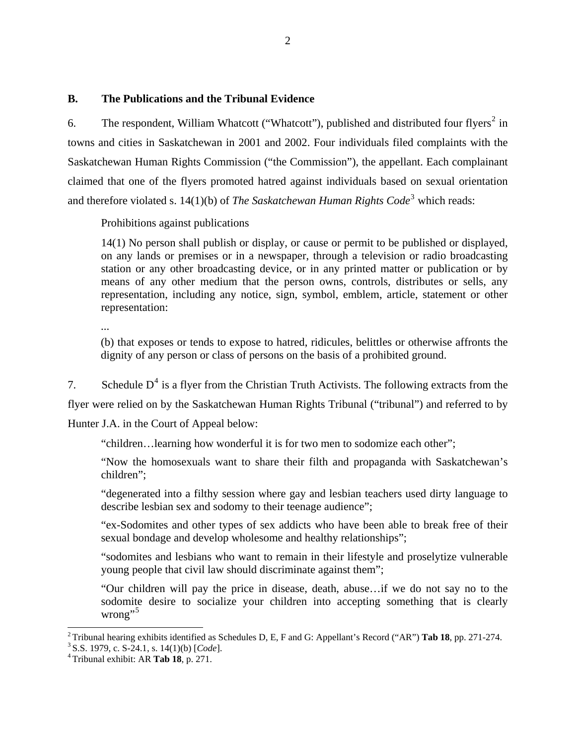### B. The Publications and the Tribunal Evidence

6. The respondent, William Whatcott ("Whatcott"), published and distributed four flyers[2] in towns and cities in Saskatchewan in 2001 and 2002. Four individuals filed complaints with the Saskatchewan Human Rights Commission ("the Commission"), the appellant. Each complainant claimed that one of the flyers promoted hatred against individuals based on sexual orientation and therefore violated s. 14(1)(b) of *The Saskatchewan Human Rights Code*[3] which reads:

> Prohibitions against publications
>
> 14(1) No person shall publish or display, or cause or permit to be published or displayed, on any lands or premises or in a newspaper, through a television or radio broadcasting station or any other broadcasting device, or in any printed matter or publication or by means of any other medium that the person owns, controls, distributes or sells, any representation, including any notice, sign, symbol, emblem, article, statement or other representation:
>
> ...
>
> (b) that exposes or tends to expose to hatred, ridicules, belittles or otherwise affronts the dignity of any person or class of persons on the basis of a prohibited ground.

7. Schedule D[4] is a flyer from the Christian Truth Activists. The following extracts from the flyer were relied on by the Saskatchewan Human Rights Tribunal ("tribunal") and referred to by Hunter J.A. in the Court of Appeal below:

> "children…learning how wonderful it is for two men to sodomize each other";
>
> "Now the homosexuals want to share their filth and propaganda with Saskatchewan's children";
>
> "degenerated into a filthy session where gay and lesbian teachers used dirty language to describe lesbian sex and sodomy to their teenage audience";
>
> "ex-Sodomites and other types of sex addicts who have been able to break free of their sexual bondage and develop wholesome and healthy relationships";
>
> "sodomites and lesbians who want to remain in their lifestyle and proselytize vulnerable young people that civil law should discriminate against them";
>
> "Our children will pay the price in disease, death, abuse…if we do not say no to the sodomite desire to socialize your children into accepting something that is clearly wrong"[5]

---

[2] Tribunal hearing exhibits identified as Schedules D, E, F and G: Appellant's Record ("AR") **Tab 18**, pp. 271-274.

[3] S.S. 1979, c. S-24.1, s. 14(1)(b) [*Code*].

[4] Tribunal exhibit: AR **Tab 18**, p. 271.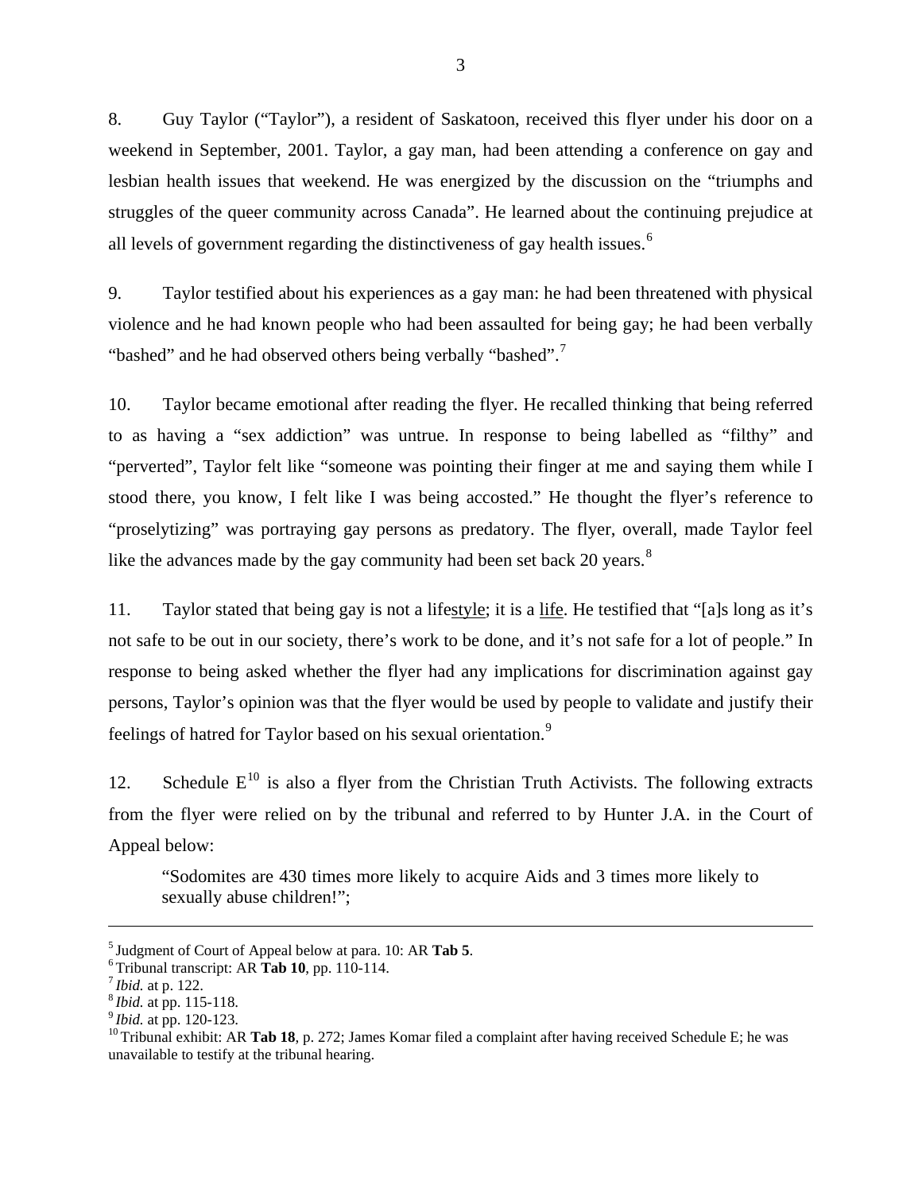8. Guy Taylor ("Taylor"), a resident of Saskatoon, received this flyer under his door on a weekend in September, 2001. Taylor, a gay man, had been attending a conference on gay and lesbian health issues that weekend. He was energized by the discussion on the "triumphs and struggles of the queer community across Canada". He learned about the continuing prejudice at all levels of government regarding the distinctiveness of gay health issues.[6]

9. Taylor testified about his experiences as a gay man: he had been threatened with physical violence and he had known people who had been assaulted for being gay; he had been verbally "bashed" and he had observed others being verbally "bashed".[7]

10. Taylor became emotional after reading the flyer. He recalled thinking that being referred to as having a "sex addiction" was untrue. In response to being labelled as "filthy" and "perverted", Taylor felt like "someone was pointing their finger at me and saying them while I stood there, you know, I felt like I was being accosted." He thought the flyer's reference to "proselytizing" was portraying gay persons as predatory. The flyer, overall, made Taylor feel like the advances made by the gay community had been set back 20 years.[8]

11. Taylor stated that being gay is not a life<u>style</u>; it is a <u>life</u>. He testified that "[a]s long as it's not safe to be out in our society, there's work to be done, and it's not safe for a lot of people." In response to being asked whether the flyer had any implications for discrimination against gay persons, Taylor's opinion was that the flyer would be used by people to validate and justify their feelings of hatred for Taylor based on his sexual orientation.[9]

12. Schedule E[10] is also a flyer from the Christian Truth Activists. The following extracts from the flyer were relied on by the tribunal and referred to by Hunter J.A. in the Court of Appeal below:

> "Sodomites are 430 times more likely to acquire Aids and 3 times more likely to sexually abuse children!";

---

[5] Judgment of Court of Appeal below at para. 10: AR **Tab 5**.
[6] Tribunal transcript: AR **Tab 10**, pp. 110-114.
[7] *Ibid.* at p. 122.
[8] *Ibid.* at pp. 115-118.
[9] *Ibid.* at pp. 120-123.
[10] Tribunal exhibit: AR **Tab 18**, p. 272; James Komar filed a complaint after having received Schedule E; he was unavailable to testify at the tribunal hearing.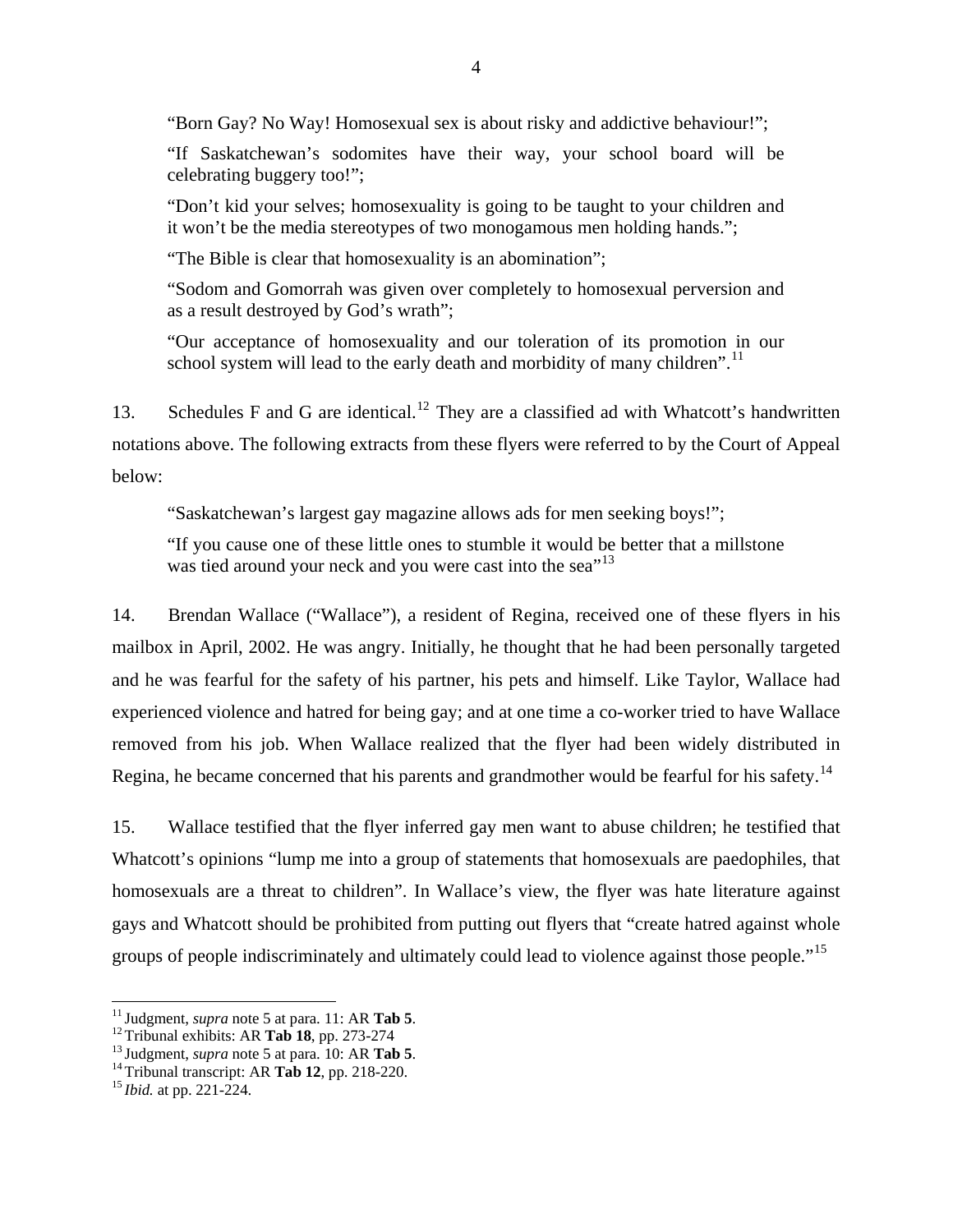"Born Gay? No Way! Homosexual sex is about risky and addictive behaviour!";

"If Saskatchewan's sodomites have their way, your school board will be celebrating buggery too!";

"Don't kid your selves; homosexuality is going to be taught to your children and it won't be the media stereotypes of two monogamous men holding hands.";

"The Bible is clear that homosexuality is an abomination";

"Sodom and Gomorrah was given over completely to homosexual perversion and as a result destroyed by God's wrath";

"Our acceptance of homosexuality and our toleration of its promotion in our school system will lead to the early death and morbidity of many children".[11]

13. Schedules F and G are identical.[12] They are a classified ad with Whatcott's handwritten notations above. The following extracts from these flyers were referred to by the Court of Appeal below:

"Saskatchewan's largest gay magazine allows ads for men seeking boys!";

"If you cause one of these little ones to stumble it would be better that a millstone was tied around your neck and you were cast into the sea"[13]

14. Brendan Wallace ("Wallace"), a resident of Regina, received one of these flyers in his mailbox in April, 2002. He was angry. Initially, he thought that he had been personally targeted and he was fearful for the safety of his partner, his pets and himself. Like Taylor, Wallace had experienced violence and hatred for being gay; and at one time a co-worker tried to have Wallace removed from his job. When Wallace realized that the flyer had been widely distributed in Regina, he became concerned that his parents and grandmother would be fearful for his safety.[14]

15. Wallace testified that the flyer inferred gay men want to abuse children; he testified that Whatcott's opinions "lump me into a group of statements that homosexuals are paedophiles, that homosexuals are a threat to children". In Wallace's view, the flyer was hate literature against gays and Whatcott should be prohibited from putting out flyers that "create hatred against whole groups of people indiscriminately and ultimately could lead to violence against those people."[15]

---

[11] Judgment, *supra* note 5 at para. 11: AR **Tab 5**.
[12] Tribunal exhibits: AR **Tab 18**, pp. 273-274
[13] Judgment, *supra* note 5 at para. 10: AR **Tab 5**.
[14] Tribunal transcript: AR **Tab 12**, pp. 218-220.
[15] *Ibid.* at pp. 221-224.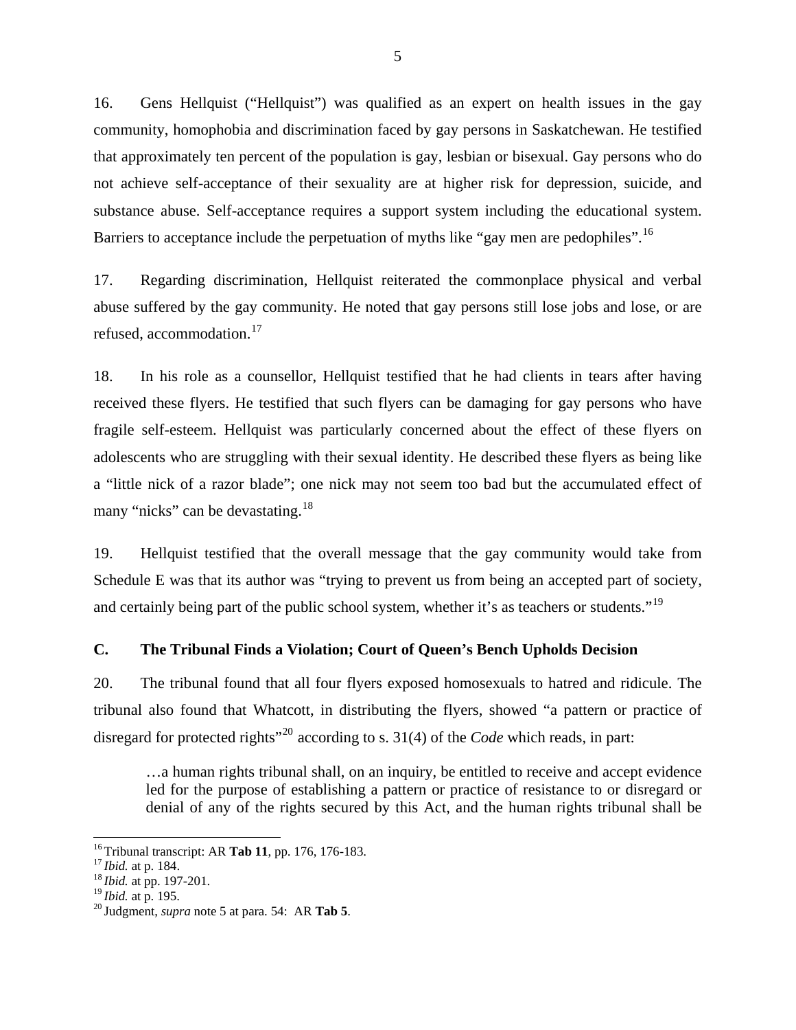16. Gens Hellquist ("Hellquist") was qualified as an expert on health issues in the gay community, homophobia and discrimination faced by gay persons in Saskatchewan. He testified that approximately ten percent of the population is gay, lesbian or bisexual. Gay persons who do not achieve self-acceptance of their sexuality are at higher risk for depression, suicide, and substance abuse. Self-acceptance requires a support system including the educational system. Barriers to acceptance include the perpetuation of myths like "gay men are pedophiles".[16]

17. Regarding discrimination, Hellquist reiterated the commonplace physical and verbal abuse suffered by the gay community. He noted that gay persons still lose jobs and lose, or are refused, accommodation.[17]

18. In his role as a counsellor, Hellquist testified that he had clients in tears after having received these flyers. He testified that such flyers can be damaging for gay persons who have fragile self-esteem. Hellquist was particularly concerned about the effect of these flyers on adolescents who are struggling with their sexual identity. He described these flyers as being like a "little nick of a razor blade"; one nick may not seem too bad but the accumulated effect of many "nicks" can be devastating.[18]

19. Hellquist testified that the overall message that the gay community would take from Schedule E was that its author was "trying to prevent us from being an accepted part of society, and certainly being part of the public school system, whether it's as teachers or students."[19]

### C. The Tribunal Finds a Violation; Court of Queen's Bench Upholds Decision

20. The tribunal found that all four flyers exposed homosexuals to hatred and ridicule. The tribunal also found that Whatcott, in distributing the flyers, showed "a pattern or practice of disregard for protected rights"[20] according to s. 31(4) of the *Code* which reads, in part:

> …a human rights tribunal shall, on an inquiry, be entitled to receive and accept evidence led for the purpose of establishing a pattern or practice of resistance to or disregard or denial of any of the rights secured by this Act, and the human rights tribunal shall be

---

[16] Tribunal transcript: AR **Tab 11**, pp. 176, 176-183.
[17] *Ibid.* at p. 184.
[18] *Ibid.* at pp. 197-201.
[19] *Ibid.* at p. 195.
[20] Judgment, *supra* note 5 at para. 54: AR **Tab 5**.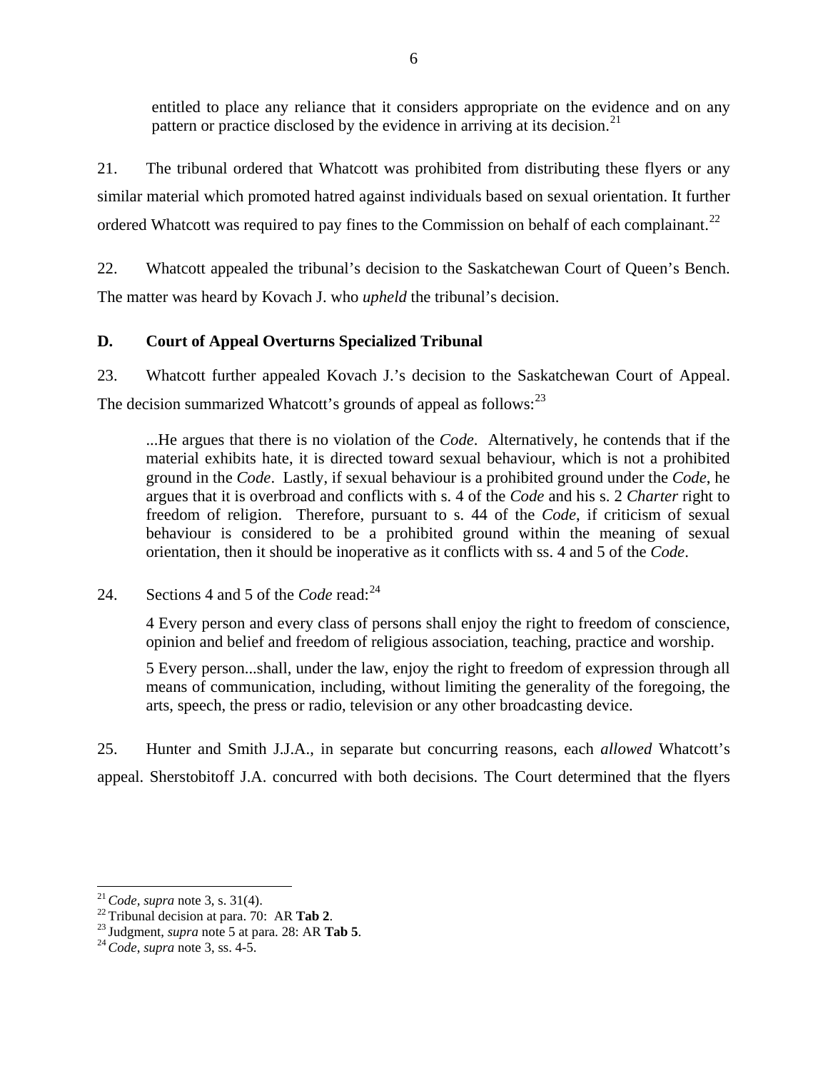> entitled to place any reliance that it considers appropriate on the evidence and on any pattern or practice disclosed by the evidence in arriving at its decision.[21]

21. The tribunal ordered that Whatcott was prohibited from distributing these flyers or any similar material which promoted hatred against individuals based on sexual orientation. It further ordered Whatcott was required to pay fines to the Commission on behalf of each complainant.[22]

22. Whatcott appealed the tribunal's decision to the Saskatchewan Court of Queen's Bench. The matter was heard by Kovach J. who *upheld* the tribunal's decision.

### D. Court of Appeal Overturns Specialized Tribunal

23. Whatcott further appealed Kovach J.'s decision to the Saskatchewan Court of Appeal. The decision summarized Whatcott's grounds of appeal as follows:[23]

> ...He argues that there is no violation of the *Code*. Alternatively, he contends that if the material exhibits hate, it is directed toward sexual behaviour, which is not a prohibited ground in the *Code*. Lastly, if sexual behaviour is a prohibited ground under the *Code*, he argues that it is overbroad and conflicts with s. 4 of the *Code* and his s. 2 *Charter* right to freedom of religion. Therefore, pursuant to s. 44 of the *Code*, if criticism of sexual behaviour is considered to be a prohibited ground within the meaning of sexual orientation, then it should be inoperative as it conflicts with ss. 4 and 5 of the *Code*.

24. Sections 4 and 5 of the *Code* read:[24]

> 4 Every person and every class of persons shall enjoy the right to freedom of conscience, opinion and belief and freedom of religious association, teaching, practice and worship.
>
> 5 Every person...shall, under the law, enjoy the right to freedom of expression through all means of communication, including, without limiting the generality of the foregoing, the arts, speech, the press or radio, television or any other broadcasting device.

25. Hunter and Smith J.J.A., in separate but concurring reasons, each *allowed* Whatcott's appeal. Sherstobitoff J.A. concurred with both decisions. The Court determined that the flyers

---

[21] *Code*, *supra* note 3, s. 31(4).

[22] Tribunal decision at para. 70: AR **Tab 2**.

[23] Judgment, *supra* note 5 at para. 28: AR **Tab 5**.

[24] *Code*, *supra* note 3, ss. 4-5.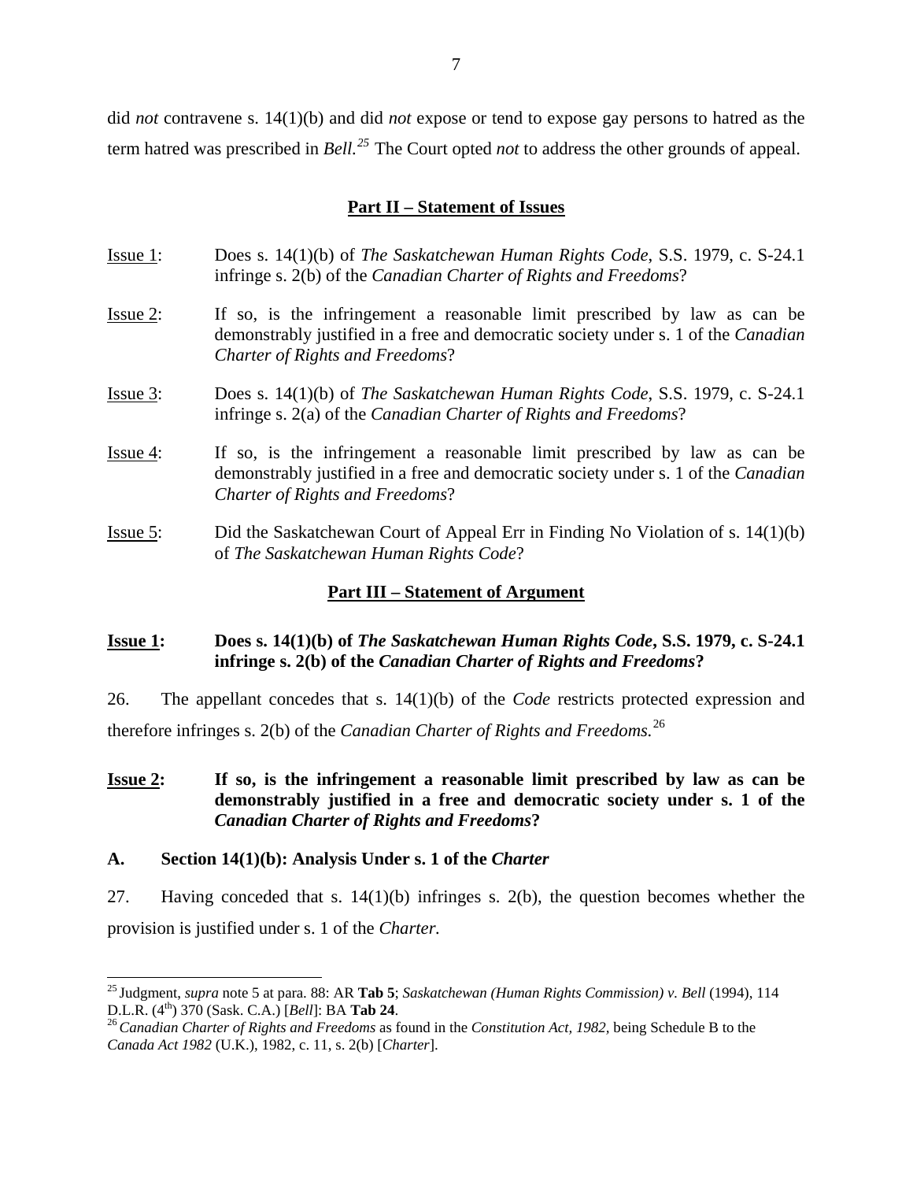did *not* contravene s. 14(1)(b) and did *not* expose or tend to expose gay persons to hatred as the term hatred was prescribed in *Bell*.[25] The Court opted *not* to address the other grounds of appeal.

## Part II – Statement of Issues

Issue 1: Does s. 14(1)(b) of *The Saskatchewan Human Rights Code*, S.S. 1979, c. S-24.1 infringe s. 2(b) of the *Canadian Charter of Rights and Freedoms*?

Issue 2: If so, is the infringement a reasonable limit prescribed by law as can be demonstrably justified in a free and democratic society under s. 1 of the *Canadian Charter of Rights and Freedoms*?

Issue 3: Does s. 14(1)(b) of *The Saskatchewan Human Rights Code*, S.S. 1979, c. S-24.1 infringe s. 2(a) of the *Canadian Charter of Rights and Freedoms*?

Issue 4: If so, is the infringement a reasonable limit prescribed by law as can be demonstrably justified in a free and democratic society under s. 1 of the *Canadian Charter of Rights and Freedoms*?

Issue 5: Did the Saskatchewan Court of Appeal Err in Finding No Violation of s. 14(1)(b) of *The Saskatchewan Human Rights Code*?

## Part III – Statement of Argument

**Issue 1: Does s. 14(1)(b) of *The Saskatchewan Human Rights Code*, S.S. 1979, c. S-24.1 infringe s. 2(b) of the *Canadian Charter of Rights and Freedoms*?**

26. The appellant concedes that s. 14(1)(b) of the *Code* restricts protected expression and therefore infringes s. 2(b) of the *Canadian Charter of Rights and Freedoms.*[26]

**Issue 2: If so, is the infringement a reasonable limit prescribed by law as can be demonstrably justified in a free and democratic society under s. 1 of the *Canadian Charter of Rights and Freedoms*?**

### A. Section 14(1)(b): Analysis Under s. 1 of the *Charter*

27. Having conceded that s. 14(1)(b) infringes s. 2(b), the question becomes whether the provision is justified under s. 1 of the *Charter.*

---

[25] Judgment, *supra* note 5 at para. 88: AR **Tab 5**; *Saskatchewan (Human Rights Commission) v. Bell* (1994), 114 D.L.R. (4th) 370 (Sask. C.A.) [*Bell*]: BA **Tab 24**.

[26] *Canadian Charter of Rights and Freedoms* as found in the *Constitution Act, 1982*, being Schedule B to the *Canada Act 1982* (U.K.), 1982, c. 11, s. 2(b) [*Charter*].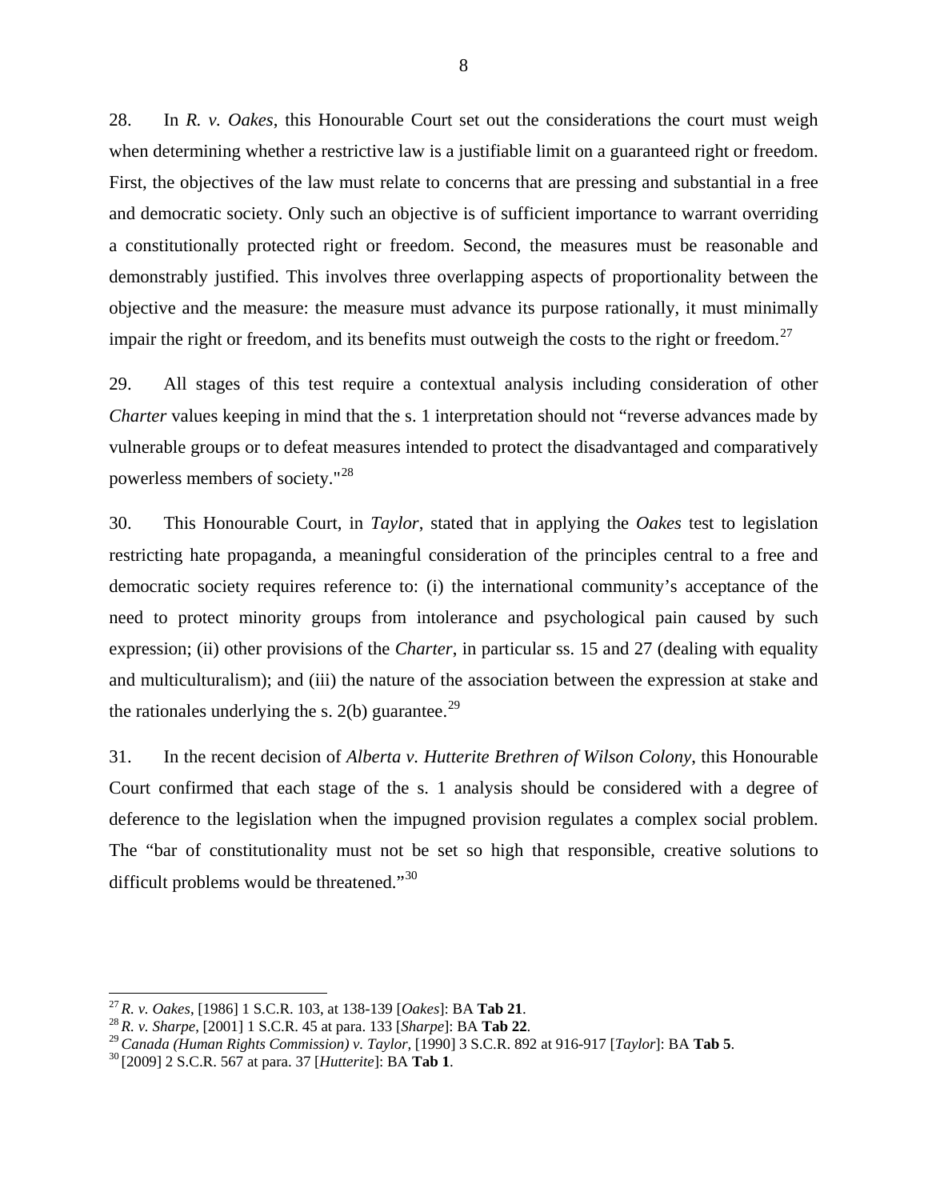28. In *R. v. Oakes*, this Honourable Court set out the considerations the court must weigh when determining whether a restrictive law is a justifiable limit on a guaranteed right or freedom. First, the objectives of the law must relate to concerns that are pressing and substantial in a free and democratic society. Only such an objective is of sufficient importance to warrant overriding a constitutionally protected right or freedom. Second, the measures must be reasonable and demonstrably justified. This involves three overlapping aspects of proportionality between the objective and the measure: the measure must advance its purpose rationally, it must minimally impair the right or freedom, and its benefits must outweigh the costs to the right or freedom.[27]

29. All stages of this test require a contextual analysis including consideration of other *Charter* values keeping in mind that the s. 1 interpretation should not "reverse advances made by vulnerable groups or to defeat measures intended to protect the disadvantaged and comparatively powerless members of society."[28]

30. This Honourable Court, in *Taylor*, stated that in applying the *Oakes* test to legislation restricting hate propaganda, a meaningful consideration of the principles central to a free and democratic society requires reference to: (i) the international community's acceptance of the need to protect minority groups from intolerance and psychological pain caused by such expression; (ii) other provisions of the *Charter*, in particular ss. 15 and 27 (dealing with equality and multiculturalism); and (iii) the nature of the association between the expression at stake and the rationales underlying the s. 2(b) guarantee.[29]

31. In the recent decision of *Alberta v. Hutterite Brethren of Wilson Colony*, this Honourable Court confirmed that each stage of the s. 1 analysis should be considered with a degree of deference to the legislation when the impugned provision regulates a complex social problem. The "bar of constitutionality must not be set so high that responsible, creative solutions to difficult problems would be threatened."[30]

---

[27] *R. v. Oakes*, [1986] 1 S.C.R. 103, at 138-139 [*Oakes*]: BA **Tab 21**.

[28] *R. v. Sharpe*, [2001] 1 S.C.R. 45 at para. 133 [*Sharpe*]: BA **Tab 22**.

[29] *Canada (Human Rights Commission) v. Taylor*, [1990] 3 S.C.R. 892 at 916-917 [*Taylor*]: BA **Tab 5**.

[30] [2009] 2 S.C.R. 567 at para. 37 [*Hutterite*]: BA **Tab 1**.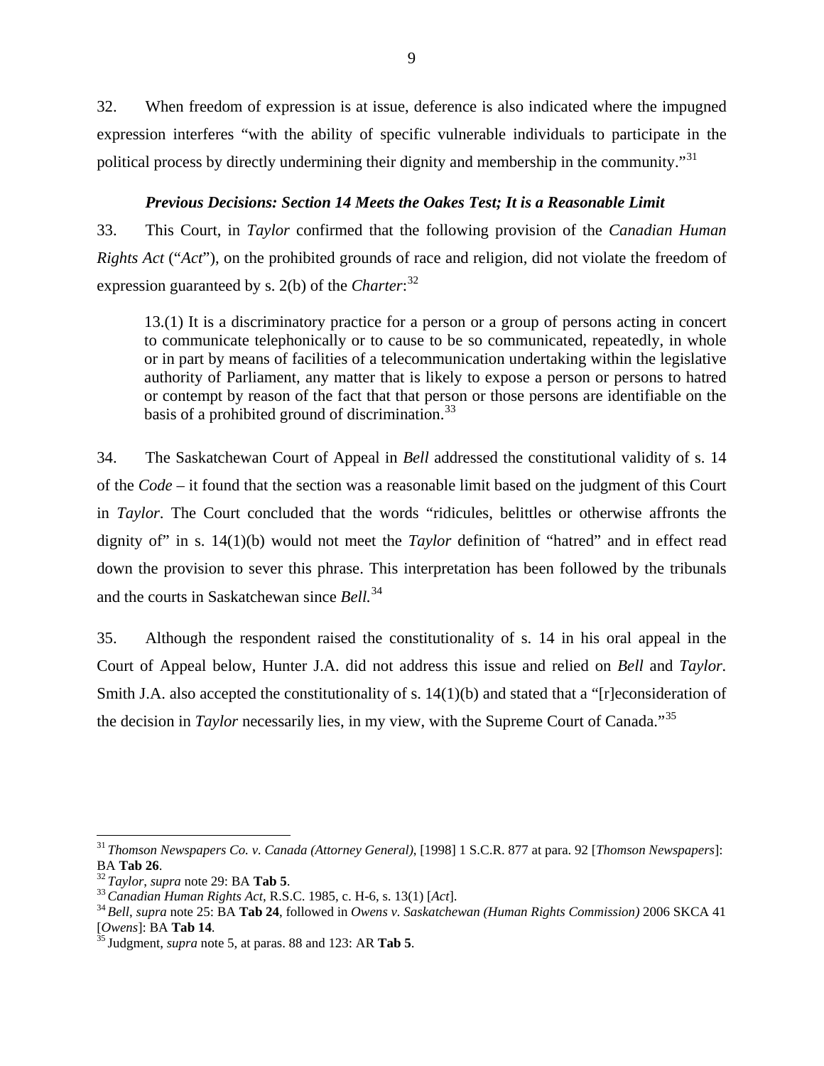32. When freedom of expression is at issue, deference is also indicated where the impugned expression interferes "with the ability of specific vulnerable individuals to participate in the political process by directly undermining their dignity and membership in the community."[31]

### *Previous Decisions: Section 14 Meets the Oakes Test; It is a Reasonable Limit*

33. This Court, in *Taylor* confirmed that the following provision of the *Canadian Human Rights Act* ("*Act*"), on the prohibited grounds of race and religion, did not violate the freedom of expression guaranteed by s. 2(b) of the *Charter*:[32]

> 13.(1) It is a discriminatory practice for a person or a group of persons acting in concert to communicate telephonically or to cause to be so communicated, repeatedly, in whole or in part by means of facilities of a telecommunication undertaking within the legislative authority of Parliament, any matter that is likely to expose a person or persons to hatred or contempt by reason of the fact that that person or those persons are identifiable on the basis of a prohibited ground of discrimination.[33]

34. The Saskatchewan Court of Appeal in *Bell* addressed the constitutional validity of s. 14 of the *Code* – it found that the section was a reasonable limit based on the judgment of this Court in *Taylor*. The Court concluded that the words "ridicules, belittles or otherwise affronts the dignity of" in s. 14(1)(b) would not meet the *Taylor* definition of "hatred" and in effect read down the provision to sever this phrase. This interpretation has been followed by the tribunals and the courts in Saskatchewan since *Bell.*[34]

35. Although the respondent raised the constitutionality of s. 14 in his oral appeal in the Court of Appeal below, Hunter J.A. did not address this issue and relied on *Bell* and *Taylor.* Smith J.A. also accepted the constitutionality of s. 14(1)(b) and stated that a "[r]econsideration of the decision in *Taylor* necessarily lies, in my view, with the Supreme Court of Canada."[35]

---

[31] *Thomson Newspapers Co. v. Canada (Attorney General)*, [1998] 1 S.C.R. 877 at para. 92 [*Thomson Newspapers*]: BA **Tab 26**.

[32] *Taylor*, *supra* note 29: BA **Tab 5**.

[33] *Canadian Human Rights Act*, R.S.C. 1985, c. H-6, s. 13(1) [*Act*].

[34] *Bell*, *supra* note 25: BA **Tab 24**, followed in *Owens v. Saskatchewan (Human Rights Commission)* 2006 SKCA 41 [*Owens*]: BA **Tab 14**.

[35] Judgment, *supra* note 5, at paras. 88 and 123: AR **Tab 5**.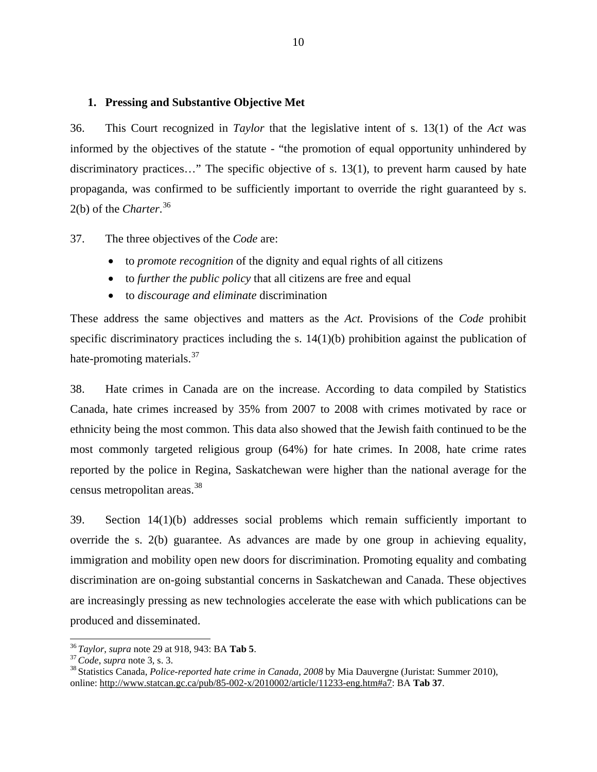### 1. Pressing and Substantive Objective Met

36. This Court recognized in *Taylor* that the legislative intent of s. 13(1) of the *Act* was informed by the objectives of the statute - "the promotion of equal opportunity unhindered by discriminatory practices…" The specific objective of s. 13(1), to prevent harm caused by hate propaganda, was confirmed to be sufficiently important to override the right guaranteed by s. 2(b) of the *Charter*.[36]

37. The three objectives of the *Code* are:

- to *promote recognition* of the dignity and equal rights of all citizens
- to *further the public policy* that all citizens are free and equal
- to *discourage and eliminate* discrimination

These address the same objectives and matters as the *Act.* Provisions of the *Code* prohibit specific discriminatory practices including the s. 14(1)(b) prohibition against the publication of hate-promoting materials.[37]

38. Hate crimes in Canada are on the increase. According to data compiled by Statistics Canada, hate crimes increased by 35% from 2007 to 2008 with crimes motivated by race or ethnicity being the most common. This data also showed that the Jewish faith continued to be the most commonly targeted religious group (64%) for hate crimes. In 2008, hate crime rates reported by the police in Regina, Saskatchewan were higher than the national average for the census metropolitan areas.[38]

39. Section 14(1)(b) addresses social problems which remain sufficiently important to override the s. 2(b) guarantee. As advances are made by one group in achieving equality, immigration and mobility open new doors for discrimination. Promoting equality and combating discrimination are on-going substantial concerns in Saskatchewan and Canada. These objectives are increasingly pressing as new technologies accelerate the ease with which publications can be produced and disseminated.

---

[36] *Taylor*, *supra* note 29 at 918, 943: BA **Tab 5**.

[37] *Code*, *supra* note 3, s. 3.

[38] Statistics Canada, *Police-reported hate crime in Canada, 2008* by Mia Dauvergne (Juristat: Summer 2010), online: http://www.statcan.gc.ca/pub/85-002-x/2010002/article/11233-eng.htm#a7: BA **Tab 37**.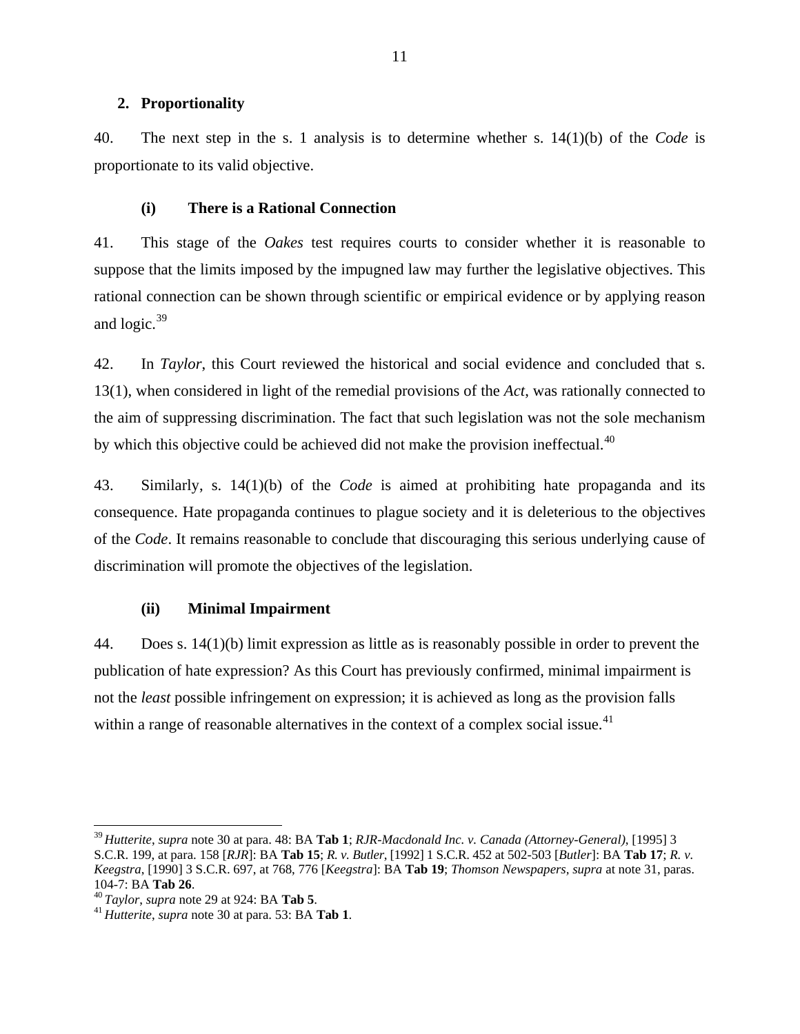### 2. Proportionality

40. The next step in the s. 1 analysis is to determine whether s. 14(1)(b) of the *Code* is proportionate to its valid objective.

#### (i) There is a Rational Connection

41. This stage of the *Oakes* test requires courts to consider whether it is reasonable to suppose that the limits imposed by the impugned law may further the legislative objectives. This rational connection can be shown through scientific or empirical evidence or by applying reason and logic.[39]

42. In *Taylor*, this Court reviewed the historical and social evidence and concluded that s. 13(1), when considered in light of the remedial provisions of the *Act*, was rationally connected to the aim of suppressing discrimination. The fact that such legislation was not the sole mechanism by which this objective could be achieved did not make the provision ineffectual.[40]

43. Similarly, s. 14(1)(b) of the *Code* is aimed at prohibiting hate propaganda and its consequence. Hate propaganda continues to plague society and it is deleterious to the objectives of the *Code*. It remains reasonable to conclude that discouraging this serious underlying cause of discrimination will promote the objectives of the legislation.

#### (ii) Minimal Impairment

44. Does s. 14(1)(b) limit expression as little as is reasonably possible in order to prevent the publication of hate expression? As this Court has previously confirmed, minimal impairment is not the *least* possible infringement on expression; it is achieved as long as the provision falls within a range of reasonable alternatives in the context of a complex social issue.[41]

---

[39] *Hutterite*, *supra* note 30 at para. 48: BA **Tab 1**; *RJR-Macdonald Inc. v. Canada (Attorney-General)*, [1995] 3 S.C.R. 199, at para. 158 [*RJR*]: BA **Tab 15**; *R. v. Butler*, [1992] 1 S.C.R. 452 at 502-503 [*Butler*]: BA **Tab 17**; *R. v. Keegstra*, [1990] 3 S.C.R. 697, at 768, 776 [*Keegstra*]: BA **Tab 19**; *Thomson Newspapers*, *supra* at note 31, paras. 104-7: BA **Tab 26**.

[40] *Taylor*, *supra* note 29 at 924: BA **Tab 5**.

[41] *Hutterite*, *supra* note 30 at para. 53: BA **Tab 1**.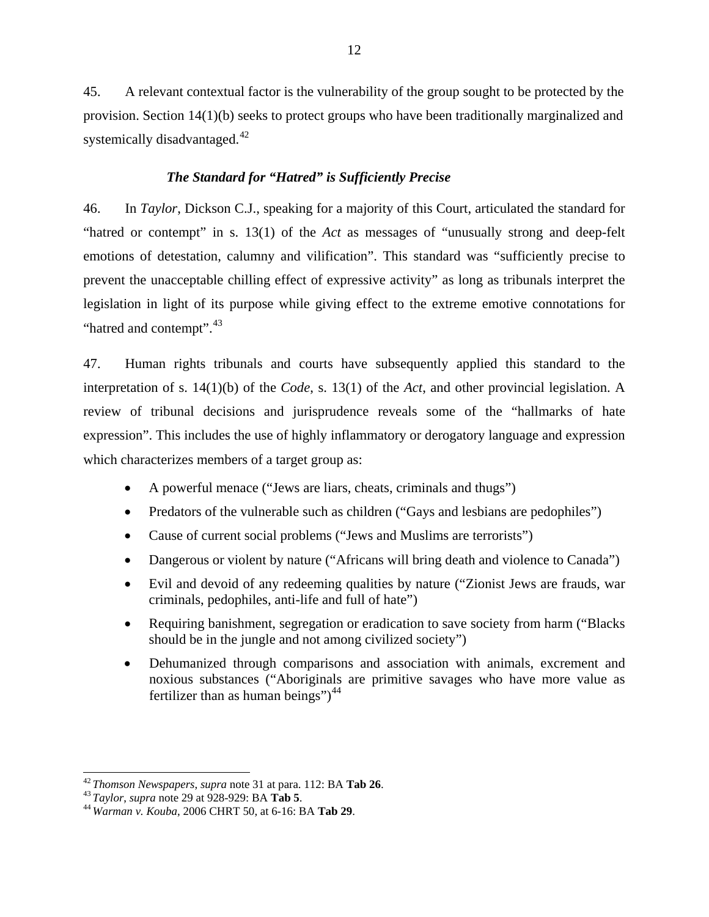45. A relevant contextual factor is the vulnerability of the group sought to be protected by the provision. Section 14(1)(b) seeks to protect groups who have been traditionally marginalized and systemically disadvantaged.[42]

### *The Standard for "Hatred" is Sufficiently Precise*

46. In *Taylor*, Dickson C.J., speaking for a majority of this Court, articulated the standard for "hatred or contempt" in s. 13(1) of the *Act* as messages of "unusually strong and deep-felt emotions of detestation, calumny and vilification". This standard was "sufficiently precise to prevent the unacceptable chilling effect of expressive activity" as long as tribunals interpret the legislation in light of its purpose while giving effect to the extreme emotive connotations for "hatred and contempt".[43]

47. Human rights tribunals and courts have subsequently applied this standard to the interpretation of s. 14(1)(b) of the *Code*, s. 13(1) of the *Act*, and other provincial legislation. A review of tribunal decisions and jurisprudence reveals some of the "hallmarks of hate expression". This includes the use of highly inflammatory or derogatory language and expression which characterizes members of a target group as:

- A powerful menace ("Jews are liars, cheats, criminals and thugs")
- Predators of the vulnerable such as children ("Gays and lesbians are pedophiles")
- Cause of current social problems ("Jews and Muslims are terrorists")
- Dangerous or violent by nature ("Africans will bring death and violence to Canada")
- Evil and devoid of any redeeming qualities by nature ("Zionist Jews are frauds, war criminals, pedophiles, anti-life and full of hate")
- Requiring banishment, segregation or eradication to save society from harm ("Blacks should be in the jungle and not among civilized society")
- Dehumanized through comparisons and association with animals, excrement and noxious substances ("Aboriginals are primitive savages who have more value as fertilizer than as human beings")[44]

---

[42] *Thomson Newspapers*, *supra* note 31 at para. 112: BA **Tab 26**.
[43] *Taylor*, *supra* note 29 at 928-929: BA **Tab 5**.
[44] *Warman v. Kouba*, 2006 CHRT 50, at 6-16: BA **Tab 29**.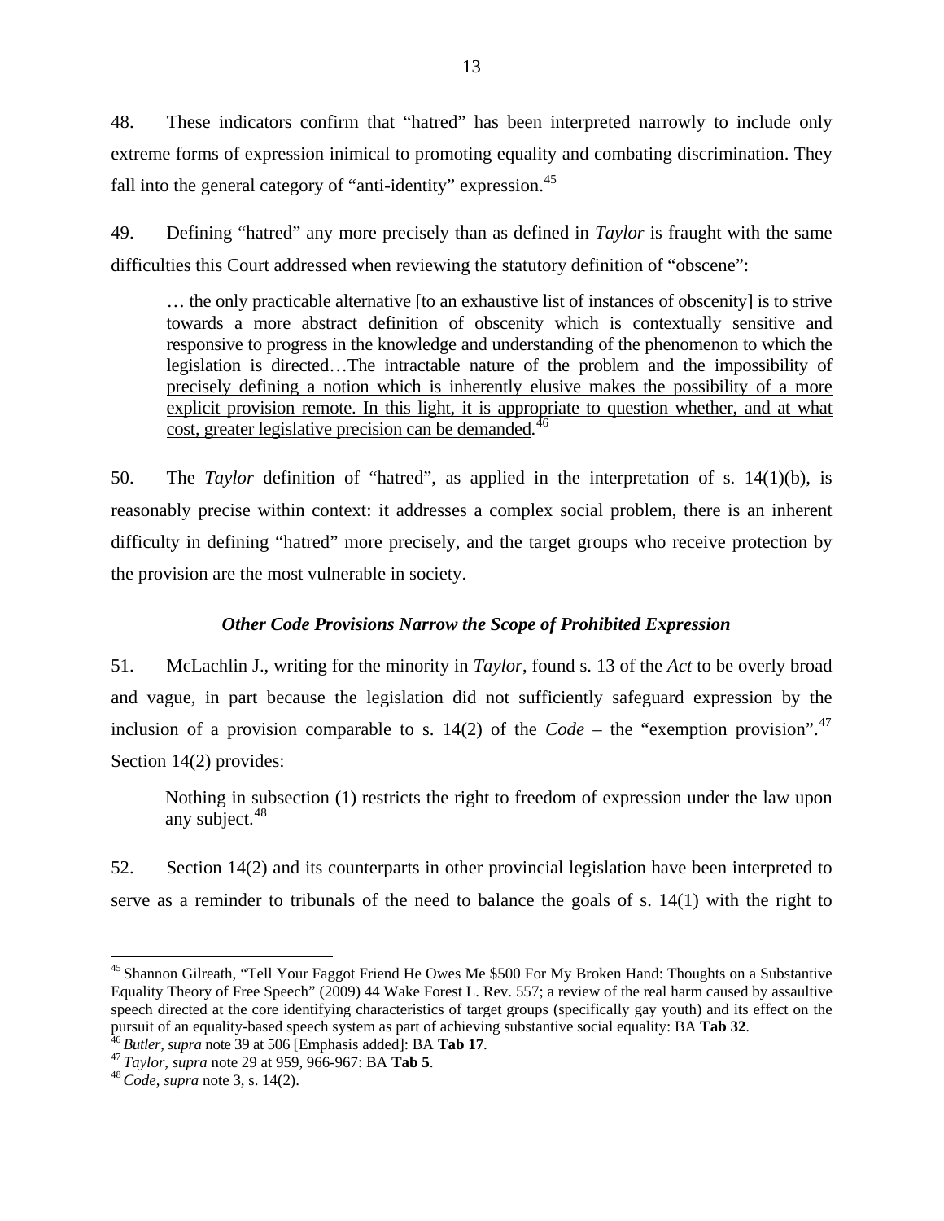48. These indicators confirm that "hatred" has been interpreted narrowly to include only extreme forms of expression inimical to promoting equality and combating discrimination. They fall into the general category of "anti-identity" expression.[45]

49. Defining "hatred" any more precisely than as defined in *Taylor* is fraught with the same difficulties this Court addressed when reviewing the statutory definition of "obscene":

> … the only practicable alternative [to an exhaustive list of instances of obscenity] is to strive towards a more abstract definition of obscenity which is contextually sensitive and responsive to progress in the knowledge and understanding of the phenomenon to which the legislation is directed…<u>The intractable nature of the problem and the impossibility of precisely defining a notion which is inherently elusive makes the possibility of a more explicit provision remote. In this light, it is appropriate to question whether, and at what cost, greater legislative precision can be demanded</u>.[46]

50. The *Taylor* definition of "hatred", as applied in the interpretation of s. 14(1)(b), is reasonably precise within context: it addresses a complex social problem, there is an inherent difficulty in defining "hatred" more precisely, and the target groups who receive protection by the provision are the most vulnerable in society.

### *Other Code Provisions Narrow the Scope of Prohibited Expression*

51. McLachlin J., writing for the minority in *Taylor*, found s. 13 of the *Act* to be overly broad and vague, in part because the legislation did not sufficiently safeguard expression by the inclusion of a provision comparable to s. 14(2) of the *Code* – the "exemption provision".[47] Section 14(2) provides:

> Nothing in subsection (1) restricts the right to freedom of expression under the law upon any subject.[48]

52. Section 14(2) and its counterparts in other provincial legislation have been interpreted to serve as a reminder to tribunals of the need to balance the goals of s. 14(1) with the right to

---

[45] Shannon Gilreath, "Tell Your Faggot Friend He Owes Me $500 For My Broken Hand: Thoughts on a Substantive Equality Theory of Free Speech" (2009) 44 Wake Forest L. Rev. 557; a review of the real harm caused by assaultive speech directed at the core identifying characteristics of target groups (specifically gay youth) and its effect on the pursuit of an equality-based speech system as part of achieving substantive social equality: BA **Tab 32**.

[46] *Butler*, *supra* note 39 at 506 [Emphasis added]: BA **Tab 17**.

[47] *Taylor*, *supra* note 29 at 959, 966-967: BA **Tab 5**.

[48] *Code*, *supra* note 3, s. 14(2).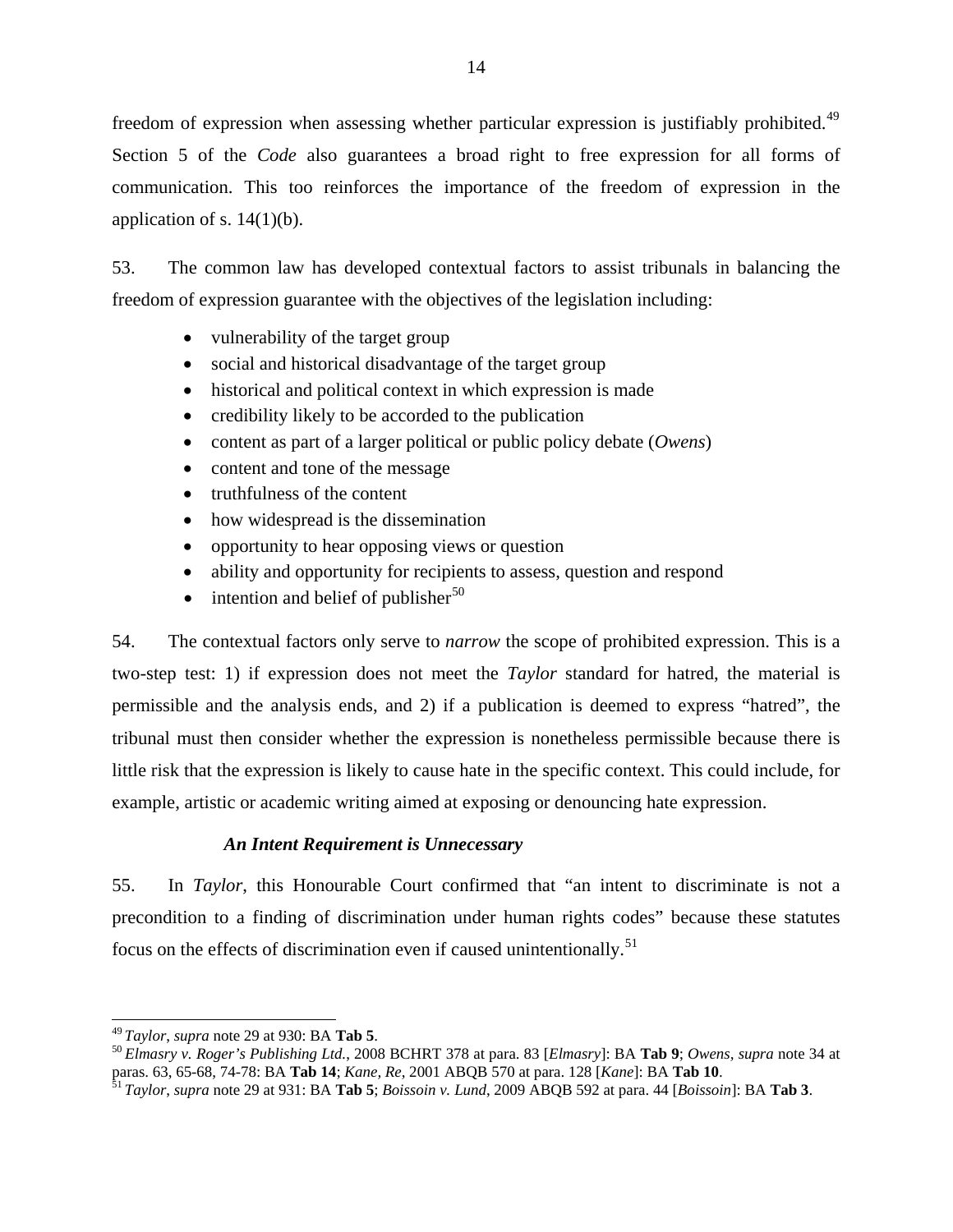freedom of expression when assessing whether particular expression is justifiably prohibited.[49] Section 5 of the *Code* also guarantees a broad right to free expression for all forms of communication. This too reinforces the importance of the freedom of expression in the application of s. 14(1)(b).

53. The common law has developed contextual factors to assist tribunals in balancing the freedom of expression guarantee with the objectives of the legislation including:

- vulnerability of the target group
- social and historical disadvantage of the target group
- historical and political context in which expression is made
- credibility likely to be accorded to the publication
- content as part of a larger political or public policy debate (*Owens*)
- content and tone of the message
- truthfulness of the content
- how widespread is the dissemination
- opportunity to hear opposing views or question
- ability and opportunity for recipients to assess, question and respond
- intention and belief of publisher[50]

54. The contextual factors only serve to *narrow* the scope of prohibited expression. This is a two-step test: 1) if expression does not meet the *Taylor* standard for hatred, the material is permissible and the analysis ends, and 2) if a publication is deemed to express "hatred", the tribunal must then consider whether the expression is nonetheless permissible because there is little risk that the expression is likely to cause hate in the specific context. This could include, for example, artistic or academic writing aimed at exposing or denouncing hate expression.

### *An Intent Requirement is Unnecessary*

55. In *Taylor*, this Honourable Court confirmed that "an intent to discriminate is not a precondition to a finding of discrimination under human rights codes" because these statutes focus on the effects of discrimination even if caused unintentionally.[51]

---

[49] *Taylor*, *supra* note 29 at 930: BA **Tab 5**.

[50] *Elmasry v. Roger's Publishing Ltd.*, 2008 BCHRT 378 at para. 83 [*Elmasry*]: BA **Tab 9**; *Owens*, *supra* note 34 at paras. 63, 65-68, 74-78: BA **Tab 14**; *Kane, Re*, 2001 ABQB 570 at para. 128 [*Kane*]: BA **Tab 10**.

[51] *Taylor*, *supra* note 29 at 931: BA **Tab 5**; *Boissoin v. Lund*, 2009 ABQB 592 at para. 44 [*Boissoin*]: BA **Tab 3**.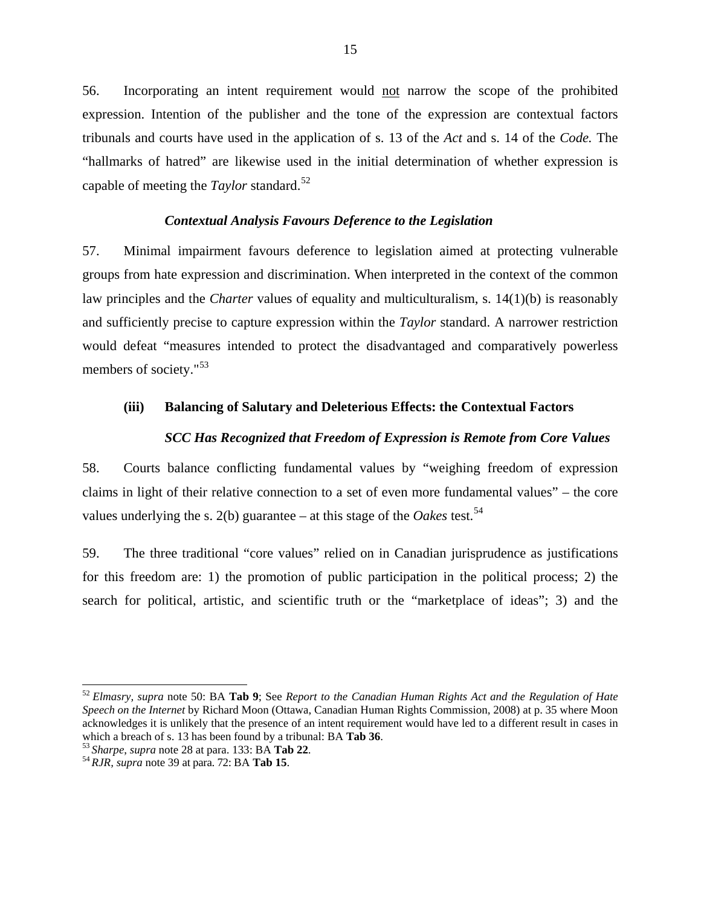56. Incorporating an intent requirement would <u>not</u> narrow the scope of the prohibited expression. Intention of the publisher and the tone of the expression are contextual factors tribunals and courts have used in the application of s. 13 of the *Act* and s. 14 of the *Code.* The "hallmarks of hatred" are likewise used in the initial determination of whether expression is capable of meeting the *Taylor* standard.[52]

### *Contextual Analysis Favours Deference to the Legislation*

57. Minimal impairment favours deference to legislation aimed at protecting vulnerable groups from hate expression and discrimination. When interpreted in the context of the common law principles and the *Charter* values of equality and multiculturalism, s. 14(1)(b) is reasonably and sufficiently precise to capture expression within the *Taylor* standard. A narrower restriction would defeat "measures intended to protect the disadvantaged and comparatively powerless members of society."[53]

### (iii) Balancing of Salutary and Deleterious Effects: the Contextual Factors

### *SCC Has Recognized that Freedom of Expression is Remote from Core Values*

58. Courts balance conflicting fundamental values by "weighing freedom of expression claims in light of their relative connection to a set of even more fundamental values" – the core values underlying the s. 2(b) guarantee – at this stage of the *Oakes* test.[54]

59. The three traditional "core values" relied on in Canadian jurisprudence as justifications for this freedom are: 1) the promotion of public participation in the political process; 2) the search for political, artistic, and scientific truth or the "marketplace of ideas"; 3) and the

---

[52] *Elmasry, supra* note 50: BA **Tab 9**; See *Report to the Canadian Human Rights Act and the Regulation of Hate Speech on the Internet* by Richard Moon (Ottawa, Canadian Human Rights Commission, 2008) at p. 35 where Moon acknowledges it is unlikely that the presence of an intent requirement would have led to a different result in cases in which a breach of s. 13 has been found by a tribunal: BA **Tab 36**.

[53] *Sharpe*, *supra* note 28 at para. 133: BA **Tab 22**.

[54] *RJR, supra* note 39 at para. 72: BA **Tab 15**.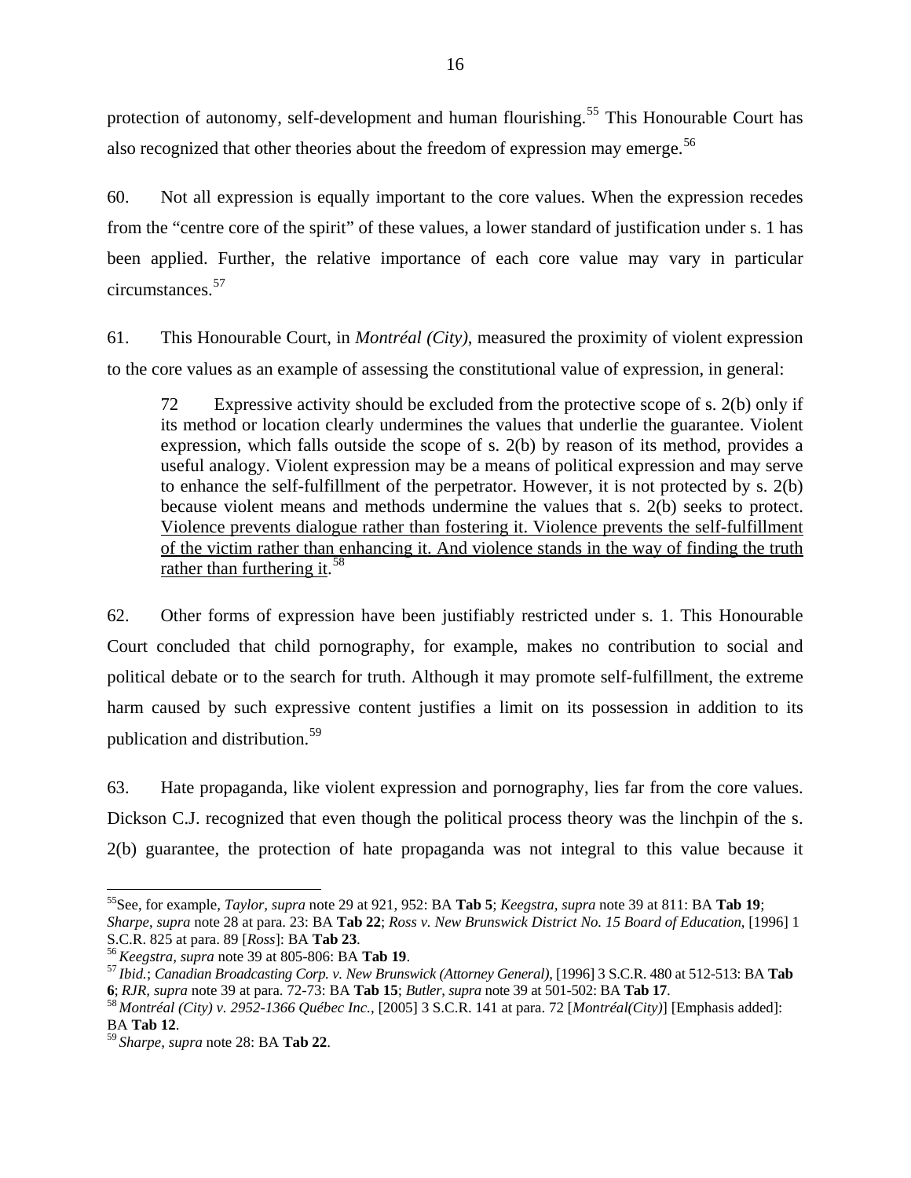protection of autonomy, self-development and human flourishing.[55] This Honourable Court has also recognized that other theories about the freedom of expression may emerge.[56]

60. Not all expression is equally important to the core values. When the expression recedes from the "centre core of the spirit" of these values, a lower standard of justification under s. 1 has been applied. Further, the relative importance of each core value may vary in particular circumstances.[57]

61. This Honourable Court, in *Montréal (City)*, measured the proximity of violent expression to the core values as an example of assessing the constitutional value of expression, in general:

> 72 Expressive activity should be excluded from the protective scope of s. 2(b) only if its method or location clearly undermines the values that underlie the guarantee. Violent expression, which falls outside the scope of s. 2(b) by reason of its method, provides a useful analogy. Violent expression may be a means of political expression and may serve to enhance the self-fulfillment of the perpetrator. However, it is not protected by s. 2(b) because violent means and methods undermine the values that s. 2(b) seeks to protect. <u>Violence prevents dialogue rather than fostering it. Violence prevents the self-fulfillment of the victim rather than enhancing it. And violence stands in the way of finding the truth rather than furthering it</u>.[58]

62. Other forms of expression have been justifiably restricted under s. 1. This Honourable Court concluded that child pornography, for example, makes no contribution to social and political debate or to the search for truth. Although it may promote self-fulfillment, the extreme harm caused by such expressive content justifies a limit on its possession in addition to its publication and distribution.[59]

63. Hate propaganda, like violent expression and pornography, lies far from the core values. Dickson C.J. recognized that even though the political process theory was the linchpin of the s. 2(b) guarantee, the protection of hate propaganda was not integral to this value because it

---

[55] See, for example, *Taylor, supra* note 29 at 921, 952: BA **Tab 5**; *Keegstra, supra* note 39 at 811: BA **Tab 19**; *Sharpe, supra* note 28 at para. 23: BA **Tab 22**; *Ross v. New Brunswick District No. 15 Board of Education*, [1996] 1 S.C.R. 825 at para. 89 [*Ross*]: BA **Tab 23**.

[56] *Keegstra, supra* note 39 at 805-806: BA **Tab 19**.

[57] *Ibid.*; *Canadian Broadcasting Corp. v. New Brunswick (Attorney General)*, [1996] 3 S.C.R. 480 at 512-513: BA **Tab 6**; *RJR, supra* note 39 at para. 72-73: BA **Tab 15**; *Butler, supra* note 39 at 501-502: BA **Tab 17**.

[58] *Montréal (City) v. 2952-1366 Québec Inc.*, [2005] 3 S.C.R. 141 at para. 72 [*Montréal(City)*] [Emphasis added]: BA **Tab 12**.

[59] *Sharpe, supra* note 28: BA **Tab 22**.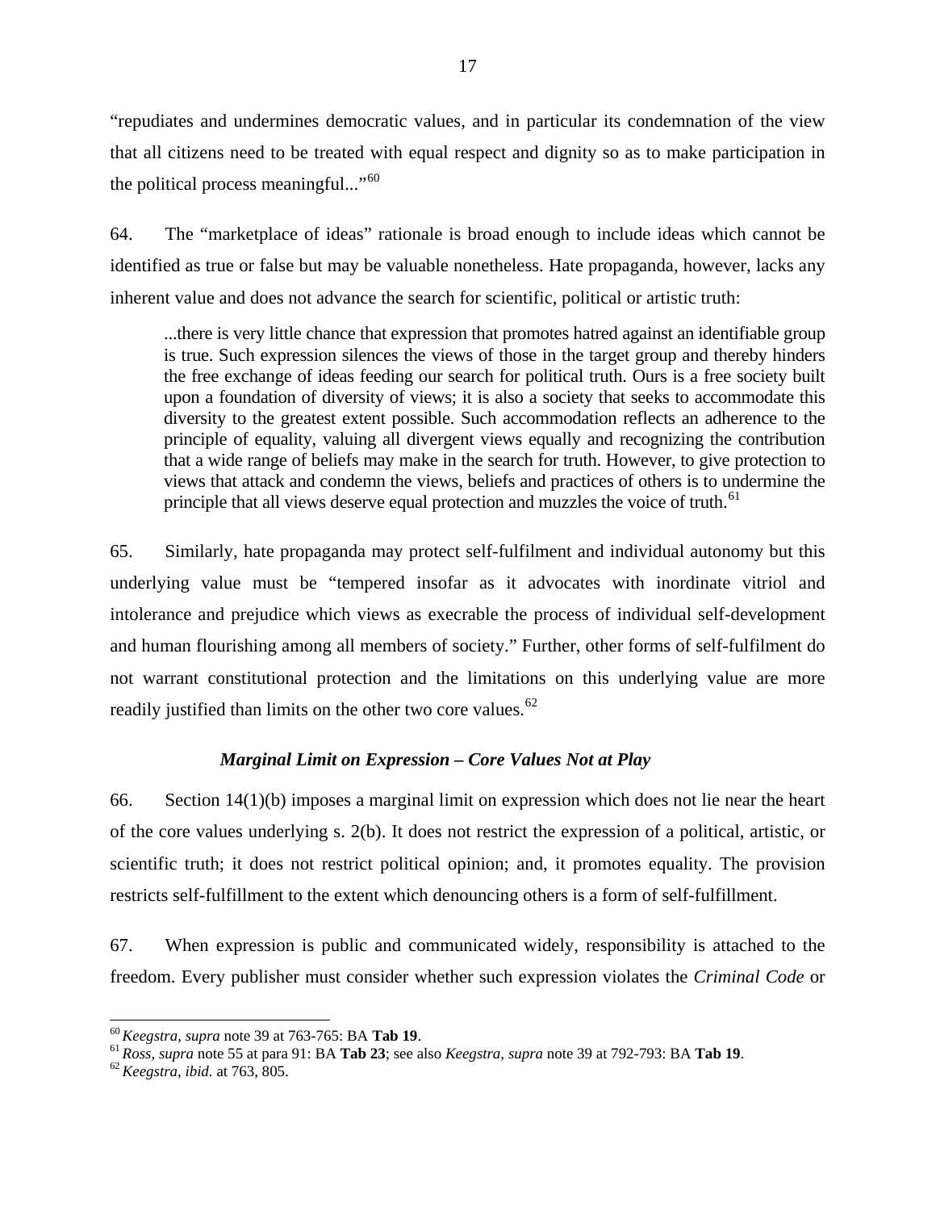"repudiates and undermines democratic values, and in particular its condemnation of the view that all citizens need to be treated with equal respect and dignity so as to make participation in the political process meaningful..."[60]

64. The "marketplace of ideas" rationale is broad enough to include ideas which cannot be identified as true or false but may be valuable nonetheless. Hate propaganda, however, lacks any inherent value and does not advance the search for scientific, political or artistic truth:

> ...there is very little chance that expression that promotes hatred against an identifiable group is true. Such expression silences the views of those in the target group and thereby hinders the free exchange of ideas feeding our search for political truth. Ours is a free society built upon a foundation of diversity of views; it is also a society that seeks to accommodate this diversity to the greatest extent possible. Such accommodation reflects an adherence to the principle of equality, valuing all divergent views equally and recognizing the contribution that a wide range of beliefs may make in the search for truth. However, to give protection to views that attack and condemn the views, beliefs and practices of others is to undermine the principle that all views deserve equal protection and muzzles the voice of truth.[61]

65. Similarly, hate propaganda may protect self-fulfilment and individual autonomy but this underlying value must be "tempered insofar as it advocates with inordinate vitriol and intolerance and prejudice which views as execrable the process of individual self-development and human flourishing among all members of society." Further, other forms of self-fulfilment do not warrant constitutional protection and the limitations on this underlying value are more readily justified than limits on the other two core values.[62]

### *Marginal Limit on Expression – Core Values Not at Play*

66. Section 14(1)(b) imposes a marginal limit on expression which does not lie near the heart of the core values underlying s. 2(b). It does not restrict the expression of a political, artistic, or scientific truth; it does not restrict political opinion; and, it promotes equality. The provision restricts self-fulfillment to the extent which denouncing others is a form of self-fulfillment.

67. When expression is public and communicated widely, responsibility is attached to the freedom. Every publisher must consider whether such expression violates the *Criminal Code* or

---

[60] *Keegstra, supra* note 39 at 763-765: BA **Tab 19**.

[61] *Ross, supra* note 55 at para 91: BA **Tab 23**; see also *Keegstra, supra* note 39 at 792-793: BA **Tab 19**.

[62] *Keegstra, ibid.* at 763, 805.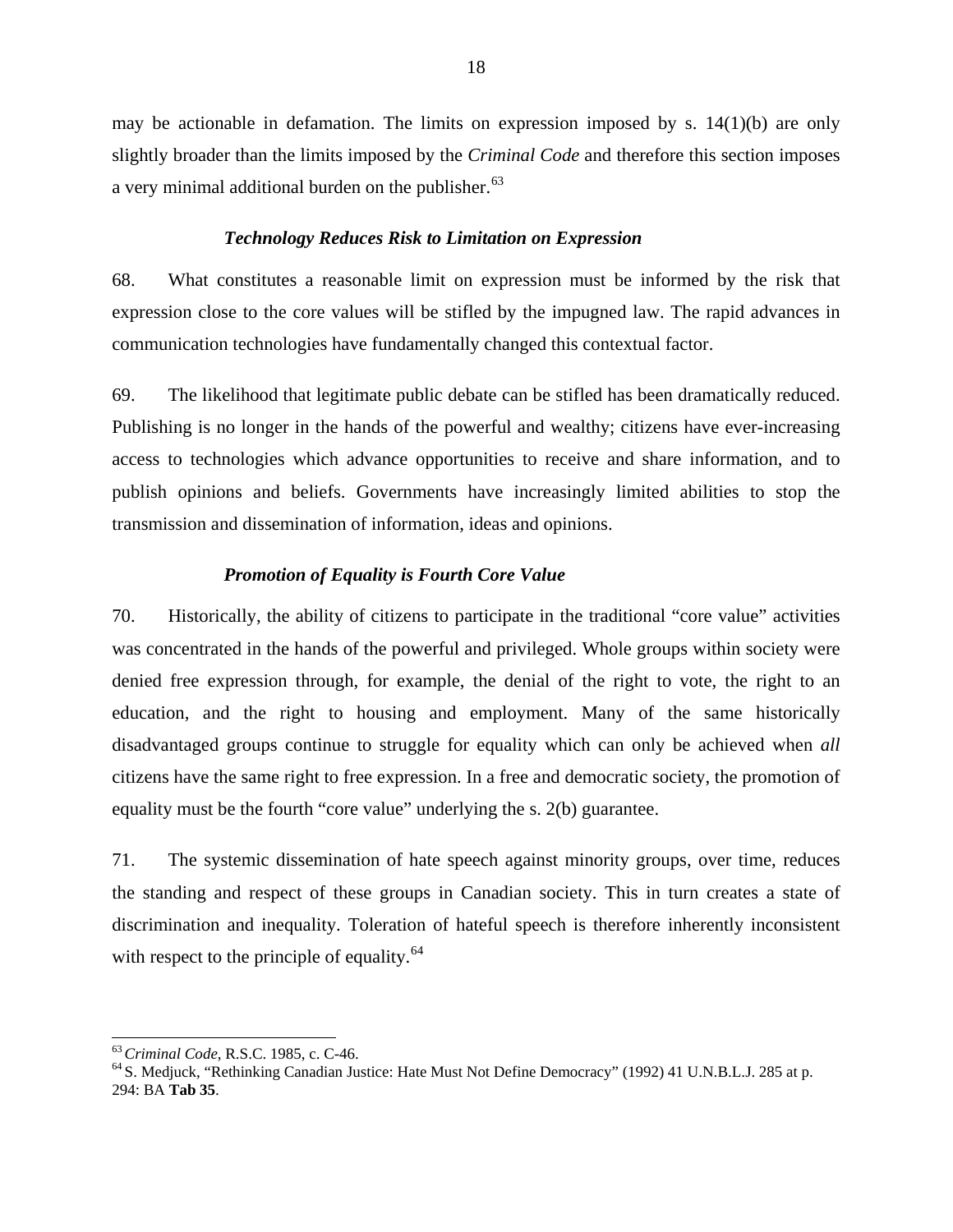may be actionable in defamation. The limits on expression imposed by s. 14(1)(b) are only slightly broader than the limits imposed by the *Criminal Code* and therefore this section imposes a very minimal additional burden on the publisher.[63]

### *Technology Reduces Risk to Limitation on Expression*

68. What constitutes a reasonable limit on expression must be informed by the risk that expression close to the core values will be stifled by the impugned law. The rapid advances in communication technologies have fundamentally changed this contextual factor.

69. The likelihood that legitimate public debate can be stifled has been dramatically reduced. Publishing is no longer in the hands of the powerful and wealthy; citizens have ever-increasing access to technologies which advance opportunities to receive and share information, and to publish opinions and beliefs. Governments have increasingly limited abilities to stop the transmission and dissemination of information, ideas and opinions.

### *Promotion of Equality is Fourth Core Value*

70. Historically, the ability of citizens to participate in the traditional "core value" activities was concentrated in the hands of the powerful and privileged. Whole groups within society were denied free expression through, for example, the denial of the right to vote, the right to an education, and the right to housing and employment. Many of the same historically disadvantaged groups continue to struggle for equality which can only be achieved when *all* citizens have the same right to free expression. In a free and democratic society, the promotion of equality must be the fourth "core value" underlying the s. 2(b) guarantee.

71. The systemic dissemination of hate speech against minority groups, over time, reduces the standing and respect of these groups in Canadian society. This in turn creates a state of discrimination and inequality. Toleration of hateful speech is therefore inherently inconsistent with respect to the principle of equality.[64]

---

[63] *Criminal Code*, R.S.C. 1985, c. C-46.

[64] S. Medjuck, "Rethinking Canadian Justice: Hate Must Not Define Democracy" (1992) 41 U.N.B.L.J. 285 at p. 294: BA **Tab 35**.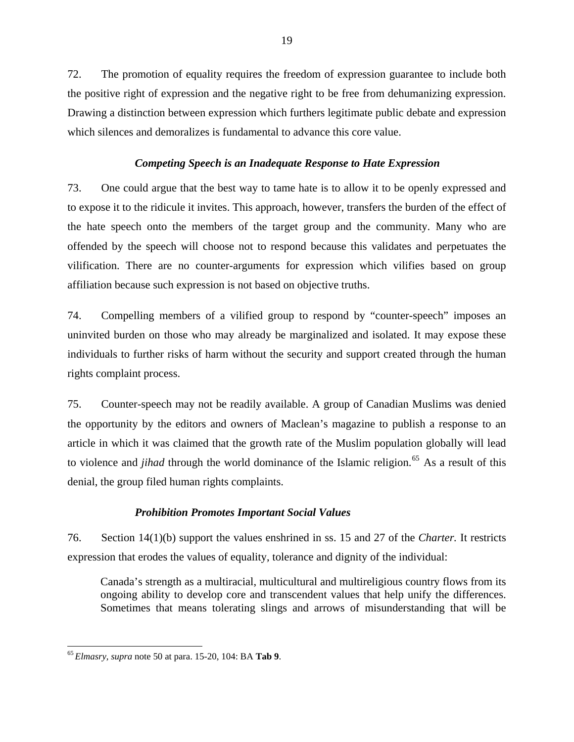72. The promotion of equality requires the freedom of expression guarantee to include both the positive right of expression and the negative right to be free from dehumanizing expression. Drawing a distinction between expression which furthers legitimate public debate and expression which silences and demoralizes is fundamental to advance this core value.

### *Competing Speech is an Inadequate Response to Hate Expression*

73. One could argue that the best way to tame hate is to allow it to be openly expressed and to expose it to the ridicule it invites. This approach, however, transfers the burden of the effect of the hate speech onto the members of the target group and the community. Many who are offended by the speech will choose not to respond because this validates and perpetuates the vilification. There are no counter-arguments for expression which vilifies based on group affiliation because such expression is not based on objective truths.

74. Compelling members of a vilified group to respond by "counter-speech" imposes an uninvited burden on those who may already be marginalized and isolated. It may expose these individuals to further risks of harm without the security and support created through the human rights complaint process.

75. Counter-speech may not be readily available. A group of Canadian Muslims was denied the opportunity by the editors and owners of Maclean's magazine to publish a response to an article in which it was claimed that the growth rate of the Muslim population globally will lead to violence and *jihad* through the world dominance of the Islamic religion.[65] As a result of this denial, the group filed human rights complaints.

### *Prohibition Promotes Important Social Values*

76. Section 14(1)(b) support the values enshrined in ss. 15 and 27 of the *Charter.* It restricts expression that erodes the values of equality, tolerance and dignity of the individual:

> Canada's strength as a multiracial, multicultural and multireligious country flows from its ongoing ability to develop core and transcendent values that help unify the differences. Sometimes that means tolerating slings and arrows of misunderstanding that will be

---

[65] *Elmasry, supra* note 50 at para. 15-20, 104: BA **Tab 9**.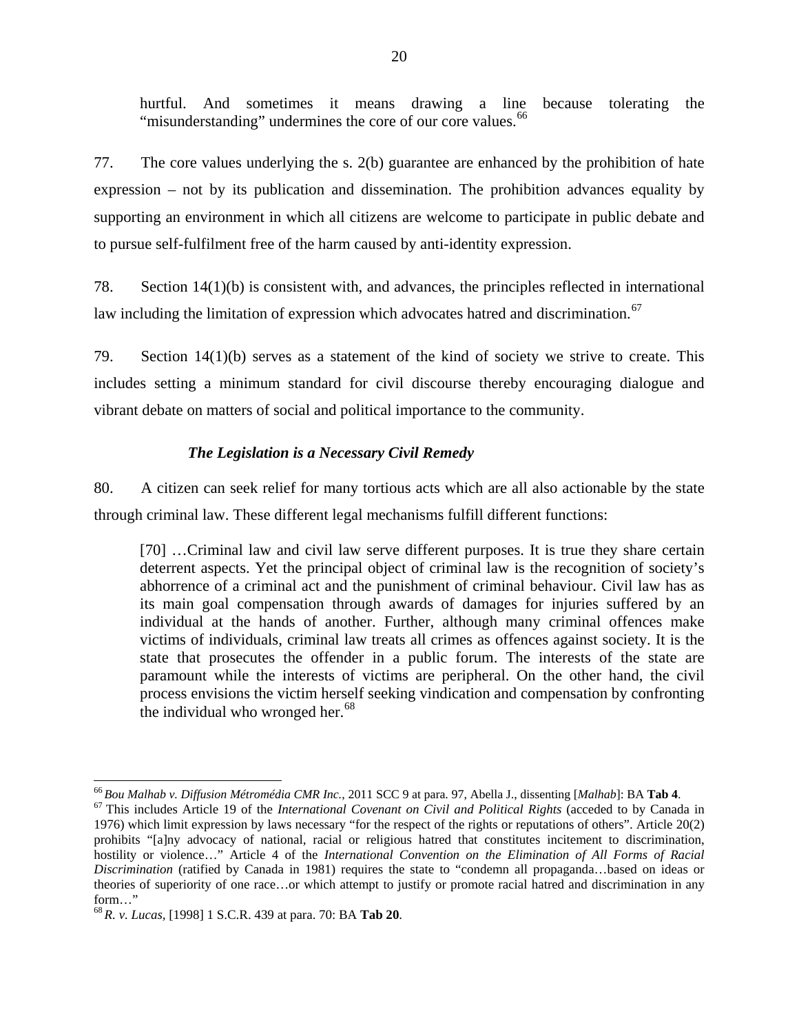hurtful. And sometimes it means drawing a line because tolerating the "misunderstanding" undermines the core of our core values.[66]

77. The core values underlying the s. 2(b) guarantee are enhanced by the prohibition of hate expression – not by its publication and dissemination. The prohibition advances equality by supporting an environment in which all citizens are welcome to participate in public debate and to pursue self-fulfilment free of the harm caused by anti-identity expression.

78. Section 14(1)(b) is consistent with, and advances, the principles reflected in international law including the limitation of expression which advocates hatred and discrimination.[67]

79. Section 14(1)(b) serves as a statement of the kind of society we strive to create. This includes setting a minimum standard for civil discourse thereby encouraging dialogue and vibrant debate on matters of social and political importance to the community.

### *The Legislation is a Necessary Civil Remedy*

80. A citizen can seek relief for many tortious acts which are all also actionable by the state through criminal law. These different legal mechanisms fulfill different functions:

> [70] …Criminal law and civil law serve different purposes. It is true they share certain deterrent aspects. Yet the principal object of criminal law is the recognition of society's abhorrence of a criminal act and the punishment of criminal behaviour. Civil law has as its main goal compensation through awards of damages for injuries suffered by an individual at the hands of another. Further, although many criminal offences make victims of individuals, criminal law treats all crimes as offences against society. It is the state that prosecutes the offender in a public forum. The interests of the state are paramount while the interests of victims are peripheral. On the other hand, the civil process envisions the victim herself seeking vindication and compensation by confronting the individual who wronged her.[68]

---

[66] *Bou Malhab v. Diffusion Métromédia CMR Inc.*, 2011 SCC 9 at para. 97, Abella J., dissenting [*Malhab*]: BA **Tab 4**.

[67] This includes Article 19 of the *International Covenant on Civil and Political Rights* (acceded to by Canada in 1976) which limit expression by laws necessary "for the respect of the rights or reputations of others". Article 20(2) prohibits "[a]ny advocacy of national, racial or religious hatred that constitutes incitement to discrimination, hostility or violence…" Article 4 of the *International Convention on the Elimination of All Forms of Racial Discrimination* (ratified by Canada in 1981) requires the state to "condemn all propaganda…based on ideas or theories of superiority of one race…or which attempt to justify or promote racial hatred and discrimination in any form…"

[68] *R. v. Lucas*, [1998] 1 S.C.R. 439 at para. 70: BA **Tab 20**.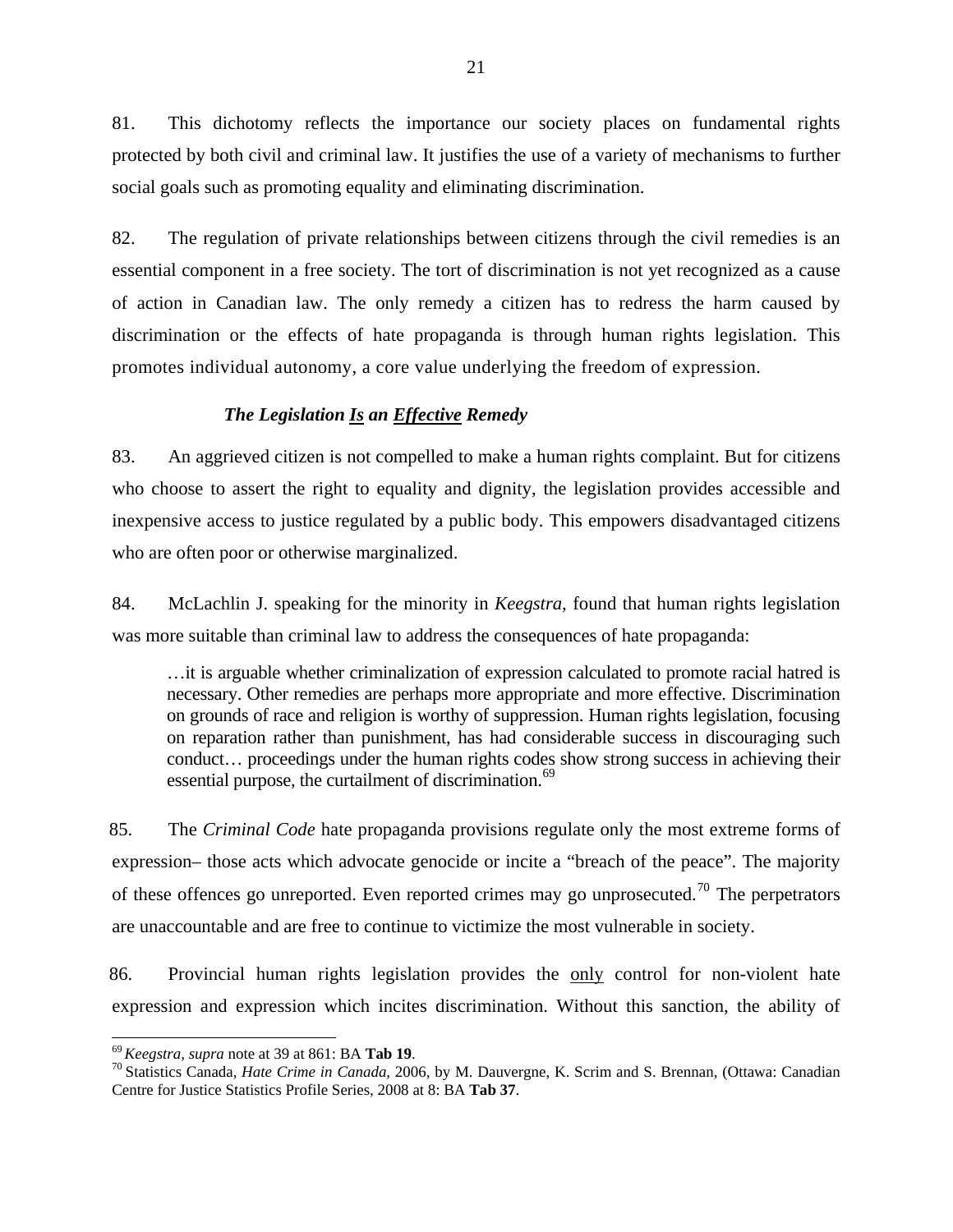81. This dichotomy reflects the importance our society places on fundamental rights protected by both civil and criminal law. It justifies the use of a variety of mechanisms to further social goals such as promoting equality and eliminating discrimination.

82. The regulation of private relationships between citizens through the civil remedies is an essential component in a free society. The tort of discrimination is not yet recognized as a cause of action in Canadian law. The only remedy a citizen has to redress the harm caused by discrimination or the effects of hate propaganda is through human rights legislation. This promotes individual autonomy, a core value underlying the freedom of expression.

***The Legislation <u>Is</u> an <u>Effective</u> Remedy***

83. An aggrieved citizen is not compelled to make a human rights complaint. But for citizens who choose to assert the right to equality and dignity, the legislation provides accessible and inexpensive access to justice regulated by a public body. This empowers disadvantaged citizens who are often poor or otherwise marginalized.

84. McLachlin J. speaking for the minority in *Keegstra,* found that human rights legislation was more suitable than criminal law to address the consequences of hate propaganda:

> …it is arguable whether criminalization of expression calculated to promote racial hatred is necessary. Other remedies are perhaps more appropriate and more effective. Discrimination on grounds of race and religion is worthy of suppression. Human rights legislation, focusing on reparation rather than punishment, has had considerable success in discouraging such conduct… proceedings under the human rights codes show strong success in achieving their essential purpose, the curtailment of discrimination.[69]

85. The *Criminal Code* hate propaganda provisions regulate only the most extreme forms of expression– those acts which advocate genocide or incite a "breach of the peace". The majority of these offences go unreported. Even reported crimes may go unprosecuted.[70] The perpetrators are unaccountable and are free to continue to victimize the most vulnerable in society.

86. Provincial human rights legislation provides the <u>only</u> control for non-violent hate expression and expression which incites discrimination. Without this sanction, the ability of

---

[69] *Keegstra, supra* note at 39 at 861: BA **Tab 19**.

[70] Statistics Canada, *Hate Crime in Canada,* 2006, by M. Dauvergne, K. Scrim and S. Brennan, (Ottawa: Canadian Centre for Justice Statistics Profile Series, 2008 at 8: BA **Tab 37**.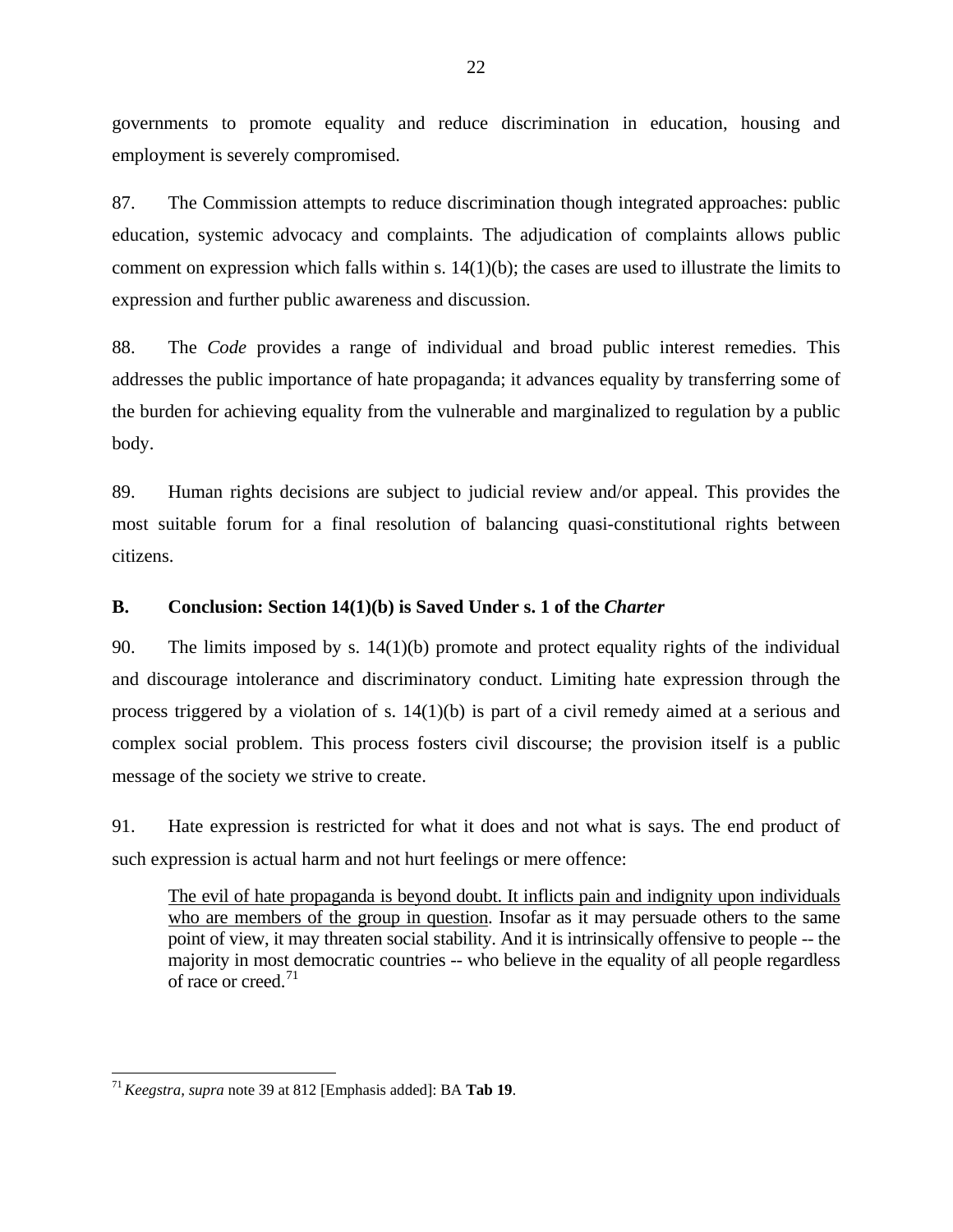governments to promote equality and reduce discrimination in education, housing and employment is severely compromised.

87. The Commission attempts to reduce discrimination though integrated approaches: public education, systemic advocacy and complaints. The adjudication of complaints allows public comment on expression which falls within s. 14(1)(b); the cases are used to illustrate the limits to expression and further public awareness and discussion.

88. The *Code* provides a range of individual and broad public interest remedies. This addresses the public importance of hate propaganda; it advances equality by transferring some of the burden for achieving equality from the vulnerable and marginalized to regulation by a public body.

89. Human rights decisions are subject to judicial review and/or appeal. This provides the most suitable forum for a final resolution of balancing quasi-constitutional rights between citizens.

### B. Conclusion: Section 14(1)(b) is Saved Under s. 1 of the *Charter*

90. The limits imposed by s. 14(1)(b) promote and protect equality rights of the individual and discourage intolerance and discriminatory conduct. Limiting hate expression through the process triggered by a violation of s. 14(1)(b) is part of a civil remedy aimed at a serious and complex social problem. This process fosters civil discourse; the provision itself is a public message of the society we strive to create.

91. Hate expression is restricted for what it does and not what is says. The end product of such expression is actual harm and not hurt feelings or mere offence:

> <u>The evil of hate propaganda is beyond doubt. It inflicts pain and indignity upon individuals who are members of the group in question</u>. Insofar as it may persuade others to the same point of view, it may threaten social stability. And it is intrinsically offensive to people -- the majority in most democratic countries -- who believe in the equality of all people regardless of race or creed.[71]

---

[71] *Keegstra, supra* note 39 at 812 [Emphasis added]: BA **Tab 19**.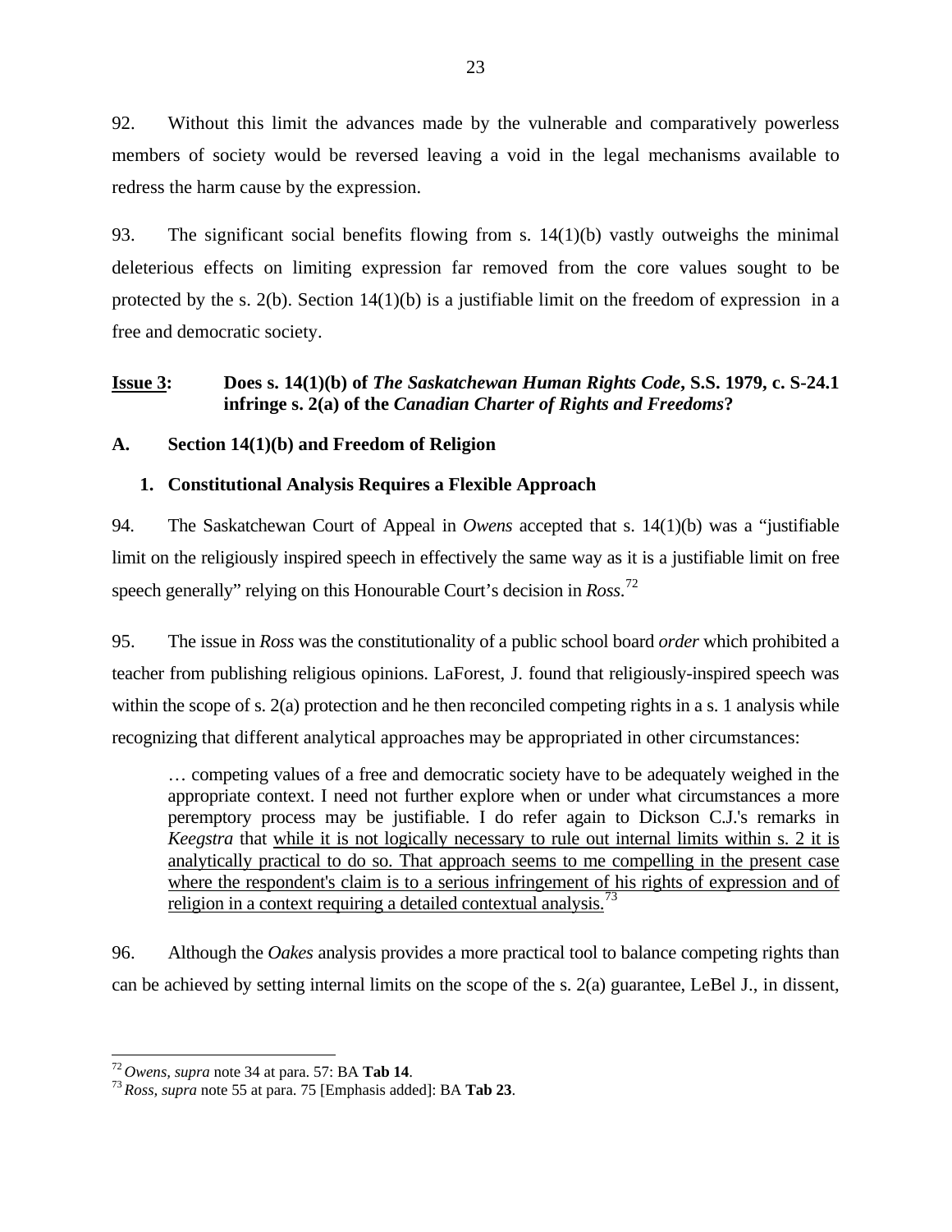92. Without this limit the advances made by the vulnerable and comparatively powerless members of society would be reversed leaving a void in the legal mechanisms available to redress the harm cause by the expression.

93. The significant social benefits flowing from s. 14(1)(b) vastly outweighs the minimal deleterious effects on limiting expression far removed from the core values sought to be protected by the s. 2(b). Section 14(1)(b) is a justifiable limit on the freedom of expression in a free and democratic society.

### Issue 3: Does s. 14(1)(b) of *The Saskatchewan Human Rights Code*, S.S. 1979, c. S-24.1 infringe s. 2(a) of the *Canadian Charter of Rights and Freedoms*?

### A. Section 14(1)(b) and Freedom of Religion

#### 1. Constitutional Analysis Requires a Flexible Approach

94. The Saskatchewan Court of Appeal in *Owens* accepted that s. 14(1)(b) was a "justifiable limit on the religiously inspired speech in effectively the same way as it is a justifiable limit on free speech generally" relying on this Honourable Court's decision in *Ross*.[72]

95. The issue in *Ross* was the constitutionality of a public school board *order* which prohibited a teacher from publishing religious opinions. LaForest, J. found that religiously-inspired speech was within the scope of s. 2(a) protection and he then reconciled competing rights in a s. 1 analysis while recognizing that different analytical approaches may be appropriated in other circumstances:

> … competing values of a free and democratic society have to be adequately weighed in the appropriate context. I need not further explore when or under what circumstances a more peremptory process may be justifiable. I do refer again to Dickson C.J.'s remarks in *Keegstra* that <u>while it is not logically necessary to rule out internal limits within s. 2 it is analytically practical to do so. That approach seems to me compelling in the present case where the respondent's claim is to a serious infringement of his rights of expression and of religion in a context requiring a detailed contextual analysis.</u>[73]

96. Although the *Oakes* analysis provides a more practical tool to balance competing rights than can be achieved by setting internal limits on the scope of the s. 2(a) guarantee, LeBel J., in dissent,

---

[72] *Owens, supra* note 34 at para. 57: BA **Tab 14**.

[73] *Ross, supra* note 55 at para. 75 [Emphasis added]: BA **Tab 23**.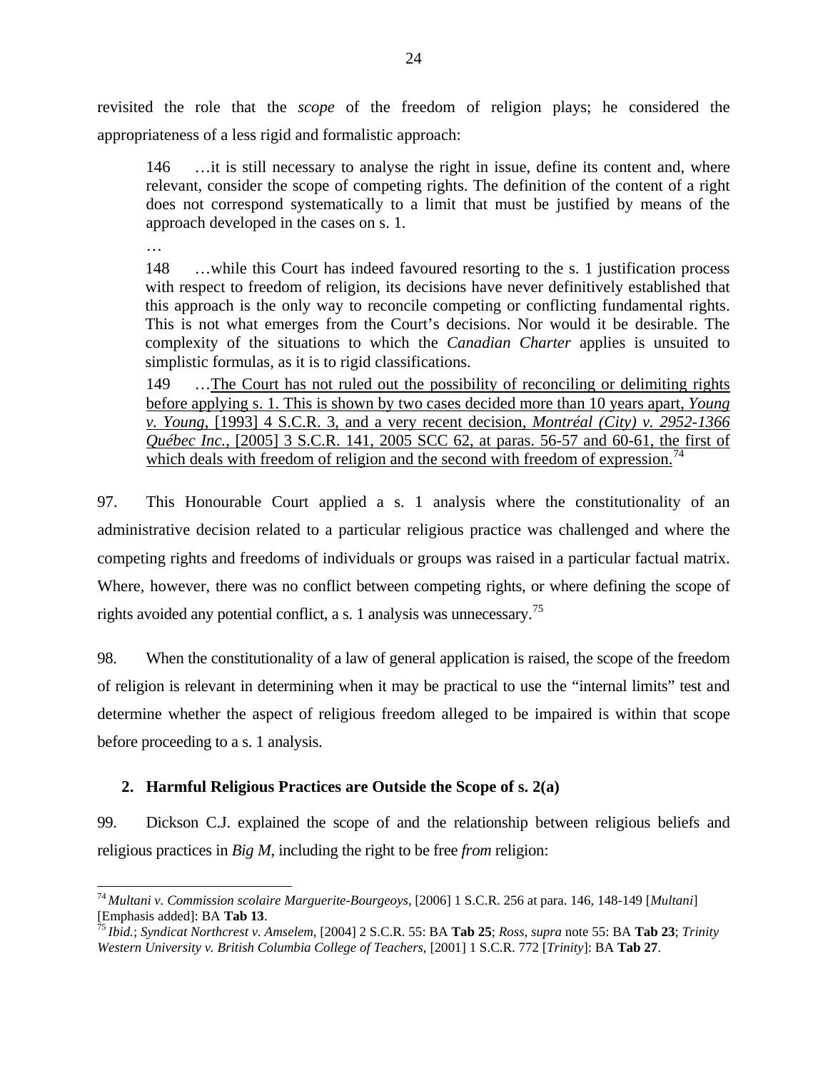revisited the role that the *scope* of the freedom of religion plays; he considered the appropriateness of a less rigid and formalistic approach:

> 146 …it is still necessary to analyse the right in issue, define its content and, where relevant, consider the scope of competing rights. The definition of the content of a right does not correspond systematically to a limit that must be justified by means of the approach developed in the cases on s. 1.
>
> …
>
> 148 …while this Court has indeed favoured resorting to the s. 1 justification process with respect to freedom of religion, its decisions have never definitively established that this approach is the only way to reconcile competing or conflicting fundamental rights. This is not what emerges from the Court's decisions. Nor would it be desirable. The complexity of the situations to which the *Canadian Charter* applies is unsuited to simplistic formulas, as it is to rigid classifications.
>
> 149 …<u>The Court has not ruled out the possibility of reconciling or delimiting rights before applying s. 1. This is shown by two cases decided more than 10 years apart, *Young v. Young*, [1993] 4 S.C.R. 3, and a very recent decision, *Montréal (City) v. 2952-1366 Québec Inc.*, [2005] 3 S.C.R. 141, 2005 SCC 62, at paras. 56-57 and 60-61, the first of which deals with freedom of religion and the second with freedom of expression.</u>[74]

97. This Honourable Court applied a s. 1 analysis where the constitutionality of an administrative decision related to a particular religious practice was challenged and where the competing rights and freedoms of individuals or groups was raised in a particular factual matrix. Where, however, there was no conflict between competing rights, or where defining the scope of rights avoided any potential conflict, a s. 1 analysis was unnecessary.[75]

98. When the constitutionality of a law of general application is raised, the scope of the freedom of religion is relevant in determining when it may be practical to use the "internal limits" test and determine whether the aspect of religious freedom alleged to be impaired is within that scope before proceeding to a s. 1 analysis.

### 2. Harmful Religious Practices are Outside the Scope of s. 2(a)

99. Dickson C.J. explained the scope of and the relationship between religious beliefs and religious practices in *Big M*, including the right to be free *from* religion:

---

[74] *Multani v. Commission scolaire Marguerite-Bourgeoys*, [2006] 1 S.C.R. 256 at para. 146, 148-149 [*Multani*] [Emphasis added]: BA **Tab 13**.

[75] *Ibid.*; *Syndicat Northcrest v. Amselem*, [2004] 2 S.C.R. 55: BA **Tab 25**; *Ross, supra* note 55: BA **Tab 23**; *Trinity Western University v. British Columbia College of Teachers*, [2001] 1 S.C.R. 772 [*Trinity*]: BA **Tab 27**.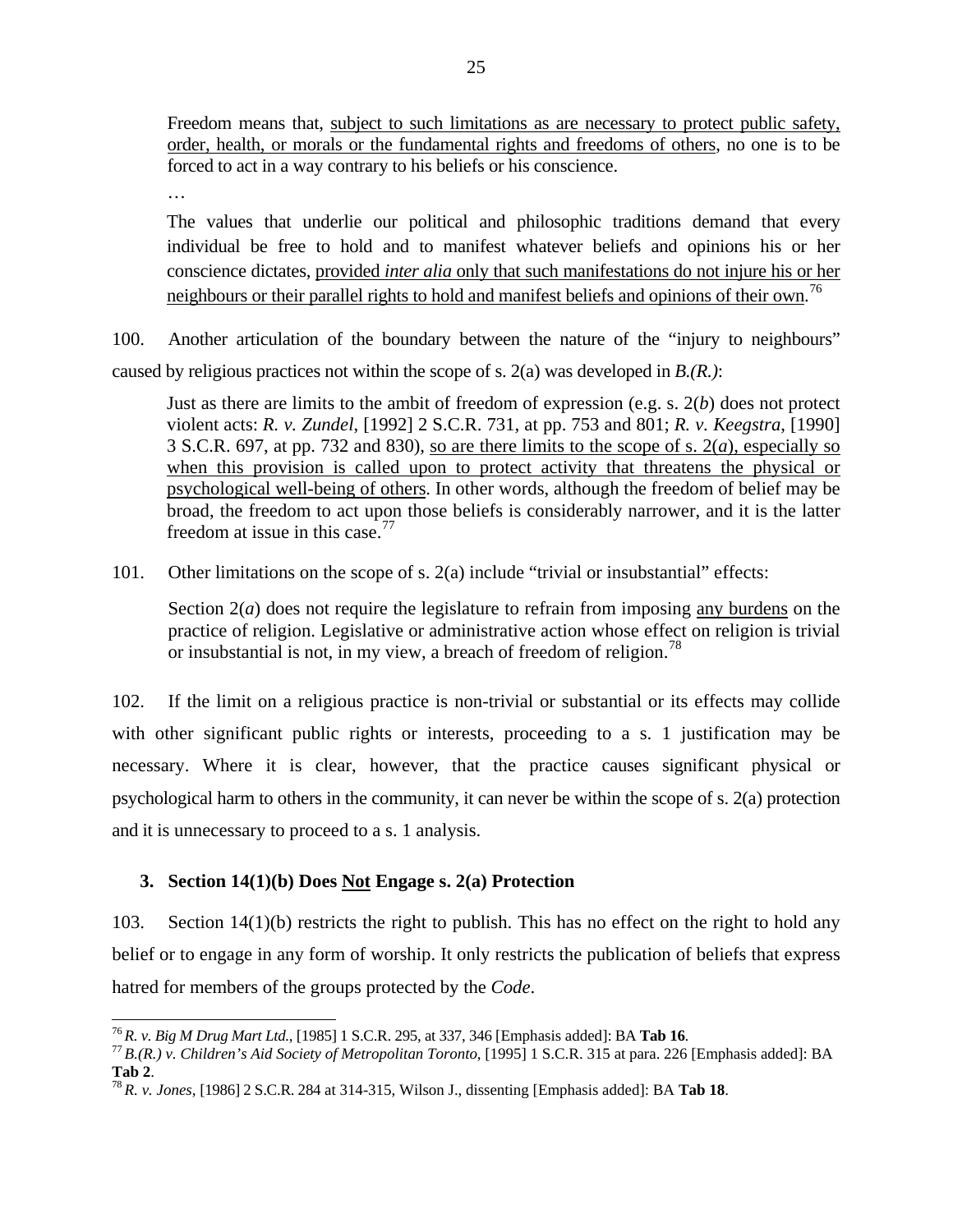> Freedom means that, <u>subject to such limitations as are necessary to protect public safety, order, health, or morals or the fundamental rights and freedoms of others</u>, no one is to be forced to act in a way contrary to his beliefs or his conscience.
>
> …
>
> The values that underlie our political and philosophic traditions demand that every individual be free to hold and to manifest whatever beliefs and opinions his or her conscience dictates, <u>provided *inter alia* only that such manifestations do not injure his or her neighbours or their parallel rights to hold and manifest beliefs and opinions of their own</u>.[76]

100. Another articulation of the boundary between the nature of the "injury to neighbours" caused by religious practices not within the scope of s. 2(a) was developed in *B.(R.)*:

> Just as there are limits to the ambit of freedom of expression (e.g. s. 2(*b*) does not protect violent acts: *R. v. Zundel*, [1992] 2 S.C.R. 731, at pp. 753 and 801; *R. v. Keegstra*, [1990] 3 S.C.R. 697, at pp. 732 and 830), <u>so are there limits to the scope of s. 2(*a*), especially so when this provision is called upon to protect activity that threatens the physical or psychological well-being of others</u>. In other words, although the freedom of belief may be broad, the freedom to act upon those beliefs is considerably narrower, and it is the latter freedom at issue in this case.[77]

101. Other limitations on the scope of s. 2(a) include "trivial or insubstantial" effects:

> Section 2(*a*) does not require the legislature to refrain from imposing <u>any burdens</u> on the practice of religion. Legislative or administrative action whose effect on religion is trivial or insubstantial is not, in my view, a breach of freedom of religion.[78]

102. If the limit on a religious practice is non-trivial or substantial or its effects may collide with other significant public rights or interests, proceeding to a s. 1 justification may be necessary. Where it is clear, however, that the practice causes significant physical or psychological harm to others in the community, it can never be within the scope of s. 2(a) protection and it is unnecessary to proceed to a s. 1 analysis.

### 3. Section 14(1)(b) Does <u>Not</u> Engage s. 2(a) Protection

103. Section 14(1)(b) restricts the right to publish. This has no effect on the right to hold any belief or to engage in any form of worship. It only restricts the publication of beliefs that express hatred for members of the groups protected by the *Code*.

---

[76] *R. v. Big M Drug Mart Ltd.*, [1985] 1 S.C.R. 295, at 337, 346 [Emphasis added]: BA **Tab 16**.

[77] *B.(R.) v. Children's Aid Society of Metropolitan Toronto*, [1995] 1 S.C.R. 315 at para. 226 [Emphasis added]: BA **Tab 2**.

[78] *R. v. Jones*, [1986] 2 S.C.R. 284 at 314-315, Wilson J., dissenting [Emphasis added]: BA **Tab 18**.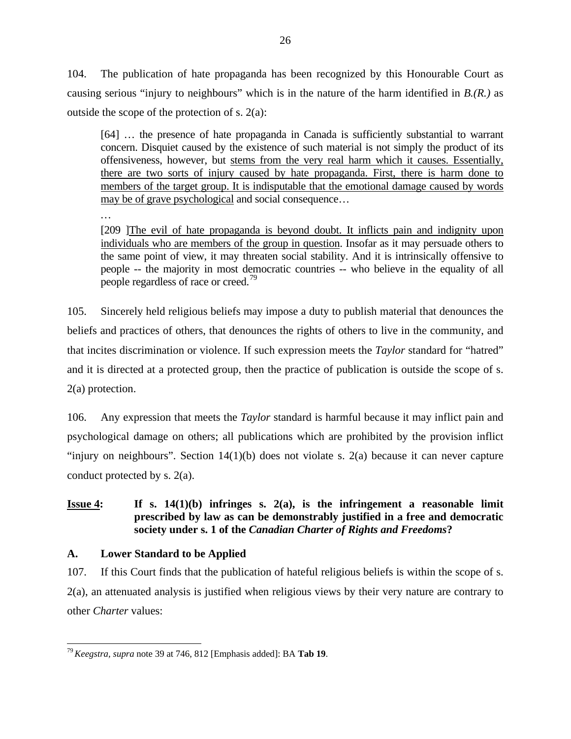104. The publication of hate propaganda has been recognized by this Honourable Court as causing serious "injury to neighbours" which is in the nature of the harm identified in *B.(R.)* as outside the scope of the protection of s. 2(a):

> [64] … the presence of hate propaganda in Canada is sufficiently substantial to warrant concern. Disquiet caused by the existence of such material is not simply the product of its offensiveness, however, but <u>stems from the very real harm which it causes. Essentially, there are two sorts of injury caused by hate propaganda. First, there is harm done to members of the target group. It is indisputable that the emotional damage caused by words may be of grave psychological</u> and social consequence…
>
> …
>
> [209 ]<u>The evil of hate propaganda is beyond doubt. It inflicts pain and indignity upon individuals who are members of the group in question</u>. Insofar as it may persuade others to the same point of view, it may threaten social stability. And it is intrinsically offensive to people -- the majority in most democratic countries -- who believe in the equality of all people regardless of race or creed.[79]

105. Sincerely held religious beliefs may impose a duty to publish material that denounces the beliefs and practices of others, that denounces the rights of others to live in the community, and that incites discrimination or violence. If such expression meets the *Taylor* standard for "hatred" and it is directed at a protected group, then the practice of publication is outside the scope of s. 2(a) protection.

106. Any expression that meets the *Taylor* standard is harmful because it may inflict pain and psychological damage on others; all publications which are prohibited by the provision inflict "injury on neighbours". Section 14(1)(b) does not violate s. 2(a) because it can never capture conduct protected by s. 2(a).

**<u>Issue 4</u>: If s. 14(1)(b) infringes s. 2(a), is the infringement a reasonable limit prescribed by law as can be demonstrably justified in a free and democratic society under s. 1 of the *Canadian Charter of Rights and Freedoms*?**

**A. Lower Standard to be Applied**

107. If this Court finds that the publication of hateful religious beliefs is within the scope of s. 2(a), an attenuated analysis is justified when religious views by their very nature are contrary to other *Charter* values:

---

[79] *Keegstra*, *supra* note 39 at 746, 812 [Emphasis added]: BA **Tab 19**.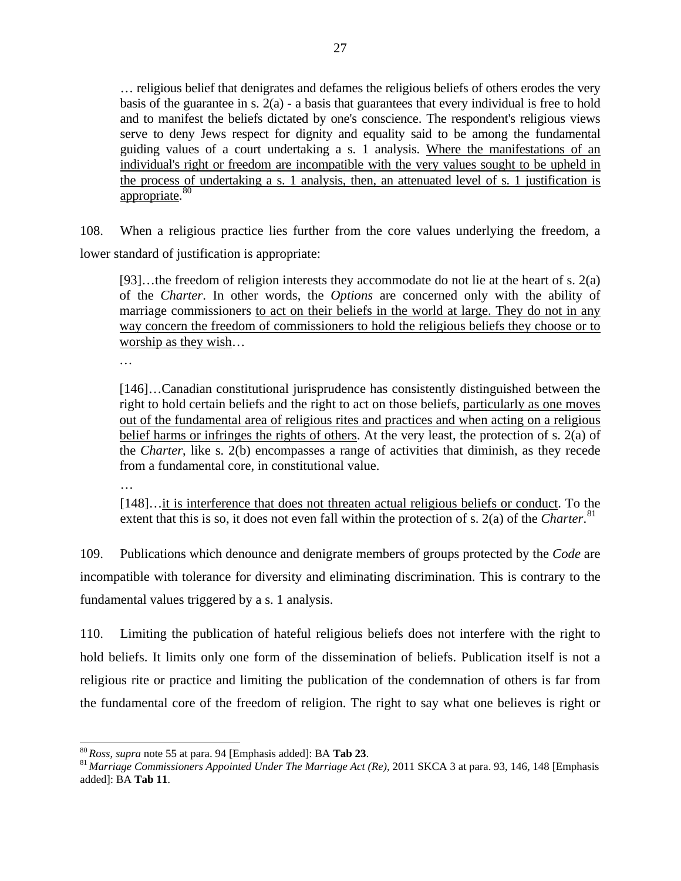> … religious belief that denigrates and defames the religious beliefs of others erodes the very basis of the guarantee in s. 2(a) - a basis that guarantees that every individual is free to hold and to manifest the beliefs dictated by one's conscience. The respondent's religious views serve to deny Jews respect for dignity and equality said to be among the fundamental guiding values of a court undertaking a s. 1 analysis. <u>Where the manifestations of an individual's right or freedom are incompatible with the very values sought to be upheld in the process of undertaking a s. 1 analysis, then, an attenuated level of s. 1 justification is appropriate</u>.[80]

108. When a religious practice lies further from the core values underlying the freedom, a lower standard of justification is appropriate:

> [93]…the freedom of religion interests they accommodate do not lie at the heart of s. 2(a) of the *Charter*. In other words, the *Options* are concerned only with the ability of marriage commissioners <u>to act on their beliefs in the world at large. They do not in any way concern the freedom of commissioners to hold the religious beliefs they choose or to worship as they wish</u>…
>
> …
>
> [146]…Canadian constitutional jurisprudence has consistently distinguished between the right to hold certain beliefs and the right to act on those beliefs, <u>particularly as one moves out of the fundamental area of religious rites and practices and when acting on a religious belief harms or infringes the rights of others</u>. At the very least, the protection of s. 2(a) of the *Charter*, like s. 2(b) encompasses a range of activities that diminish, as they recede from a fundamental core, in constitutional value.
>
> …
>
> [148]…<u>it is interference that does not threaten actual religious beliefs or conduct</u>. To the extent that this is so, it does not even fall within the protection of s. 2(a) of the *Charter*.[81]

109. Publications which denounce and denigrate members of groups protected by the *Code* are incompatible with tolerance for diversity and eliminating discrimination. This is contrary to the fundamental values triggered by a s. 1 analysis.

110. Limiting the publication of hateful religious beliefs does not interfere with the right to hold beliefs. It limits only one form of the dissemination of beliefs. Publication itself is not a religious rite or practice and limiting the publication of the condemnation of others is far from the fundamental core of the freedom of religion. The right to say what one believes is right or

---

[80] *Ross*, *supra* note 55 at para. 94 [Emphasis added]: BA **Tab 23**.

[81] *Marriage Commissioners Appointed Under The Marriage Act (Re),* 2011 SKCA 3 at para. 93, 146, 148 [Emphasis added]: BA **Tab 11**.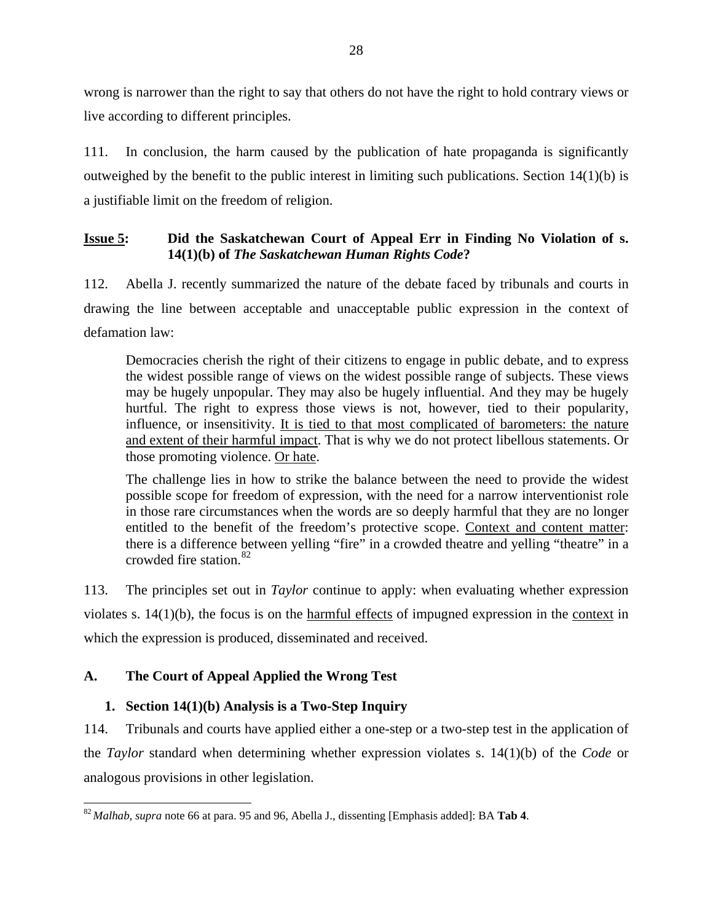wrong is narrower than the right to say that others do not have the right to hold contrary views or live according to different principles.

111. In conclusion, the harm caused by the publication of hate propaganda is significantly outweighed by the benefit to the public interest in limiting such publications. Section 14(1)(b) is a justifiable limit on the freedom of religion.

### Issue 5: Did the Saskatchewan Court of Appeal Err in Finding No Violation of s. 14(1)(b) of *The Saskatchewan Human Rights Code*?

112. Abella J. recently summarized the nature of the debate faced by tribunals and courts in drawing the line between acceptable and unacceptable public expression in the context of defamation law:

> Democracies cherish the right of their citizens to engage in public debate, and to express the widest possible range of views on the widest possible range of subjects. These views may be hugely unpopular. They may also be hugely influential. And they may be hugely hurtful. The right to express those views is not, however, tied to their popularity, influence, or insensitivity. <u>It is tied to that most complicated of barometers: the nature and extent of their harmful impact</u>. That is why we do not protect libellous statements. Or those promoting violence. <u>Or hate</u>.
>
> The challenge lies in how to strike the balance between the need to provide the widest possible scope for freedom of expression, with the need for a narrow interventionist role in those rare circumstances when the words are so deeply harmful that they are no longer entitled to the benefit of the freedom's protective scope. <u>Context and content matter</u>: there is a difference between yelling "fire" in a crowded theatre and yelling "theatre" in a crowded fire station.[82]

113. The principles set out in *Taylor* continue to apply: when evaluating whether expression violates s. 14(1)(b), the focus is on the <u>harmful effects</u> of impugned expression in the <u>context</u> in which the expression is produced, disseminated and received.

## A. The Court of Appeal Applied the Wrong Test

### 1. Section 14(1)(b) Analysis is a Two-Step Inquiry

114. Tribunals and courts have applied either a one-step or a two-step test in the application of the *Taylor* standard when determining whether expression violates s. 14(1)(b) of the *Code* or analogous provisions in other legislation.

---

[82] *Malhab, supra* note 66 at para. 95 and 96, Abella J., dissenting [Emphasis added]: BA **Tab 4**.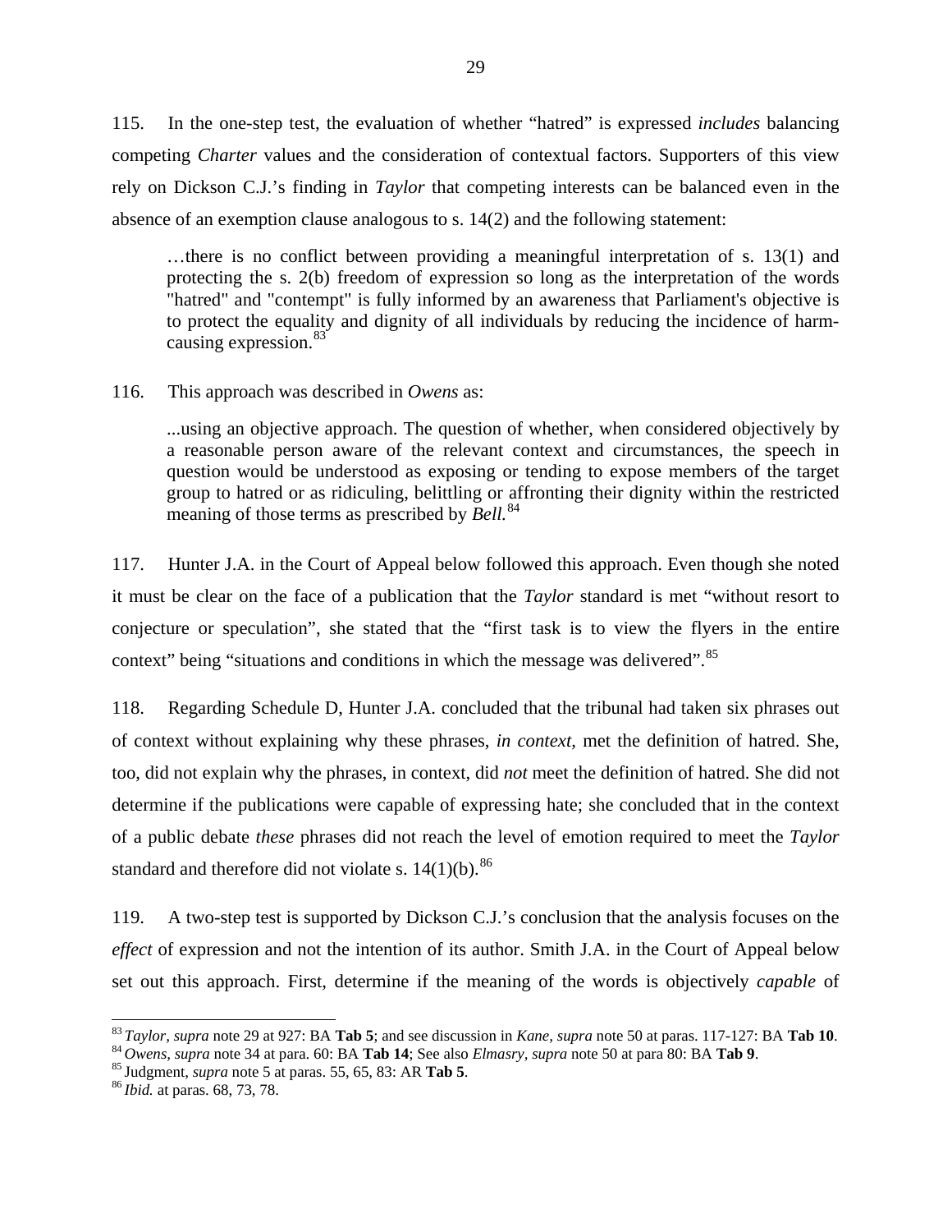115. In the one-step test, the evaluation of whether "hatred" is expressed *includes* balancing competing *Charter* values and the consideration of contextual factors. Supporters of this view rely on Dickson C.J.'s finding in *Taylor* that competing interests can be balanced even in the absence of an exemption clause analogous to s. 14(2) and the following statement:

> …there is no conflict between providing a meaningful interpretation of s. 13(1) and protecting the s. 2(b) freedom of expression so long as the interpretation of the words "hatred" and "contempt" is fully informed by an awareness that Parliament's objective is to protect the equality and dignity of all individuals by reducing the incidence of harm-causing expression.[83]

116. This approach was described in *Owens* as:

> ...using an objective approach. The question of whether, when considered objectively by a reasonable person aware of the relevant context and circumstances, the speech in question would be understood as exposing or tending to expose members of the target group to hatred or as ridiculing, belittling or affronting their dignity within the restricted meaning of those terms as prescribed by *Bell.*[84]

117. Hunter J.A. in the Court of Appeal below followed this approach. Even though she noted it must be clear on the face of a publication that the *Taylor* standard is met "without resort to conjecture or speculation", she stated that the "first task is to view the flyers in the entire context" being "situations and conditions in which the message was delivered".[85]

118. Regarding Schedule D, Hunter J.A. concluded that the tribunal had taken six phrases out of context without explaining why these phrases, *in context*, met the definition of hatred. She, too, did not explain why the phrases, in context, did *not* meet the definition of hatred. She did not determine if the publications were capable of expressing hate; she concluded that in the context of a public debate *these* phrases did not reach the level of emotion required to meet the *Taylor* standard and therefore did not violate s. 14(1)(b).[86]

119. A two-step test is supported by Dickson C.J.'s conclusion that the analysis focuses on the *effect* of expression and not the intention of its author. Smith J.A. in the Court of Appeal below set out this approach. First, determine if the meaning of the words is objectively *capable* of

---

[83] *Taylor, supra* note 29 at 927: BA **Tab 5**; and see discussion in *Kane, supra* note 50 at paras. 117-127: BA **Tab 10**.

[84] *Owens, supra* note 34 at para. 60: BA **Tab 14**; See also *Elmasry, supra* note 50 at para 80: BA **Tab 9**.

[85] Judgment, *supra* note 5 at paras. 55, 65, 83: AR **Tab 5**.

[86] *Ibid.* at paras. 68, 73, 78.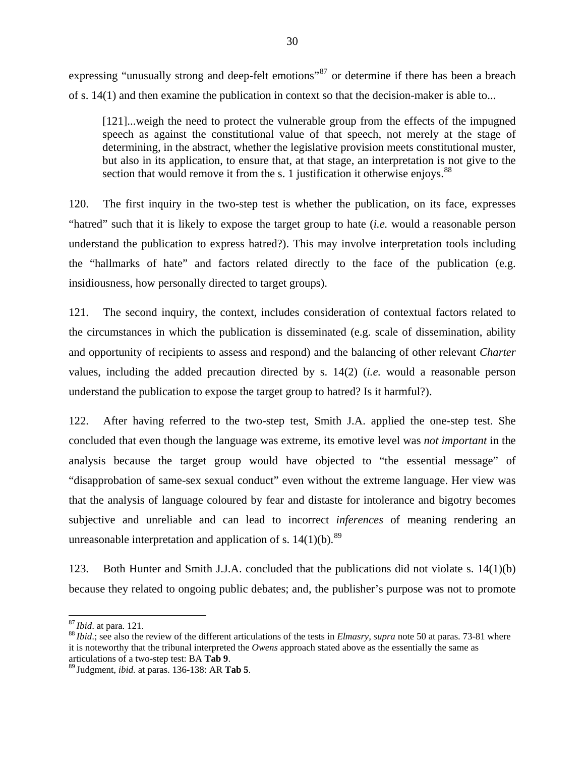expressing "unusually strong and deep-felt emotions"[87] or determine if there has been a breach of s. 14(1) and then examine the publication in context so that the decision-maker is able to...

> [121]...weigh the need to protect the vulnerable group from the effects of the impugned speech as against the constitutional value of that speech, not merely at the stage of determining, in the abstract, whether the legislative provision meets constitutional muster, but also in its application, to ensure that, at that stage, an interpretation is not give to the section that would remove it from the s. 1 justification it otherwise enjoys.[88]

120. The first inquiry in the two-step test is whether the publication, on its face, expresses "hatred" such that it is likely to expose the target group to hate (*i.e.* would a reasonable person understand the publication to express hatred?). This may involve interpretation tools including the "hallmarks of hate" and factors related directly to the face of the publication (e.g. insidiousness, how personally directed to target groups).

121. The second inquiry, the context, includes consideration of contextual factors related to the circumstances in which the publication is disseminated (e.g. scale of dissemination, ability and opportunity of recipients to assess and respond) and the balancing of other relevant *Charter* values, including the added precaution directed by s. 14(2) (*i.e.* would a reasonable person understand the publication to expose the target group to hatred? Is it harmful?).

122. After having referred to the two-step test, Smith J.A. applied the one-step test. She concluded that even though the language was extreme, its emotive level was *not important* in the analysis because the target group would have objected to "the essential message" of "disapprobation of same-sex sexual conduct" even without the extreme language. Her view was that the analysis of language coloured by fear and distaste for intolerance and bigotry becomes subjective and unreliable and can lead to incorrect *inferences* of meaning rendering an unreasonable interpretation and application of s. 14(1)(b).[89]

123. Both Hunter and Smith J.J.A. concluded that the publications did not violate s. 14(1)(b) because they related to ongoing public debates; and, the publisher's purpose was not to promote

---

[87] *Ibid*. at para. 121.

[88] *Ibid*.; see also the review of the different articulations of the tests in *Elmasry, supra* note 50 at paras. 73-81 where it is noteworthy that the tribunal interpreted the *Owens* approach stated above as the essentially the same as articulations of a two-step test: BA **Tab 9**.

[89] Judgment, *ibid.* at paras. 136-138: AR **Tab 5**.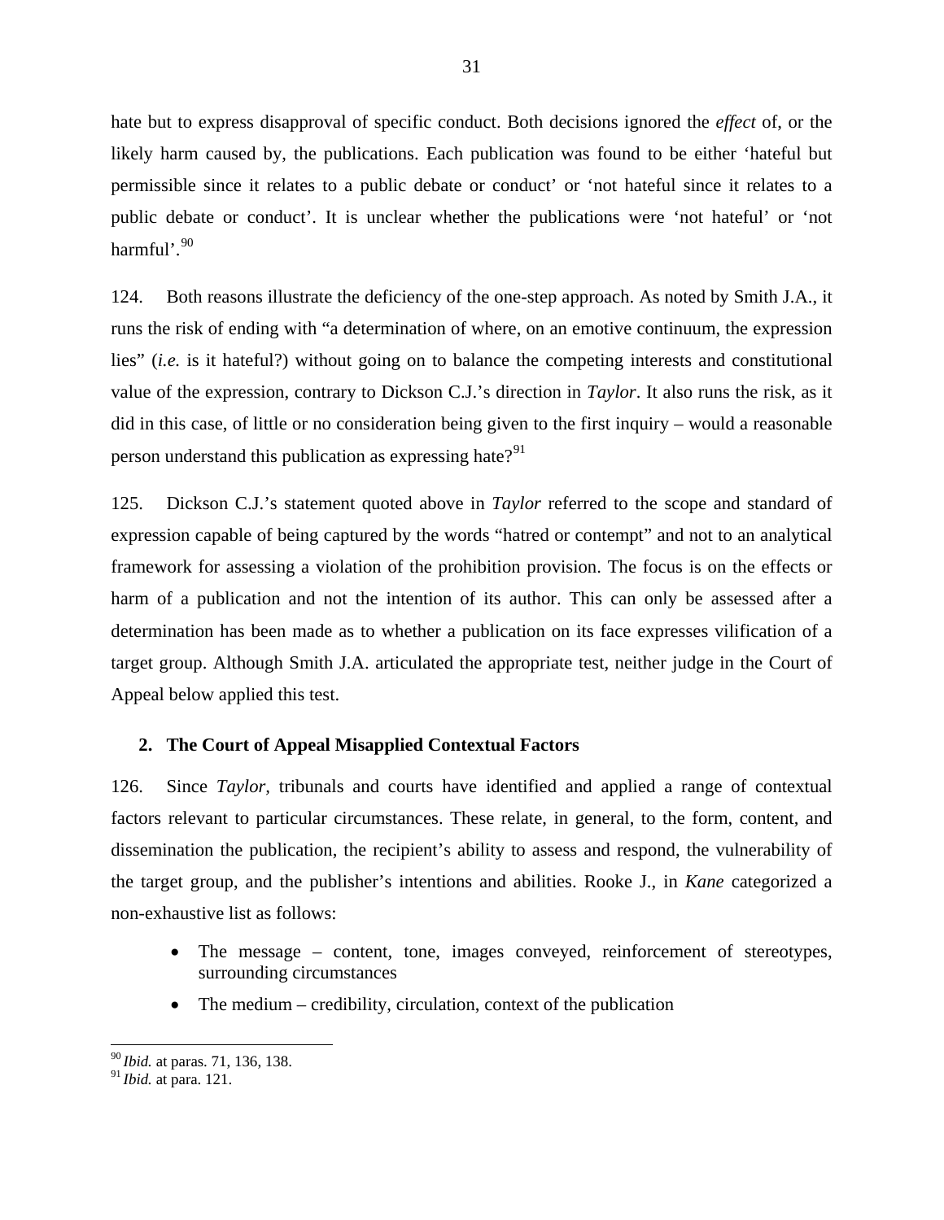hate but to express disapproval of specific conduct. Both decisions ignored the *effect* of, or the likely harm caused by, the publications. Each publication was found to be either 'hateful but permissible since it relates to a public debate or conduct' or 'not hateful since it relates to a public debate or conduct'. It is unclear whether the publications were 'not hateful' or 'not harmful'.[90]

124. Both reasons illustrate the deficiency of the one-step approach. As noted by Smith J.A., it runs the risk of ending with "a determination of where, on an emotive continuum, the expression lies" (*i.e.* is it hateful?) without going on to balance the competing interests and constitutional value of the expression, contrary to Dickson C.J.'s direction in *Taylor*. It also runs the risk, as it did in this case, of little or no consideration being given to the first inquiry – would a reasonable person understand this publication as expressing hate?[91]

125. Dickson C.J.'s statement quoted above in *Taylor* referred to the scope and standard of expression capable of being captured by the words "hatred or contempt" and not to an analytical framework for assessing a violation of the prohibition provision. The focus is on the effects or harm of a publication and not the intention of its author. This can only be assessed after a determination has been made as to whether a publication on its face expresses vilification of a target group. Although Smith J.A. articulated the appropriate test, neither judge in the Court of Appeal below applied this test.

### 2. The Court of Appeal Misapplied Contextual Factors

126. Since *Taylor*, tribunals and courts have identified and applied a range of contextual factors relevant to particular circumstances. These relate, in general, to the form, content, and dissemination the publication, the recipient's ability to assess and respond, the vulnerability of the target group, and the publisher's intentions and abilities. Rooke J., in *Kane* categorized a non-exhaustive list as follows:

- The message – content, tone, images conveyed, reinforcement of stereotypes, surrounding circumstances
- The medium – credibility, circulation, context of the publication

---

[90] *Ibid.* at paras. 71, 136, 138.

[91] *Ibid.* at para. 121.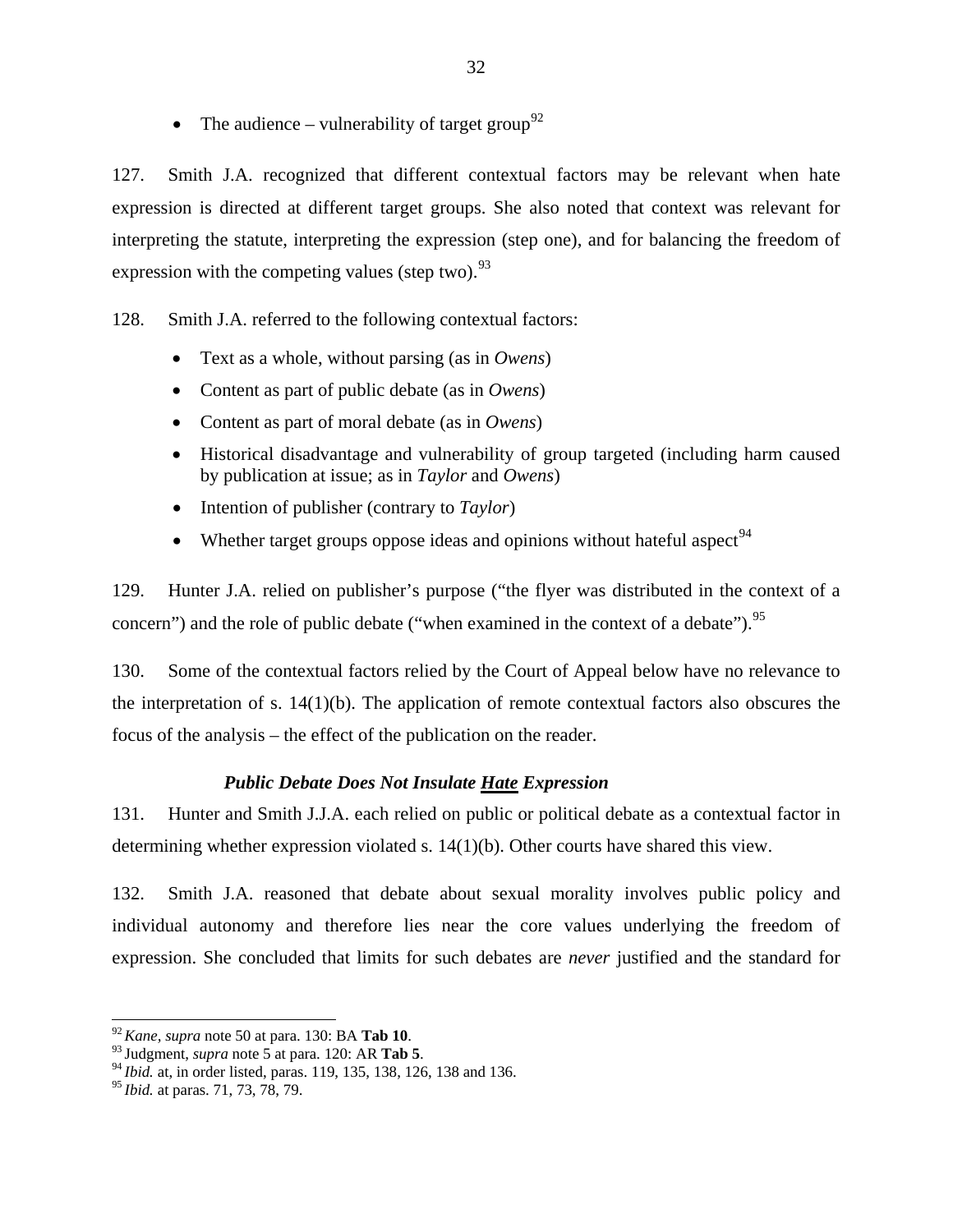- The audience – vulnerability of target group[92]

127. Smith J.A. recognized that different contextual factors may be relevant when hate expression is directed at different target groups. She also noted that context was relevant for interpreting the statute, interpreting the expression (step one), and for balancing the freedom of expression with the competing values (step two).[93]

128. Smith J.A. referred to the following contextual factors:

- Text as a whole, without parsing (as in *Owens*)
- Content as part of public debate (as in *Owens*)
- Content as part of moral debate (as in *Owens*)
- Historical disadvantage and vulnerability of group targeted (including harm caused by publication at issue; as in *Taylor* and *Owens*)
- Intention of publisher (contrary to *Taylor*)
- Whether target groups oppose ideas and opinions without hateful aspect[94]

129. Hunter J.A. relied on publisher's purpose ("the flyer was distributed in the context of a concern") and the role of public debate ("when examined in the context of a debate").[95]

130. Some of the contextual factors relied by the Court of Appeal below have no relevance to the interpretation of s. 14(1)(b). The application of remote contextual factors also obscures the focus of the analysis – the effect of the publication on the reader.

### *Public Debate Does Not Insulate **<u>Hate</u>** Expression*

131. Hunter and Smith J.J.A. each relied on public or political debate as a contextual factor in determining whether expression violated s. 14(1)(b). Other courts have shared this view.

132. Smith J.A. reasoned that debate about sexual morality involves public policy and individual autonomy and therefore lies near the core values underlying the freedom of expression. She concluded that limits for such debates are *never* justified and the standard for

---

[92] *Kane*, *supra* note 50 at para. 130: BA **Tab 10**.
[93] Judgment, *supra* note 5 at para. 120: AR **Tab 5**.
[94] *Ibid.* at, in order listed, paras. 119, 135, 138, 126, 138 and 136.
[95] *Ibid.* at paras. 71, 73, 78, 79.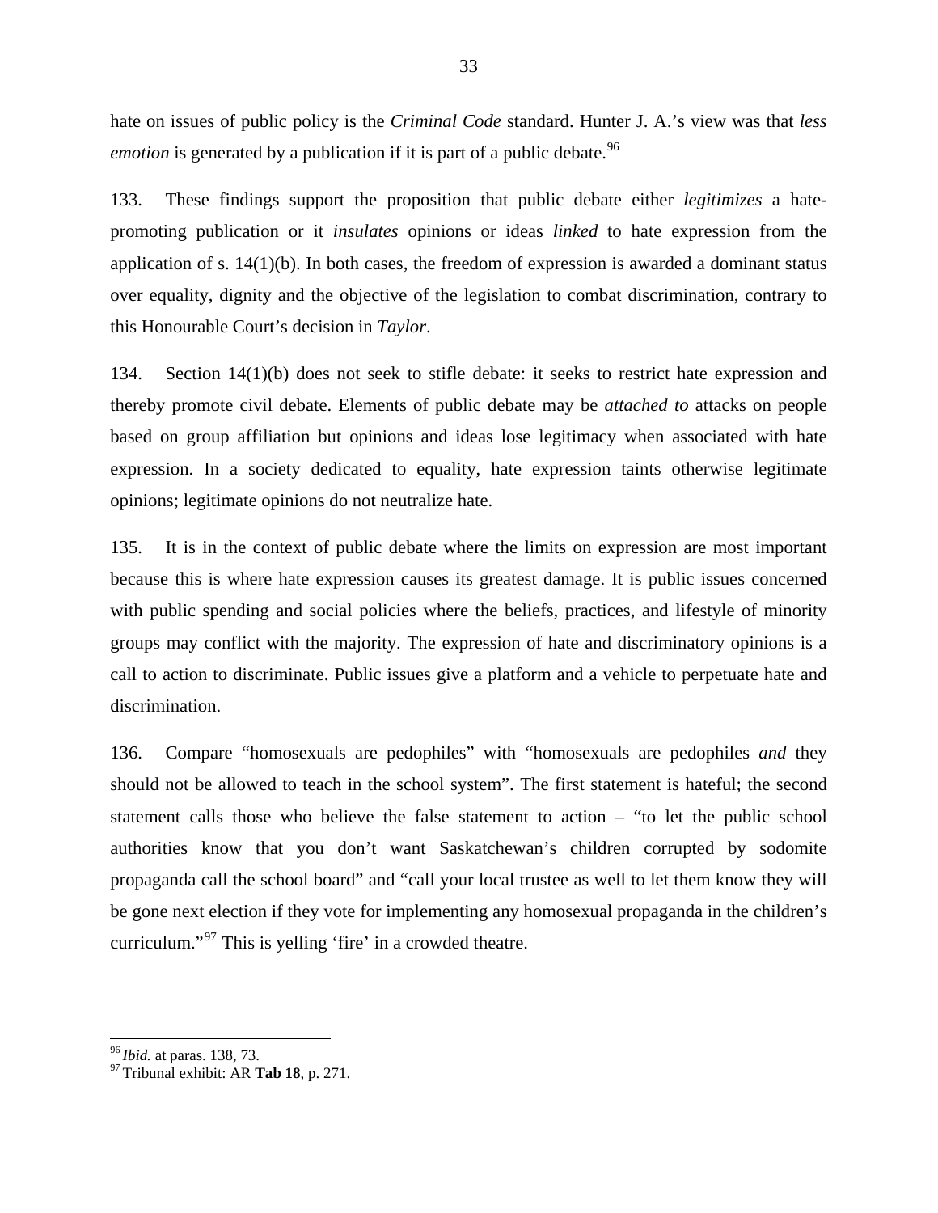hate on issues of public policy is the *Criminal Code* standard. Hunter J. A.'s view was that *less emotion* is generated by a publication if it is part of a public debate.[96]

133. These findings support the proposition that public debate either *legitimizes* a hate-promoting publication or it *insulates* opinions or ideas *linked* to hate expression from the application of s. 14(1)(b). In both cases, the freedom of expression is awarded a dominant status over equality, dignity and the objective of the legislation to combat discrimination, contrary to this Honourable Court's decision in *Taylor*.

134. Section 14(1)(b) does not seek to stifle debate: it seeks to restrict hate expression and thereby promote civil debate. Elements of public debate may be *attached to* attacks on people based on group affiliation but opinions and ideas lose legitimacy when associated with hate expression. In a society dedicated to equality, hate expression taints otherwise legitimate opinions; legitimate opinions do not neutralize hate.

135. It is in the context of public debate where the limits on expression are most important because this is where hate expression causes its greatest damage. It is public issues concerned with public spending and social policies where the beliefs, practices, and lifestyle of minority groups may conflict with the majority. The expression of hate and discriminatory opinions is a call to action to discriminate. Public issues give a platform and a vehicle to perpetuate hate and discrimination.

136. Compare "homosexuals are pedophiles" with "homosexuals are pedophiles *and* they should not be allowed to teach in the school system". The first statement is hateful; the second statement calls those who believe the false statement to action – "to let the public school authorities know that you don't want Saskatchewan's children corrupted by sodomite propaganda call the school board" and "call your local trustee as well to let them know they will be gone next election if they vote for implementing any homosexual propaganda in the children's curriculum."[97] This is yelling 'fire' in a crowded theatre.

---

[96] *Ibid.* at paras. 138, 73.

[97] Tribunal exhibit: AR **Tab 18**, p. 271.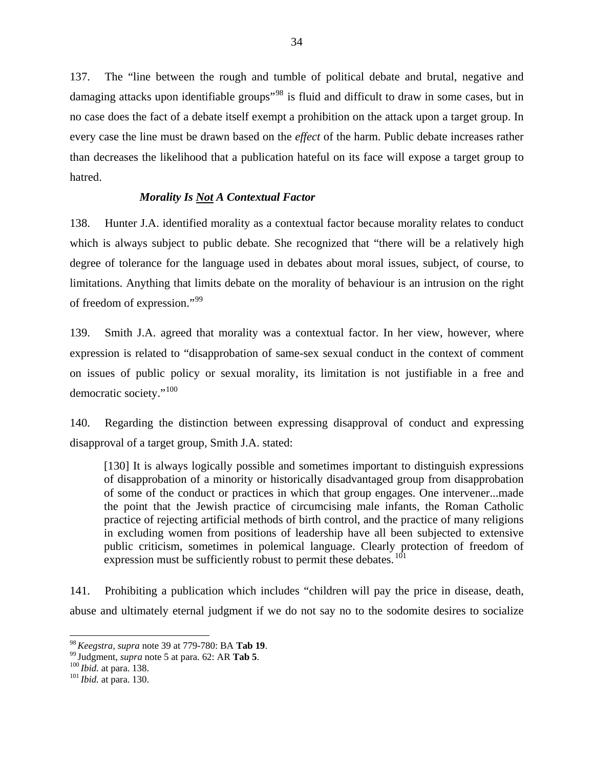137. The "line between the rough and tumble of political debate and brutal, negative and damaging attacks upon identifiable groups"[98] is fluid and difficult to draw in some cases, but in no case does the fact of a debate itself exempt a prohibition on the attack upon a target group. In every case the line must be drawn based on the *effect* of the harm. Public debate increases rather than decreases the likelihood that a publication hateful on its face will expose a target group to hatred.

### ***Morality Is Not A Contextual Factor***

138. Hunter J.A. identified morality as a contextual factor because morality relates to conduct which is always subject to public debate. She recognized that "there will be a relatively high degree of tolerance for the language used in debates about moral issues, subject, of course, to limitations. Anything that limits debate on the morality of behaviour is an intrusion on the right of freedom of expression."[99]

139. Smith J.A. agreed that morality was a contextual factor. In her view, however, where expression is related to "disapprobation of same-sex sexual conduct in the context of comment on issues of public policy or sexual morality, its limitation is not justifiable in a free and democratic society."[100]

140. Regarding the distinction between expressing disapproval of conduct and expressing disapproval of a target group, Smith J.A. stated:

> [130] It is always logically possible and sometimes important to distinguish expressions of disapprobation of a minority or historically disadvantaged group from disapprobation of some of the conduct or practices in which that group engages. One intervener...made the point that the Jewish practice of circumcising male infants, the Roman Catholic practice of rejecting artificial methods of birth control, and the practice of many religions in excluding women from positions of leadership have all been subjected to extensive public criticism, sometimes in polemical language. Clearly protection of freedom of expression must be sufficiently robust to permit these debates.[101]

141. Prohibiting a publication which includes "children will pay the price in disease, death, abuse and ultimately eternal judgment if we do not say no to the sodomite desires to socialize

---

[98] *Keegstra, supra* note 39 at 779-780: BA **Tab 19**.

[99] Judgment, *supra* note 5 at para. 62: AR **Tab 5**.

[100] *Ibid.* at para. 138.

[101] *Ibid.* at para. 130.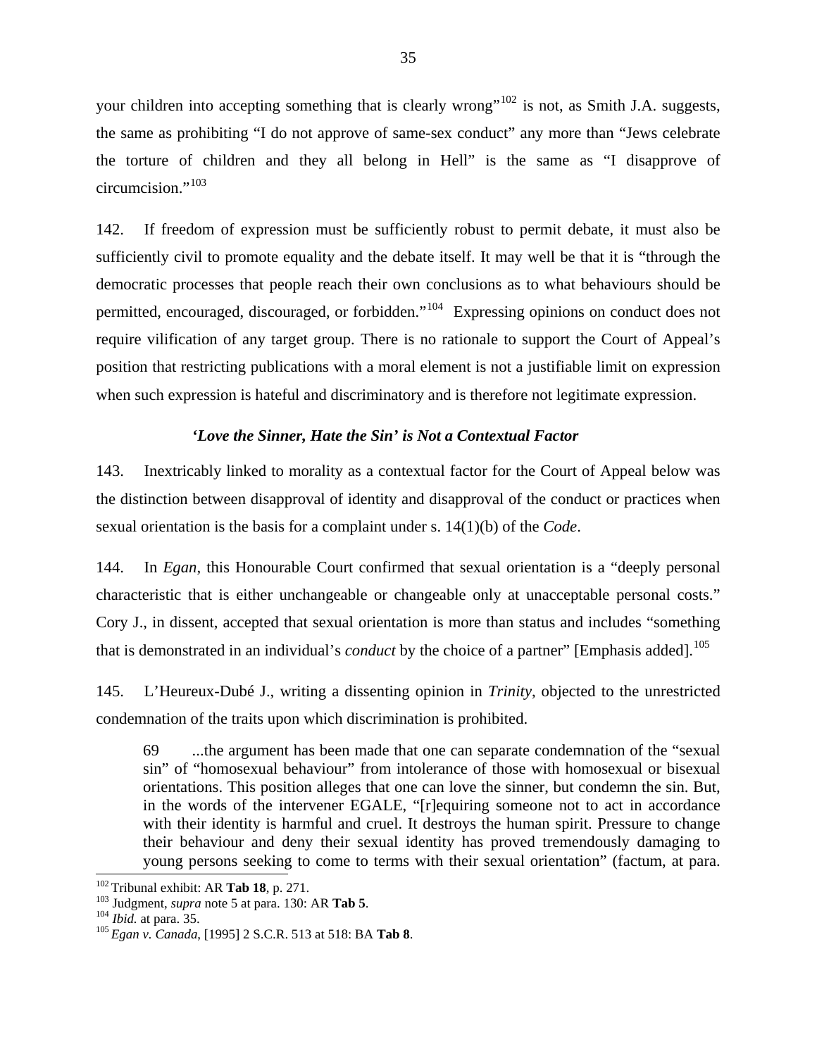your children into accepting something that is clearly wrong"[102] is not, as Smith J.A. suggests, the same as prohibiting "I do not approve of same-sex conduct" any more than "Jews celebrate the torture of children and they all belong in Hell" is the same as "I disapprove of circumcision."[103]

142. If freedom of expression must be sufficiently robust to permit debate, it must also be sufficiently civil to promote equality and the debate itself. It may well be that it is "through the democratic processes that people reach their own conclusions as to what behaviours should be permitted, encouraged, discouraged, or forbidden."[104] Expressing opinions on conduct does not require vilification of any target group. There is no rationale to support the Court of Appeal's position that restricting publications with a moral element is not a justifiable limit on expression when such expression is hateful and discriminatory and is therefore not legitimate expression.

### *'Love the Sinner, Hate the Sin' is Not a Contextual Factor*

143. Inextricably linked to morality as a contextual factor for the Court of Appeal below was the distinction between disapproval of identity and disapproval of the conduct or practices when sexual orientation is the basis for a complaint under s. 14(1)(b) of the *Code*.

144. In *Egan*, this Honourable Court confirmed that sexual orientation is a "deeply personal characteristic that is either unchangeable or changeable only at unacceptable personal costs." Cory J., in dissent, accepted that sexual orientation is more than status and includes "something that is demonstrated in an individual's *conduct* by the choice of a partner" [Emphasis added].[105]

145. L'Heureux-Dubé J., writing a dissenting opinion in *Trinity*, objected to the unrestricted condemnation of the traits upon which discrimination is prohibited.

> 69 ...the argument has been made that one can separate condemnation of the "sexual sin" of "homosexual behaviour" from intolerance of those with homosexual or bisexual orientations. This position alleges that one can love the sinner, but condemn the sin. But, in the words of the intervener EGALE, "[r]equiring someone not to act in accordance with their identity is harmful and cruel. It destroys the human spirit. Pressure to change their behaviour and deny their sexual identity has proved tremendously damaging to young persons seeking to come to terms with their sexual orientation" (factum, at para.

---

[102] Tribunal exhibit: AR **Tab 18**, p. 271.
[103] Judgment, *supra* note 5 at para. 130: AR **Tab 5**.
[104] *Ibid.* at para. 35.
[105] *Egan v. Canada*, [1995] 2 S.C.R. 513 at 518: BA **Tab 8**.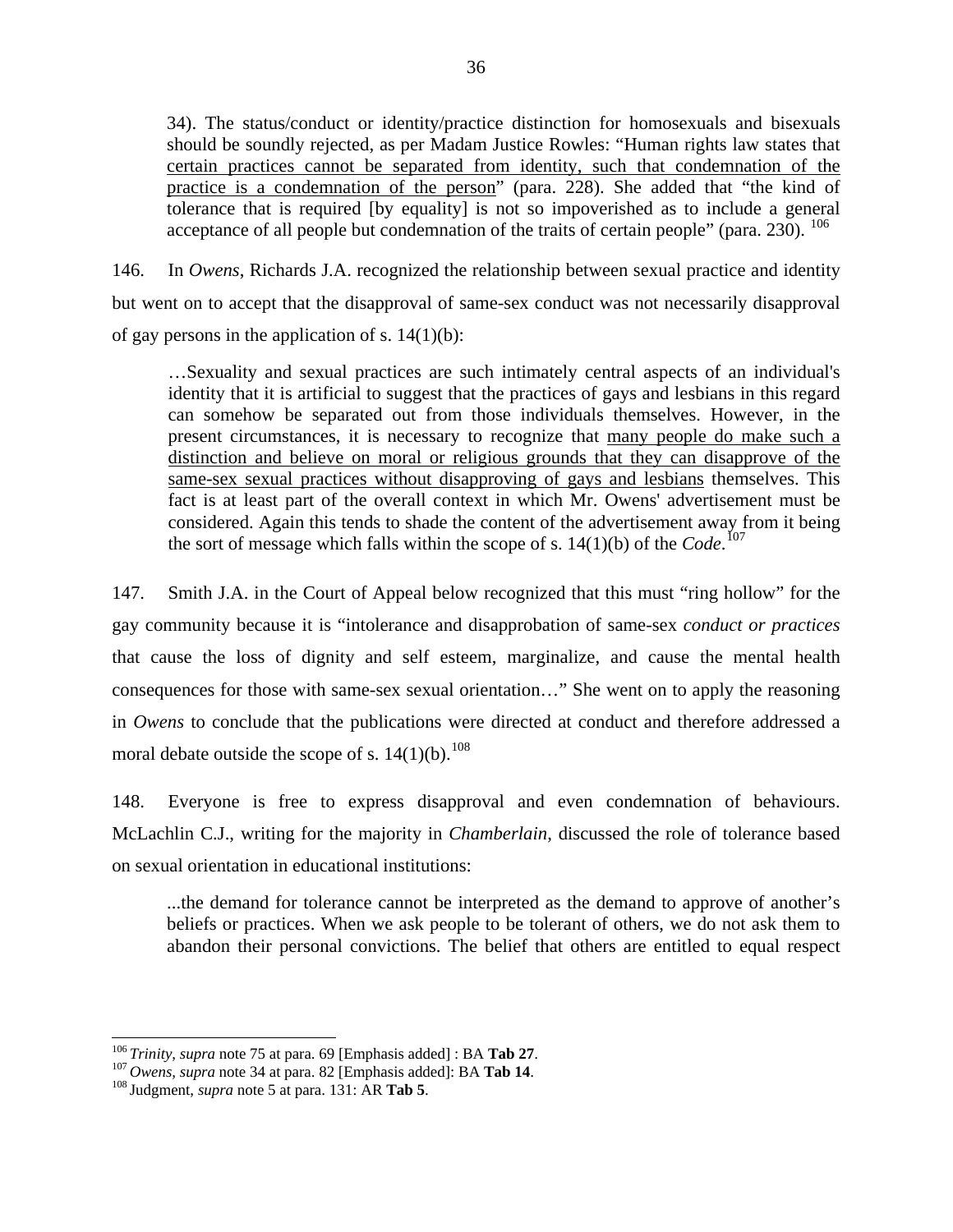> 34). The status/conduct or identity/practice distinction for homosexuals and bisexuals should be soundly rejected, as per Madam Justice Rowles: "Human rights law states that <u>certain practices cannot be separated from identity, such that condemnation of the practice is a condemnation of the person</u>" (para. 228). She added that "the kind of tolerance that is required [by equality] is not so impoverished as to include a general acceptance of all people but condemnation of the traits of certain people" (para. 230). [106]

146. In *Owens*, Richards J.A. recognized the relationship between sexual practice and identity but went on to accept that the disapproval of same-sex conduct was not necessarily disapproval of gay persons in the application of s. 14(1)(b):

> …Sexuality and sexual practices are such intimately central aspects of an individual's identity that it is artificial to suggest that the practices of gays and lesbians in this regard can somehow be separated out from those individuals themselves. However, in the present circumstances, it is necessary to recognize that <u>many people do make such a distinction and believe on moral or religious grounds that they can disapprove of the same-sex sexual practices without disapproving of gays and lesbians</u> themselves. This fact is at least part of the overall context in which Mr. Owens' advertisement must be considered. Again this tends to shade the content of the advertisement away from it being the sort of message which falls within the scope of s. 14(1)(b) of the *Code*.[107]

147. Smith J.A. in the Court of Appeal below recognized that this must "ring hollow" for the gay community because it is "intolerance and disapprobation of same-sex *conduct or practices* that cause the loss of dignity and self esteem, marginalize, and cause the mental health consequences for those with same-sex sexual orientation…" She went on to apply the reasoning in *Owens* to conclude that the publications were directed at conduct and therefore addressed a moral debate outside the scope of s. 14(1)(b).[108]

148. Everyone is free to express disapproval and even condemnation of behaviours. McLachlin C.J., writing for the majority in *Chamberlain*, discussed the role of tolerance based on sexual orientation in educational institutions:

> ...the demand for tolerance cannot be interpreted as the demand to approve of another's beliefs or practices. When we ask people to be tolerant of others, we do not ask them to abandon their personal convictions. The belief that others are entitled to equal respect

---

[106] *Trinity*, *supra* note 75 at para. 69 [Emphasis added] : BA **Tab 27**.
[107] *Owens, supra* note 34 at para. 82 [Emphasis added]: BA **Tab 14**.
[108] Judgment, *supra* note 5 at para. 131: AR **Tab 5**.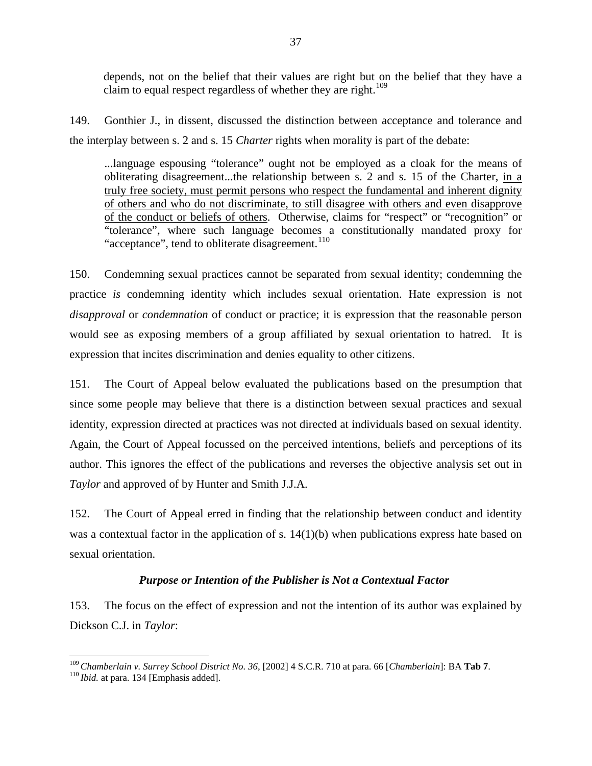> depends, not on the belief that their values are right but on the belief that they have a claim to equal respect regardless of whether they are right.[109]

149. Gonthier J., in dissent, discussed the distinction between acceptance and tolerance and the interplay between s. 2 and s. 15 *Charter* rights when morality is part of the debate:

> ...language espousing "tolerance" ought not be employed as a cloak for the means of obliterating disagreement...the relationship between s. 2 and s. 15 of the Charter, <u>in a truly free society, must permit persons who respect the fundamental and inherent dignity of others and who do not discriminate, to still disagree with others and even disapprove of the conduct or beliefs of others</u>. Otherwise, claims for "respect" or "recognition" or "tolerance", where such language becomes a constitutionally mandated proxy for "acceptance", tend to obliterate disagreement.[110]

150. Condemning sexual practices cannot be separated from sexual identity; condemning the practice *is* condemning identity which includes sexual orientation. Hate expression is not *disapproval* or *condemnation* of conduct or practice; it is expression that the reasonable person would see as exposing members of a group affiliated by sexual orientation to hatred. It is expression that incites discrimination and denies equality to other citizens.

151. The Court of Appeal below evaluated the publications based on the presumption that since some people may believe that there is a distinction between sexual practices and sexual identity, expression directed at practices was not directed at individuals based on sexual identity. Again, the Court of Appeal focussed on the perceived intentions, beliefs and perceptions of its author. This ignores the effect of the publications and reverses the objective analysis set out in *Taylor* and approved of by Hunter and Smith J.J.A.

152. The Court of Appeal erred in finding that the relationship between conduct and identity was a contextual factor in the application of s. 14(1)(b) when publications express hate based on sexual orientation.

### *Purpose or Intention of the Publisher is Not a Contextual Factor*

153. The focus on the effect of expression and not the intention of its author was explained by Dickson C.J. in *Taylor*:

---

[109] *Chamberlain v. Surrey School District No. 36*, [2002] 4 S.C.R. 710 at para. 66 [*Chamberlain*]: BA **Tab 7**.

[110] *Ibid.* at para. 134 [Emphasis added].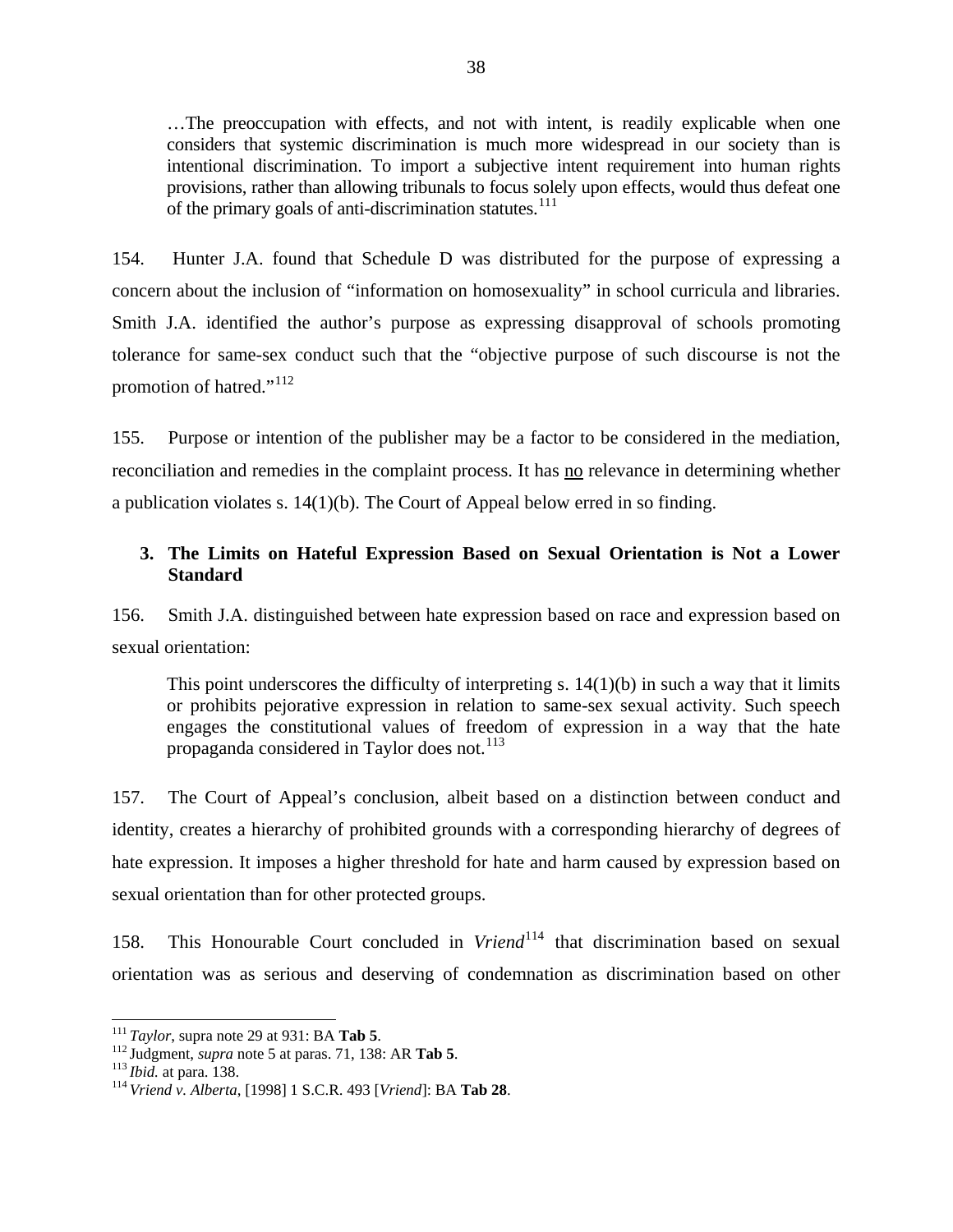> …The preoccupation with effects, and not with intent, is readily explicable when one considers that systemic discrimination is much more widespread in our society than is intentional discrimination. To import a subjective intent requirement into human rights provisions, rather than allowing tribunals to focus solely upon effects, would thus defeat one of the primary goals of anti-discrimination statutes.[111]

154. Hunter J.A. found that Schedule D was distributed for the purpose of expressing a concern about the inclusion of "information on homosexuality" in school curricula and libraries. Smith J.A. identified the author's purpose as expressing disapproval of schools promoting tolerance for same-sex conduct such that the "objective purpose of such discourse is not the promotion of hatred."[112]

155. Purpose or intention of the publisher may be a factor to be considered in the mediation, reconciliation and remedies in the complaint process. It has <u>no</u> relevance in determining whether a publication violates s. 14(1)(b). The Court of Appeal below erred in so finding.

### 3. The Limits on Hateful Expression Based on Sexual Orientation is Not a Lower Standard

156. Smith J.A. distinguished between hate expression based on race and expression based on sexual orientation:

> This point underscores the difficulty of interpreting s. 14(1)(b) in such a way that it limits or prohibits pejorative expression in relation to same-sex sexual activity. Such speech engages the constitutional values of freedom of expression in a way that the hate propaganda considered in Taylor does not.[113]

157. The Court of Appeal's conclusion, albeit based on a distinction between conduct and identity, creates a hierarchy of prohibited grounds with a corresponding hierarchy of degrees of hate expression. It imposes a higher threshold for hate and harm caused by expression based on sexual orientation than for other protected groups.

158. This Honourable Court concluded in *Vriend*[114] that discrimination based on sexual orientation was as serious and deserving of condemnation as discrimination based on other

---

[111] *Taylor*, supra note 29 at 931: BA **Tab 5**.

[112] Judgment, *supra* note 5 at paras. 71, 138: AR **Tab 5**.

[113] *Ibid.* at para. 138.

[114] *Vriend v. Alberta*, [1998] 1 S.C.R. 493 [*Vriend*]: BA **Tab 28**.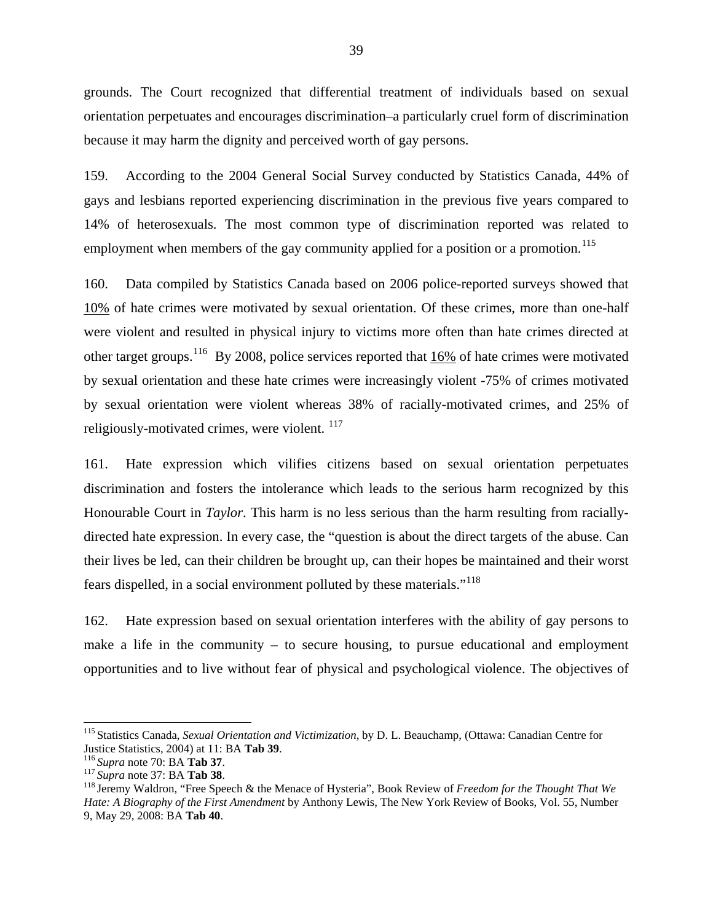grounds. The Court recognized that differential treatment of individuals based on sexual orientation perpetuates and encourages discrimination–a particularly cruel form of discrimination because it may harm the dignity and perceived worth of gay persons.

159. According to the 2004 General Social Survey conducted by Statistics Canada, 44% of gays and lesbians reported experiencing discrimination in the previous five years compared to 14% of heterosexuals. The most common type of discrimination reported was related to employment when members of the gay community applied for a position or a promotion.[115]

160. Data compiled by Statistics Canada based on 2006 police-reported surveys showed that <u>10%</u> of hate crimes were motivated by sexual orientation. Of these crimes, more than one-half were violent and resulted in physical injury to victims more often than hate crimes directed at other target groups.[116] By 2008, police services reported that <u>16%</u> of hate crimes were motivated by sexual orientation and these hate crimes were increasingly violent -75% of crimes motivated by sexual orientation were violent whereas 38% of racially-motivated crimes, and 25% of religiously-motivated crimes, were violent. [117]

161. Hate expression which vilifies citizens based on sexual orientation perpetuates discrimination and fosters the intolerance which leads to the serious harm recognized by this Honourable Court in *Taylor*. This harm is no less serious than the harm resulting from racially-directed hate expression. In every case, the "question is about the direct targets of the abuse. Can their lives be led, can their children be brought up, can their hopes be maintained and their worst fears dispelled, in a social environment polluted by these materials."[118]

162. Hate expression based on sexual orientation interferes with the ability of gay persons to make a life in the community – to secure housing, to pursue educational and employment opportunities and to live without fear of physical and psychological violence. The objectives of

---

[115] Statistics Canada, *Sexual Orientation and Victimization*, by D. L. Beauchamp, (Ottawa: Canadian Centre for Justice Statistics, 2004) at 11: BA **Tab 39**.

[116] *Supra* note 70: BA **Tab 37**.

[117] *Supra* note 37: BA **Tab 38**.

[118] Jeremy Waldron, "Free Speech & the Menace of Hysteria", Book Review of *Freedom for the Thought That We Hate: A Biography of the First Amendment* by Anthony Lewis, The New York Review of Books, Vol. 55, Number 9, May 29, 2008: BA **Tab 40**.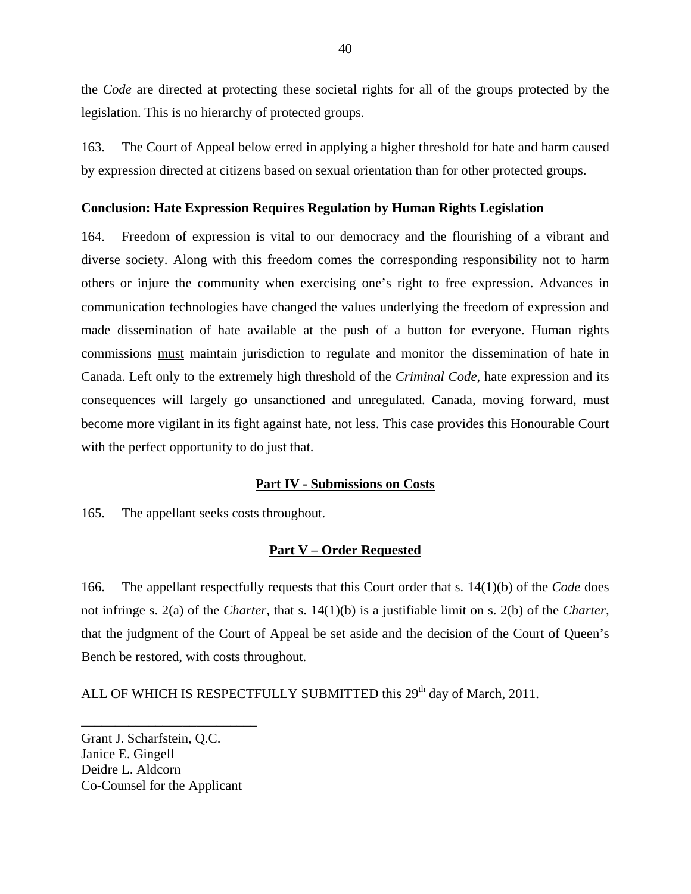the *Code* are directed at protecting these societal rights for all of the groups protected by the legislation. <u>This is no hierarchy of protected groups</u>.

163. The Court of Appeal below erred in applying a higher threshold for hate and harm caused by expression directed at citizens based on sexual orientation than for other protected groups.

**Conclusion: Hate Expression Requires Regulation by Human Rights Legislation**

164. Freedom of expression is vital to our democracy and the flourishing of a vibrant and diverse society. Along with this freedom comes the corresponding responsibility not to harm others or injure the community when exercising one's right to free expression. Advances in communication technologies have changed the values underlying the freedom of expression and made dissemination of hate available at the push of a button for everyone. Human rights commissions <u>must</u> maintain jurisdiction to regulate and monitor the dissemination of hate in Canada. Left only to the extremely high threshold of the *Criminal Code*, hate expression and its consequences will largely go unsanctioned and unregulated. Canada, moving forward, must become more vigilant in its fight against hate, not less. This case provides this Honourable Court with the perfect opportunity to do just that.

## <u>Part IV - Submissions on Costs</u>

165. The appellant seeks costs throughout.

## <u>Part V – Order Requested</u>

166. The appellant respectfully requests that this Court order that s. 14(1)(b) of the *Code* does not infringe s. 2(a) of the *Charter*, that s. 14(1)(b) is a justifiable limit on s. 2(b) of the *Charter*, that the judgment of the Court of Appeal be set aside and the decision of the Court of Queen's Bench be restored, with costs throughout.

ALL OF WHICH IS RESPECTFULLY SUBMITTED this 29th day of March, 2011.

\_\_\_\_\_\_\_\_\_\_\_\_\_\_\_\_\_\_\_\_\_\_\_\_\_\_

Grant J. Scharfstein, Q.C.
Janice E. Gingell
Deidre L. Aldcorn
Co-Counsel for the Applicant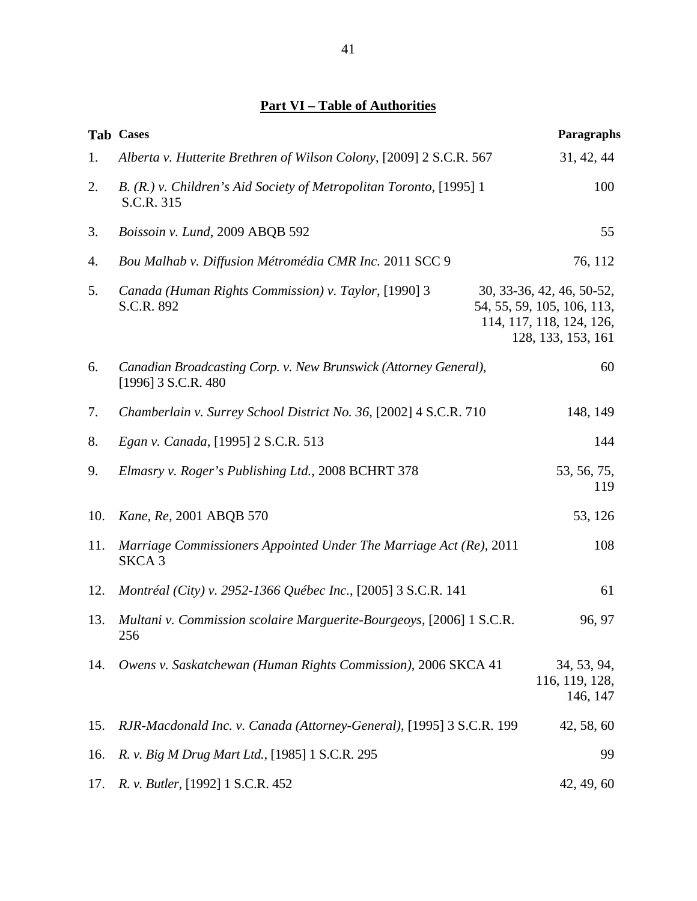## Part VI – Table of Authorities

| Tab | Cases | Paragraphs |
|---|---|---|
| 1. | *Alberta v. Hutterite Brethren of Wilson Colony*, [2009] 2 S.C.R. 567 | 31, 42, 44 |
| 2. | *B. (R.) v. Children's Aid Society of Metropolitan Toronto*, [1995] 1 S.C.R. 315 | 100 |
| 3. | *Boissoin v. Lund*, 2009 ABQB 592 | 55 |
| 4. | *Bou Malhab v. Diffusion Métromédia CMR Inc.* 2011 SCC 9 | 76, 112 |
| 5. | *Canada (Human Rights Commission) v. Taylor*, [1990] 3 S.C.R. 892 | 30, 33-36, 42, 46, 50-52, 54, 55, 59, 105, 106, 113, 114, 117, 118, 124, 126, 128, 133, 153, 161 |
| 6. | *Canadian Broadcasting Corp. v. New Brunswick (Attorney General)*, [1996] 3 S.C.R. 480 | 60 |
| 7. | *Chamberlain v. Surrey School District No. 36*, [2002] 4 S.C.R. 710 | 148, 149 |
| 8. | *Egan v. Canada*, [1995] 2 S.C.R. 513 | 144 |
| 9. | *Elmasry v. Roger's Publishing Ltd.*, 2008 BCHRT 378 | 53, 56, 75, 119 |
| 10. | *Kane, Re*, 2001 ABQB 570 | 53, 126 |
| 11. | *Marriage Commissioners Appointed Under The Marriage Act (Re)*, 2011 SKCA 3 | 108 |
| 12. | *Montréal (City) v. 2952-1366 Québec Inc.*, [2005] 3 S.C.R. 141 | 61 |
| 13. | *Multani v. Commission scolaire Marguerite-Bourgeoys*, [2006] 1 S.C.R. 256 | 96, 97 |
| 14. | *Owens v. Saskatchewan (Human Rights Commission)*, 2006 SKCA 41 | 34, 53, 94, 116, 119, 128, 146, 147 |
| 15. | *RJR-Macdonald Inc. v. Canada (Attorney-General)*, [1995] 3 S.C.R. 199 | 42, 58, 60 |
| 16. | *R. v. Big M Drug Mart Ltd.*, [1985] 1 S.C.R. 295 | 99 |
| 17. | *R. v. Butler*, [1992] 1 S.C.R. 452 | 42, 49, 60 |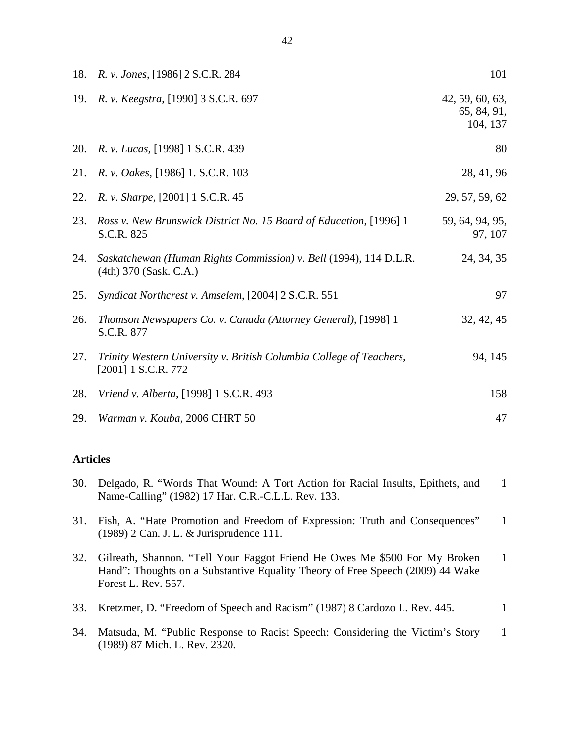| | | |
|---|---|---|
| 18. | *R. v. Jones*, [1986] 2 S.C.R. 284 | 101 |
| 19. | *R. v. Keegstra*, [1990] 3 S.C.R. 697 | 42, 59, 60, 63, 65, 84, 91, 104, 137 |
| 20. | *R. v. Lucas*, [1998] 1 S.C.R. 439 | 80 |
| 21. | *R. v. Oakes*, [1986] 1. S.C.R. 103 | 28, 41, 96 |
| 22. | *R. v. Sharpe*, [2001] 1 S.C.R. 45 | 29, 57, 59, 62 |
| 23. | *Ross v. New Brunswick District No. 15 Board of Education*, [1996] 1 S.C.R. 825 | 59, 64, 94, 95, 97, 107 |
| 24. | *Saskatchewan (Human Rights Commission) v. Bell* (1994), 114 D.L.R. (4th) 370 (Sask. C.A.) | 24, 34, 35 |
| 25. | *Syndicat Northcrest v. Amselem*, [2004] 2 S.C.R. 551 | 97 |
| 26. | *Thomson Newspapers Co. v. Canada (Attorney General)*, [1998] 1 S.C.R. 877 | 32, 42, 45 |
| 27. | *Trinity Western University v. British Columbia College of Teachers*, [2001] 1 S.C.R. 772 | 94, 145 |
| 28. | *Vriend v. Alberta*, [1998] 1 S.C.R. 493 | 158 |
| 29. | *Warman v. Kouba*, 2006 CHRT 50 | 47 |

**Articles**

| | | |
|---|---|---|
| 30. | Delgado, R. "Words That Wound: A Tort Action for Racial Insults, Epithets, and Name-Calling" (1982) 17 Har. C.R.-C.L.L. Rev. 133. | 1 |
| 31. | Fish, A. "Hate Promotion and Freedom of Expression: Truth and Consequences" (1989) 2 Can. J. L. & Jurisprudence 111. | 1 |
| 32. | Gilreath, Shannon. "Tell Your Faggot Friend He Owes Me $500 For My Broken Hand": Thoughts on a Substantive Equality Theory of Free Speech (2009) 44 Wake Forest L. Rev. 557. | 1 |
| 33. | Kretzmer, D. "Freedom of Speech and Racism" (1987) 8 Cardozo L. Rev. 445. | 1 |
| 34. | Matsuda, M. "Public Response to Racist Speech: Considering the Victim's Story (1989) 87 Mich. L. Rev. 2320. | 1 |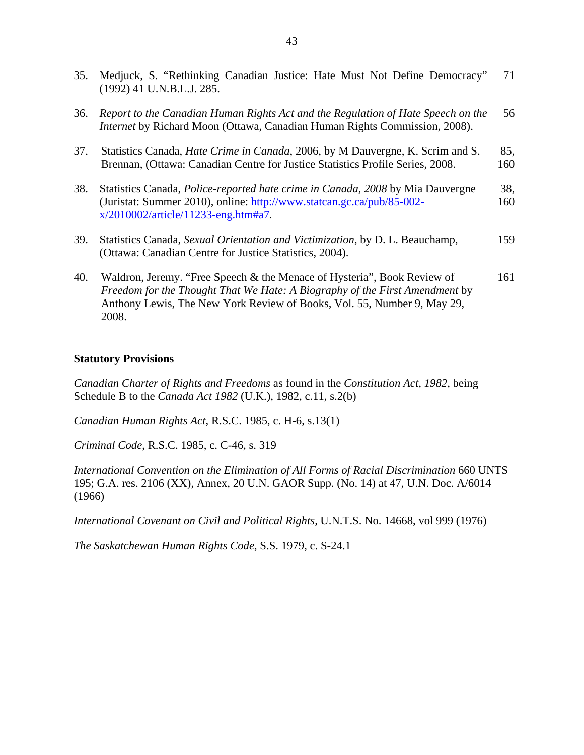| | | |
|---|---|---|
| 35. | Medjuck, S. "Rethinking Canadian Justice: Hate Must Not Define Democracy" (1992) 41 U.N.B.L.J. 285. | 71 |
| 36. | *Report to the Canadian Human Rights Act and the Regulation of Hate Speech on the Internet* by Richard Moon (Ottawa, Canadian Human Rights Commission, 2008). | 56 |
| 37. | Statistics Canada, *Hate Crime in Canada*, 2006, by M Dauvergne, K. Scrim and S. Brennan, (Ottawa: Canadian Centre for Justice Statistics Profile Series, 2008. | 85, 160 |
| 38. | Statistics Canada, *Police-reported hate crime in Canada, 2008* by Mia Dauvergne (Juristat: Summer 2010), online: http://www.statcan.gc.ca/pub/85-002-x/2010002/article/11233-eng.htm#a7. | 38, 160 |
| 39. | Statistics Canada, *Sexual Orientation and Victimization*, by D. L. Beauchamp, (Ottawa: Canadian Centre for Justice Statistics, 2004). | 159 |
| 40. | Waldron, Jeremy. "Free Speech & the Menace of Hysteria", Book Review of *Freedom for the Thought That We Hate: A Biography of the First Amendment* by Anthony Lewis, The New York Review of Books, Vol. 55, Number 9, May 29, 2008. | 161 |

**Statutory Provisions**

*Canadian Charter of Rights and Freedoms* as found in the *Constitution Act, 1982*, being Schedule B to the *Canada Act 1982* (U.K.), 1982, c.11, s.2(b)

*Canadian Human Rights Act*, R.S.C. 1985, c. H-6, s.13(1)

*Criminal Code*, R.S.C. 1985, c. C-46, s. 319

*International Convention on the Elimination of All Forms of Racial Discrimination* 660 UNTS 195; G.A. res. 2106 (XX), Annex, 20 U.N. GAOR Supp. (No. 14) at 47, U.N. Doc. A/6014 (1966)

*International Covenant on Civil and Political Rights,* U.N.T.S. No. 14668, vol 999 (1976)

*The Saskatchewan Human Rights Code*, S.S. 1979, c. S-24.1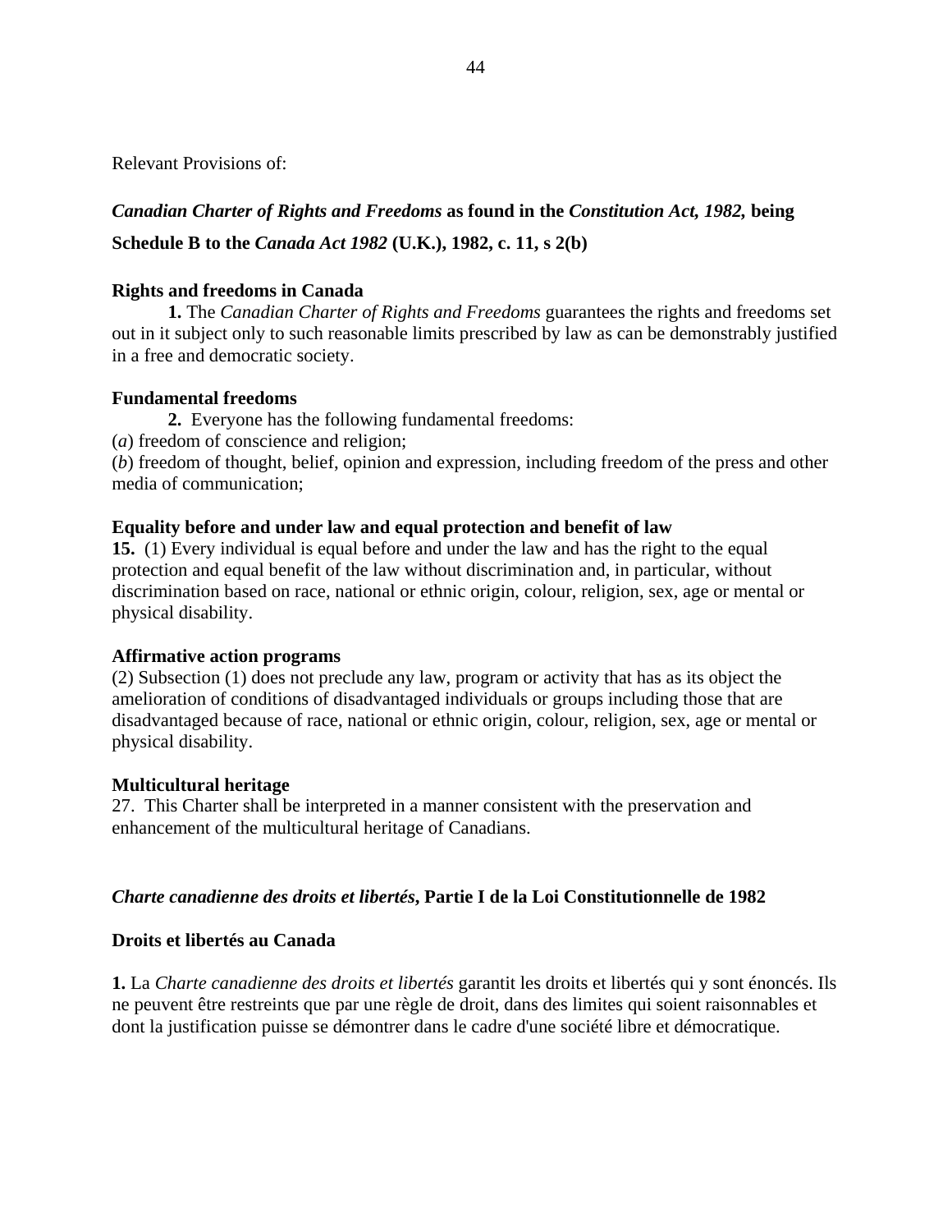Relevant Provisions of:

***Canadian Charter of Rights and Freedoms* as found in the *Constitution Act, 1982,* being Schedule B to the *Canada Act 1982* (U.K.), 1982, c. 11, s 2(b)**

**Rights and freedoms in Canada**

**1.** The *Canadian Charter of Rights and Freedoms* guarantees the rights and freedoms set out in it subject only to such reasonable limits prescribed by law as can be demonstrably justified in a free and democratic society.

**Fundamental freedoms**

**2.** Everyone has the following fundamental freedoms:

(*a*) freedom of conscience and religion;

(*b*) freedom of thought, belief, opinion and expression, including freedom of the press and other media of communication;

**Equality before and under law and equal protection and benefit of law**

**15.** (1) Every individual is equal before and under the law and has the right to the equal protection and equal benefit of the law without discrimination and, in particular, without discrimination based on race, national or ethnic origin, colour, religion, sex, age or mental or physical disability.

**Affirmative action programs**

(2) Subsection (1) does not preclude any law, program or activity that has as its object the amelioration of conditions of disadvantaged individuals or groups including those that are disadvantaged because of race, national or ethnic origin, colour, religion, sex, age or mental or physical disability.

**Multicultural heritage**

27. This Charter shall be interpreted in a manner consistent with the preservation and enhancement of the multicultural heritage of Canadians.

***Charte canadienne des droits et libertés*, Partie I de la Loi Constitutionnelle de 1982**

**Droits et libertés au Canada**

**1.** La *Charte canadienne des droits et libertés* garantit les droits et libertés qui y sont énoncés. Ils ne peuvent être restreints que par une règle de droit, dans des limites qui soient raisonnables et dont la justification puisse se démontrer dans le cadre d'une société libre et démocratique.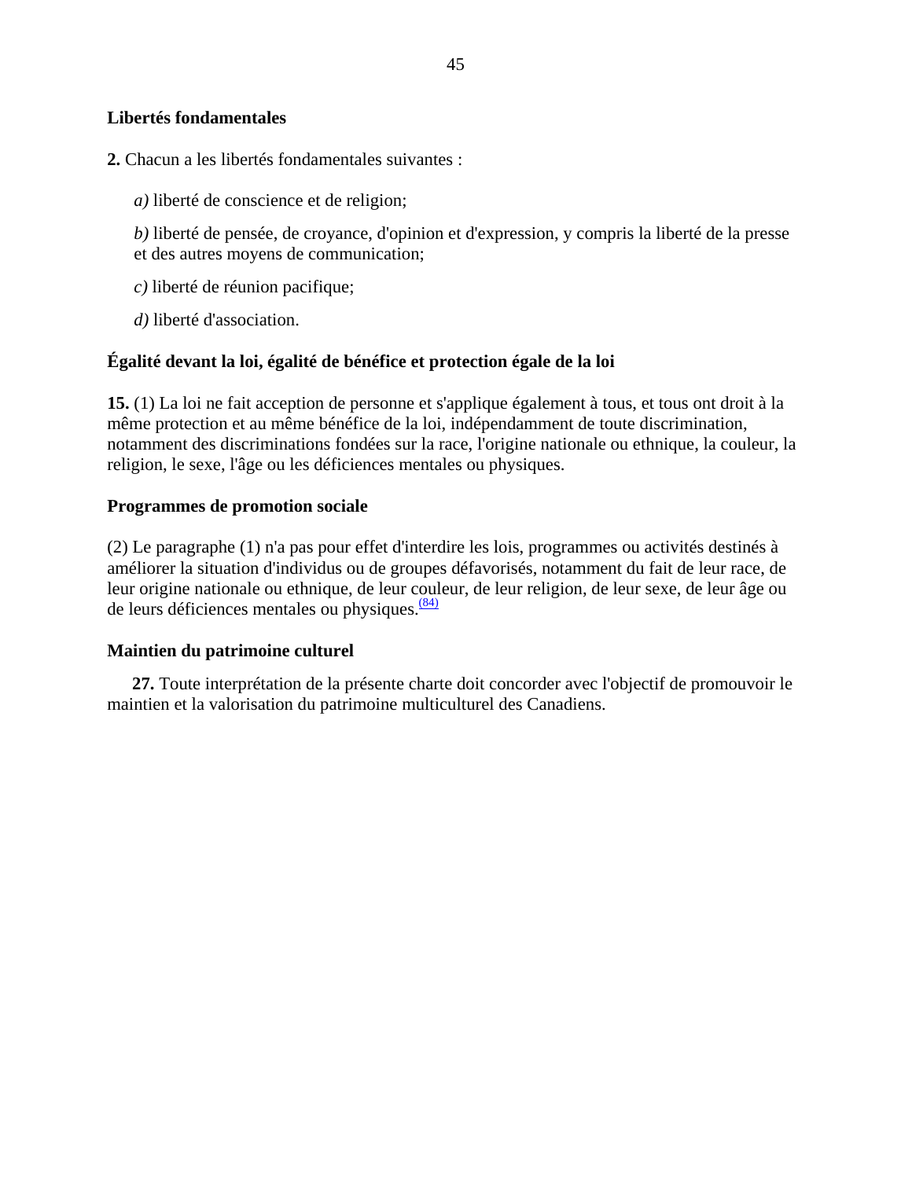**Libertés fondamentales**

**2.** Chacun a les libertés fondamentales suivantes :

*a)* liberté de conscience et de religion;

*b)* liberté de pensée, de croyance, d'opinion et d'expression, y compris la liberté de la presse et des autres moyens de communication;

*c)* liberté de réunion pacifique;

*d)* liberté d'association.

**Égalité devant la loi, égalité de bénéfice et protection égale de la loi**

**15.** (1) La loi ne fait acception de personne et s'applique également à tous, et tous ont droit à la même protection et au même bénéfice de la loi, indépendamment de toute discrimination, notamment des discriminations fondées sur la race, l'origine nationale ou ethnique, la couleur, la religion, le sexe, l'âge ou les déficiences mentales ou physiques.

**Programmes de promotion sociale**

(2) Le paragraphe (1) n'a pas pour effet d'interdire les lois, programmes ou activités destinés à améliorer la situation d'individus ou de groupes défavorisés, notamment du fait de leur race, de leur origine nationale ou ethnique, de leur couleur, de leur religion, de leur sexe, de leur âge ou de leurs déficiences mentales ou physiques.[(84)]

**Maintien du patrimoine culturel**

**27.** Toute interprétation de la présente charte doit concorder avec l'objectif de promouvoir le maintien et la valorisation du patrimoine multiculturel des Canadiens.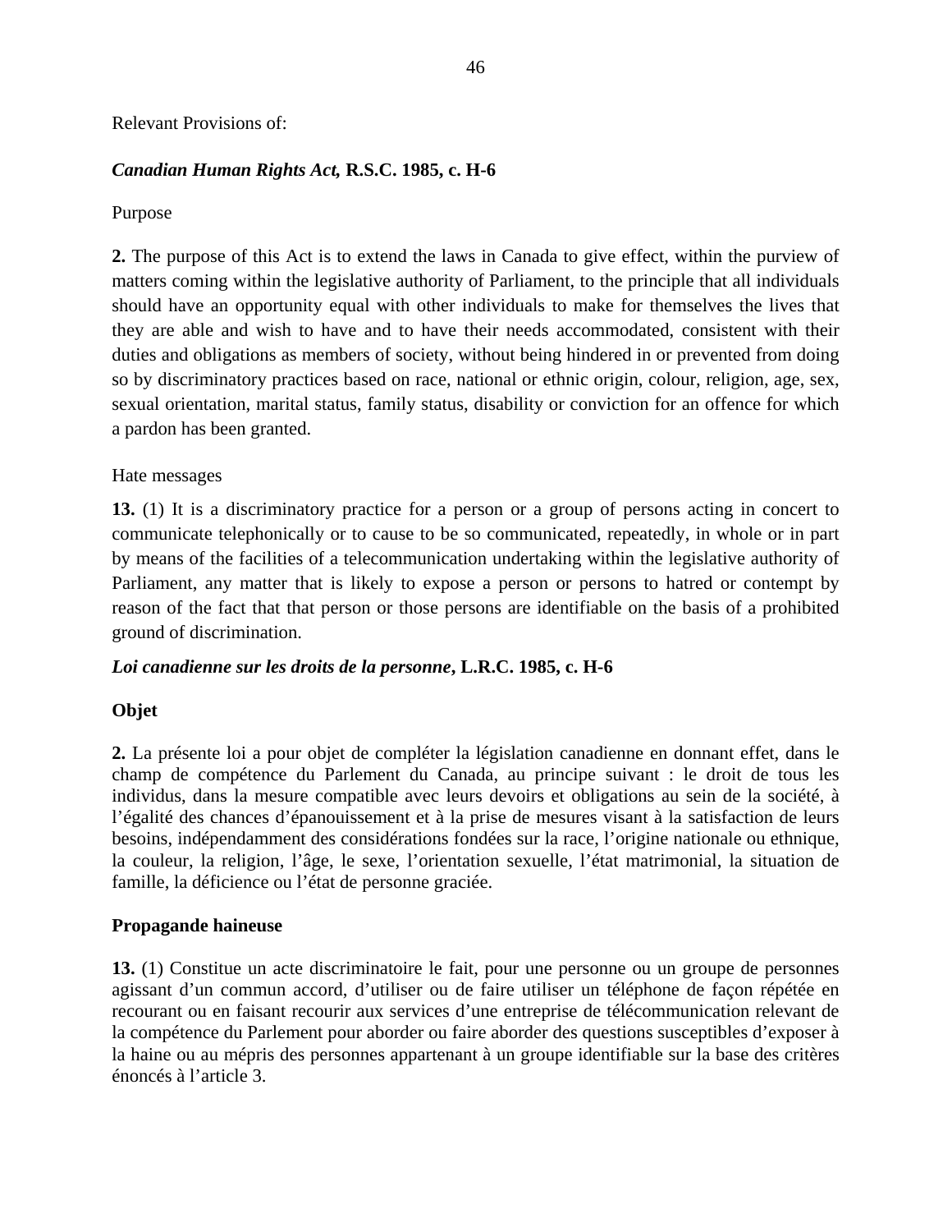Relevant Provisions of:

***Canadian Human Rights Act*, R.S.C. 1985, c. H-6**

Purpose

**2.** The purpose of this Act is to extend the laws in Canada to give effect, within the purview of matters coming within the legislative authority of Parliament, to the principle that all individuals should have an opportunity equal with other individuals to make for themselves the lives that they are able and wish to have and to have their needs accommodated, consistent with their duties and obligations as members of society, without being hindered in or prevented from doing so by discriminatory practices based on race, national or ethnic origin, colour, religion, age, sex, sexual orientation, marital status, family status, disability or conviction for an offence for which a pardon has been granted.

Hate messages

**13.** (1) It is a discriminatory practice for a person or a group of persons acting in concert to communicate telephonically or to cause to be so communicated, repeatedly, in whole or in part by means of the facilities of a telecommunication undertaking within the legislative authority of Parliament, any matter that is likely to expose a person or persons to hatred or contempt by reason of the fact that that person or those persons are identifiable on the basis of a prohibited ground of discrimination.

***Loi canadienne sur les droits de la personne*, L.R.C. 1985, c. H-6**

**Objet**

**2.** La présente loi a pour objet de compléter la législation canadienne en donnant effet, dans le champ de compétence du Parlement du Canada, au principe suivant : le droit de tous les individus, dans la mesure compatible avec leurs devoirs et obligations au sein de la société, à l'égalité des chances d'épanouissement et à la prise de mesures visant à la satisfaction de leurs besoins, indépendamment des considérations fondées sur la race, l'origine nationale ou ethnique, la couleur, la religion, l'âge, le sexe, l'orientation sexuelle, l'état matrimonial, la situation de famille, la déficience ou l'état de personne graciée.

**Propagande haineuse**

**13.** (1) Constitue un acte discriminatoire le fait, pour une personne ou un groupe de personnes agissant d'un commun accord, d'utiliser ou de faire utiliser un téléphone de façon répétée en recourant ou en faisant recourir aux services d'une entreprise de télécommunication relevant de la compétence du Parlement pour aborder ou faire aborder des questions susceptibles d'exposer à la haine ou au mépris des personnes appartenant à un groupe identifiable sur la base des critères énoncés à l'article 3.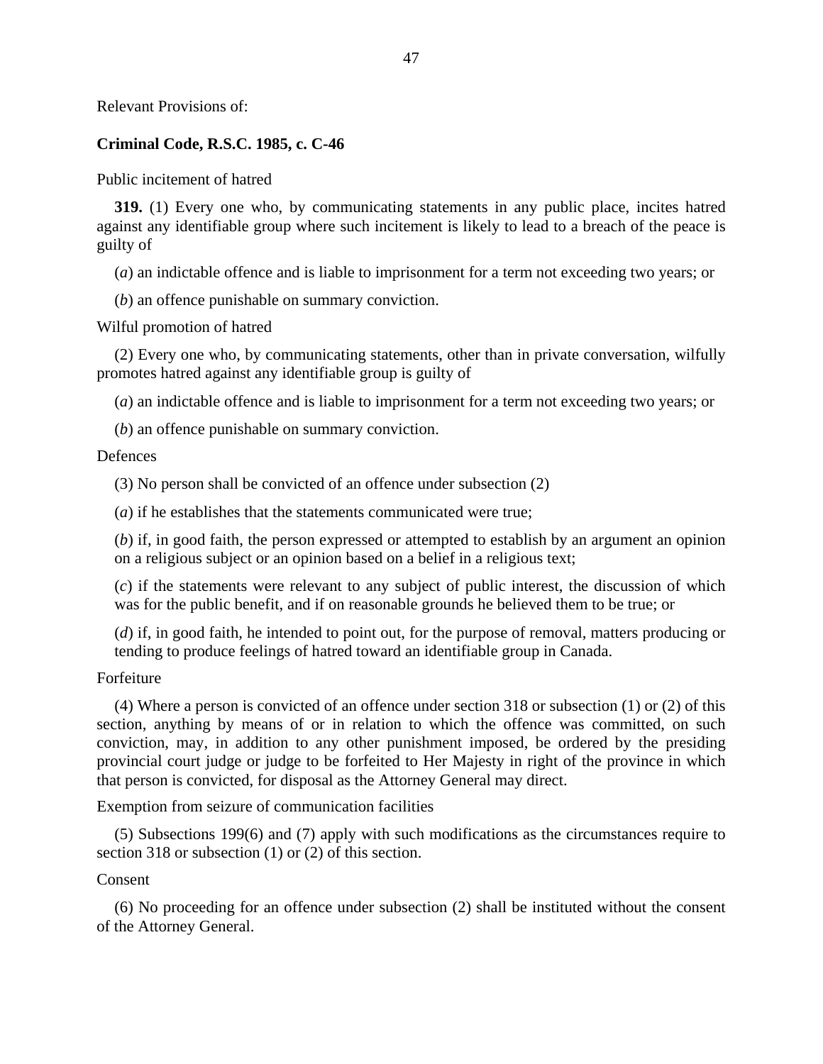Relevant Provisions of:

**Criminal Code, R.S.C. 1985, c. C-46**

Public incitement of hatred

**319.** (1) Every one who, by communicating statements in any public place, incites hatred against any identifiable group where such incitement is likely to lead to a breach of the peace is guilty of

(*a*) an indictable offence and is liable to imprisonment for a term not exceeding two years; or

(*b*) an offence punishable on summary conviction.

Wilful promotion of hatred

(2) Every one who, by communicating statements, other than in private conversation, wilfully promotes hatred against any identifiable group is guilty of

(*a*) an indictable offence and is liable to imprisonment for a term not exceeding two years; or

(*b*) an offence punishable on summary conviction.

Defences

(3) No person shall be convicted of an offence under subsection (2)

(*a*) if he establishes that the statements communicated were true;

(*b*) if, in good faith, the person expressed or attempted to establish by an argument an opinion on a religious subject or an opinion based on a belief in a religious text;

(*c*) if the statements were relevant to any subject of public interest, the discussion of which was for the public benefit, and if on reasonable grounds he believed them to be true; or

(*d*) if, in good faith, he intended to point out, for the purpose of removal, matters producing or tending to produce feelings of hatred toward an identifiable group in Canada.

Forfeiture

(4) Where a person is convicted of an offence under section 318 or subsection (1) or (2) of this section, anything by means of or in relation to which the offence was committed, on such conviction, may, in addition to any other punishment imposed, be ordered by the presiding provincial court judge or judge to be forfeited to Her Majesty in right of the province in which that person is convicted, for disposal as the Attorney General may direct.

Exemption from seizure of communication facilities

(5) Subsections 199(6) and (7) apply with such modifications as the circumstances require to section 318 or subsection (1) or (2) of this section.

Consent

(6) No proceeding for an offence under subsection (2) shall be instituted without the consent of the Attorney General.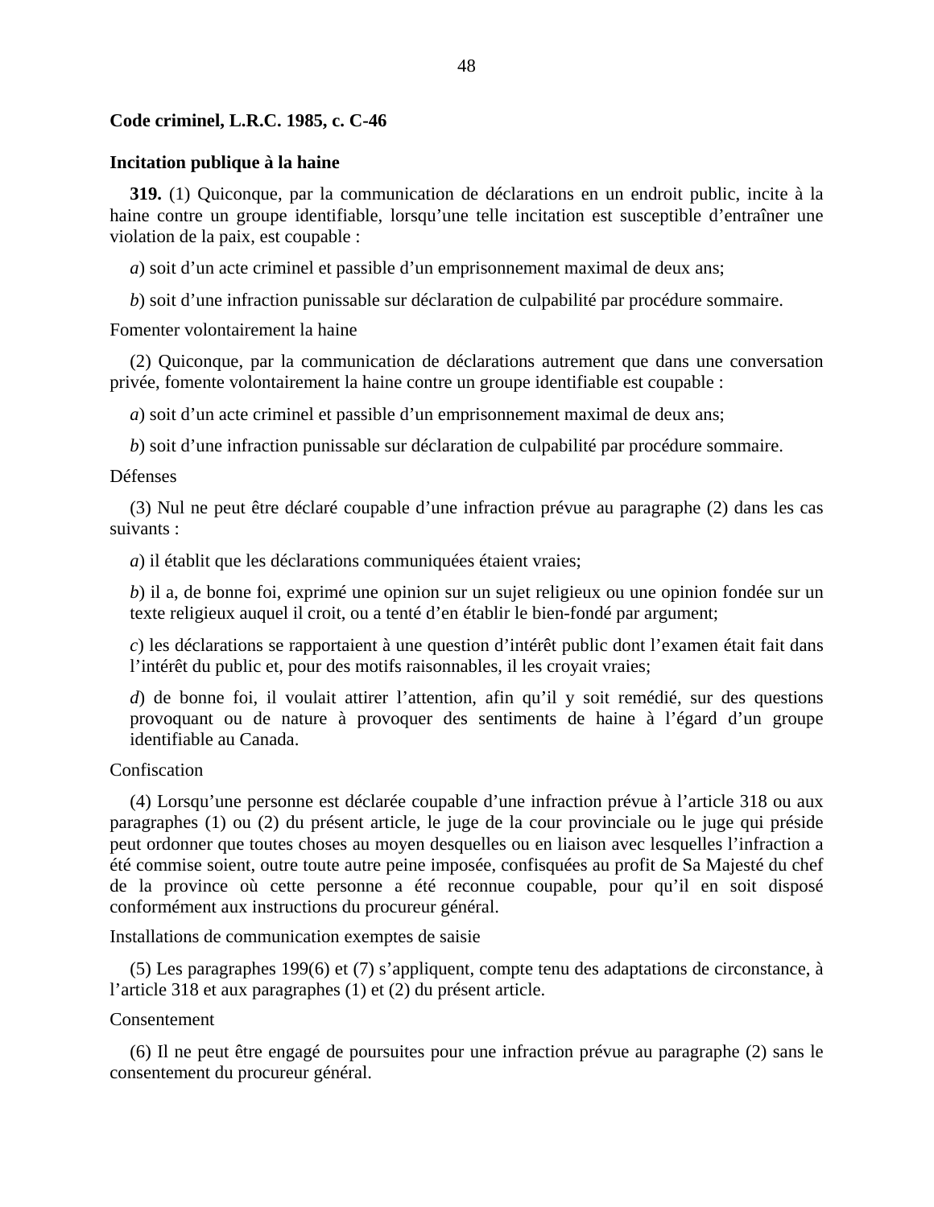**Code criminel, L.R.C. 1985, c. C-46**

**Incitation publique à la haine**

**319.** (1) Quiconque, par la communication de déclarations en un endroit public, incite à la haine contre un groupe identifiable, lorsqu'une telle incitation est susceptible d'entraîner une violation de la paix, est coupable :

*a*) soit d'un acte criminel et passible d'un emprisonnement maximal de deux ans;

*b*) soit d'une infraction punissable sur déclaration de culpabilité par procédure sommaire.

Fomenter volontairement la haine

(2) Quiconque, par la communication de déclarations autrement que dans une conversation privée, fomente volontairement la haine contre un groupe identifiable est coupable :

*a*) soit d'un acte criminel et passible d'un emprisonnement maximal de deux ans;

*b*) soit d'une infraction punissable sur déclaration de culpabilité par procédure sommaire.

Défenses

(3) Nul ne peut être déclaré coupable d'une infraction prévue au paragraphe (2) dans les cas suivants :

*a*) il établit que les déclarations communiquées étaient vraies;

*b*) il a, de bonne foi, exprimé une opinion sur un sujet religieux ou une opinion fondée sur un texte religieux auquel il croit, ou a tenté d'en établir le bien-fondé par argument;

*c*) les déclarations se rapportaient à une question d'intérêt public dont l'examen était fait dans l'intérêt du public et, pour des motifs raisonnables, il les croyait vraies;

*d*) de bonne foi, il voulait attirer l'attention, afin qu'il y soit remédié, sur des questions provoquant ou de nature à provoquer des sentiments de haine à l'égard d'un groupe identifiable au Canada.

Confiscation

(4) Lorsqu'une personne est déclarée coupable d'une infraction prévue à l'article 318 ou aux paragraphes (1) ou (2) du présent article, le juge de la cour provinciale ou le juge qui préside peut ordonner que toutes choses au moyen desquelles ou en liaison avec lesquelles l'infraction a été commise soient, outre toute autre peine imposée, confisquées au profit de Sa Majesté du chef de la province où cette personne a été reconnue coupable, pour qu'il en soit disposé conformément aux instructions du procureur général.

Installations de communication exemptes de saisie

(5) Les paragraphes 199(6) et (7) s'appliquent, compte tenu des adaptations de circonstance, à l'article 318 et aux paragraphes (1) et (2) du présent article.

Consentement

(6) Il ne peut être engagé de poursuites pour une infraction prévue au paragraphe (2) sans le consentement du procureur général.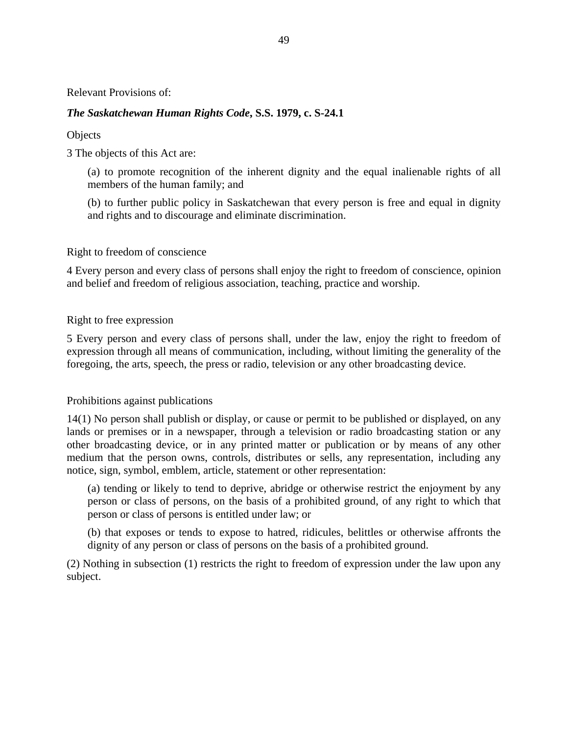Relevant Provisions of:

***The Saskatchewan Human Rights Code*, S.S. 1979, c. S-24.1**

Objects

3 The objects of this Act are:

> (a) to promote recognition of the inherent dignity and the equal inalienable rights of all members of the human family; and
>
> (b) to further public policy in Saskatchewan that every person is free and equal in dignity and rights and to discourage and eliminate discrimination.

Right to freedom of conscience

4 Every person and every class of persons shall enjoy the right to freedom of conscience, opinion and belief and freedom of religious association, teaching, practice and worship.

Right to free expression

5 Every person and every class of persons shall, under the law, enjoy the right to freedom of expression through all means of communication, including, without limiting the generality of the foregoing, the arts, speech, the press or radio, television or any other broadcasting device.

Prohibitions against publications

14(1) No person shall publish or display, or cause or permit to be published or displayed, on any lands or premises or in a newspaper, through a television or radio broadcasting station or any other broadcasting device, or in any printed matter or publication or by means of any other medium that the person owns, controls, distributes or sells, any representation, including any notice, sign, symbol, emblem, article, statement or other representation:

> (a) tending or likely to tend to deprive, abridge or otherwise restrict the enjoyment by any person or class of persons, on the basis of a prohibited ground, of any right to which that person or class of persons is entitled under law; or
>
> (b) that exposes or tends to expose to hatred, ridicules, belittles or otherwise affronts the dignity of any person or class of persons on the basis of a prohibited ground.

(2) Nothing in subsection (1) restricts the right to freedom of expression under the law upon any subject.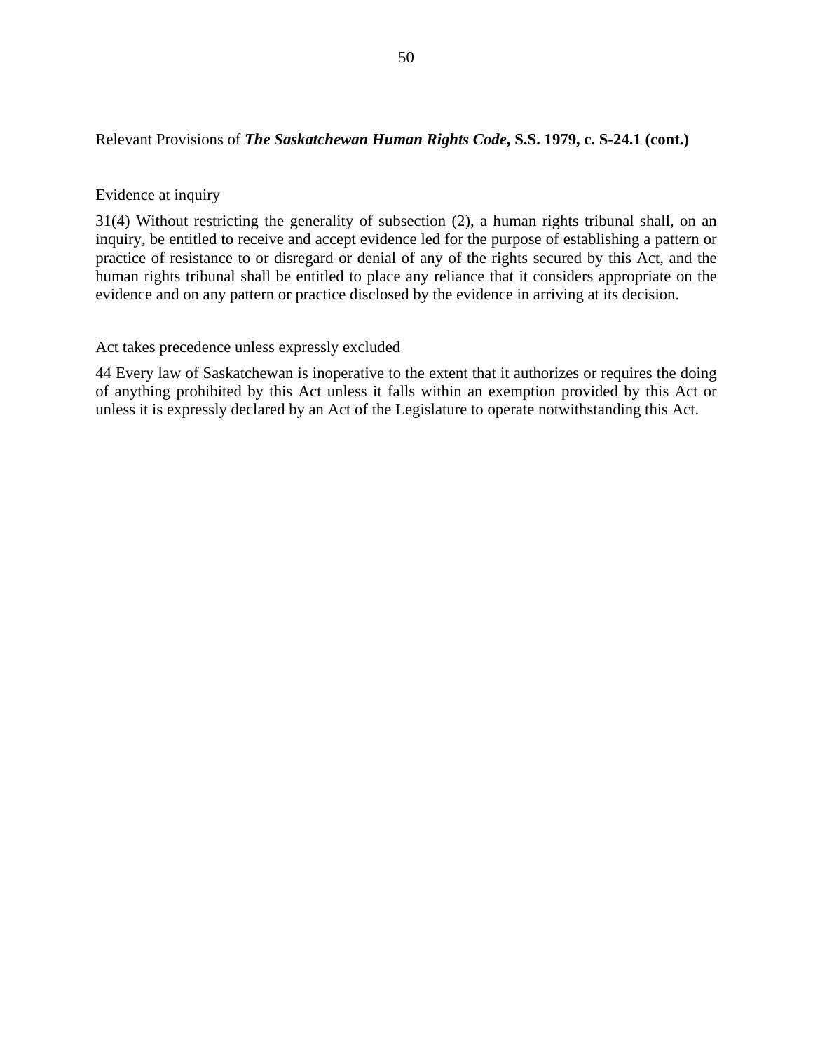Relevant Provisions of ***The Saskatchewan Human Rights Code*, S.S. 1979, c. S-24.1 (cont.)**

Evidence at inquiry

31(4) Without restricting the generality of subsection (2), a human rights tribunal shall, on an inquiry, be entitled to receive and accept evidence led for the purpose of establishing a pattern or practice of resistance to or disregard or denial of any of the rights secured by this Act, and the human rights tribunal shall be entitled to place any reliance that it considers appropriate on the evidence and on any pattern or practice disclosed by the evidence in arriving at its decision.

Act takes precedence unless expressly excluded

44 Every law of Saskatchewan is inoperative to the extent that it authorizes or requires the doing of anything prohibited by this Act unless it falls within an exemption provided by this Act or unless it is expressly declared by an Act of the Legislature to operate notwithstanding this Act.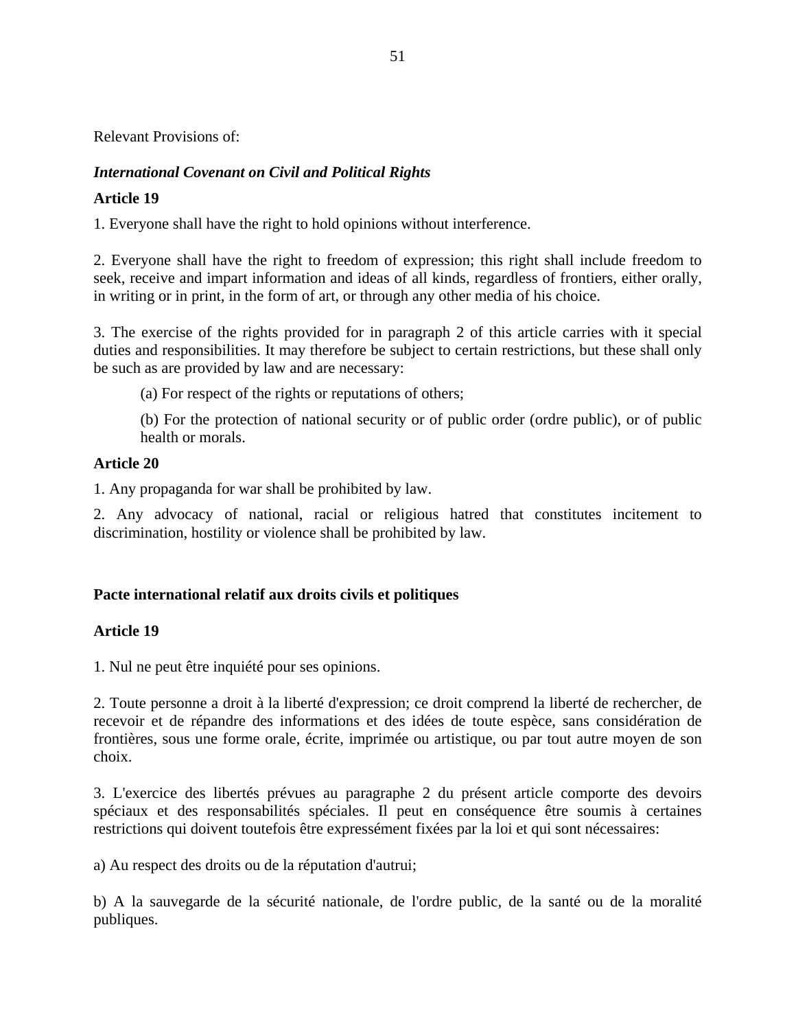Relevant Provisions of:

***International Covenant on Civil and Political Rights***

**Article 19**

1. Everyone shall have the right to hold opinions without interference.

2. Everyone shall have the right to freedom of expression; this right shall include freedom to seek, receive and impart information and ideas of all kinds, regardless of frontiers, either orally, in writing or in print, in the form of art, or through any other media of his choice.

3. The exercise of the rights provided for in paragraph 2 of this article carries with it special duties and responsibilities. It may therefore be subject to certain restrictions, but these shall only be such as are provided by law and are necessary:

   (a) For respect of the rights or reputations of others;

   (b) For the protection of national security or of public order (ordre public), or of public health or morals.

**Article 20**

1. Any propaganda for war shall be prohibited by law.

2. Any advocacy of national, racial or religious hatred that constitutes incitement to discrimination, hostility or violence shall be prohibited by law.

**Pacte international relatif aux droits civils et politiques**

**Article 19**

1. Nul ne peut être inquiété pour ses opinions.

2. Toute personne a droit à la liberté d'expression; ce droit comprend la liberté de rechercher, de recevoir et de répandre des informations et des idées de toute espèce, sans considération de frontières, sous une forme orale, écrite, imprimée ou artistique, ou par tout autre moyen de son choix.

3. L'exercice des libertés prévues au paragraphe 2 du présent article comporte des devoirs spéciaux et des responsabilités spéciales. Il peut en conséquence être soumis à certaines restrictions qui doivent toutefois être expressément fixées par la loi et qui sont nécessaires:

a) Au respect des droits ou de la réputation d'autrui;

b) A la sauvegarde de la sécurité nationale, de l'ordre public, de la santé ou de la moralité publiques.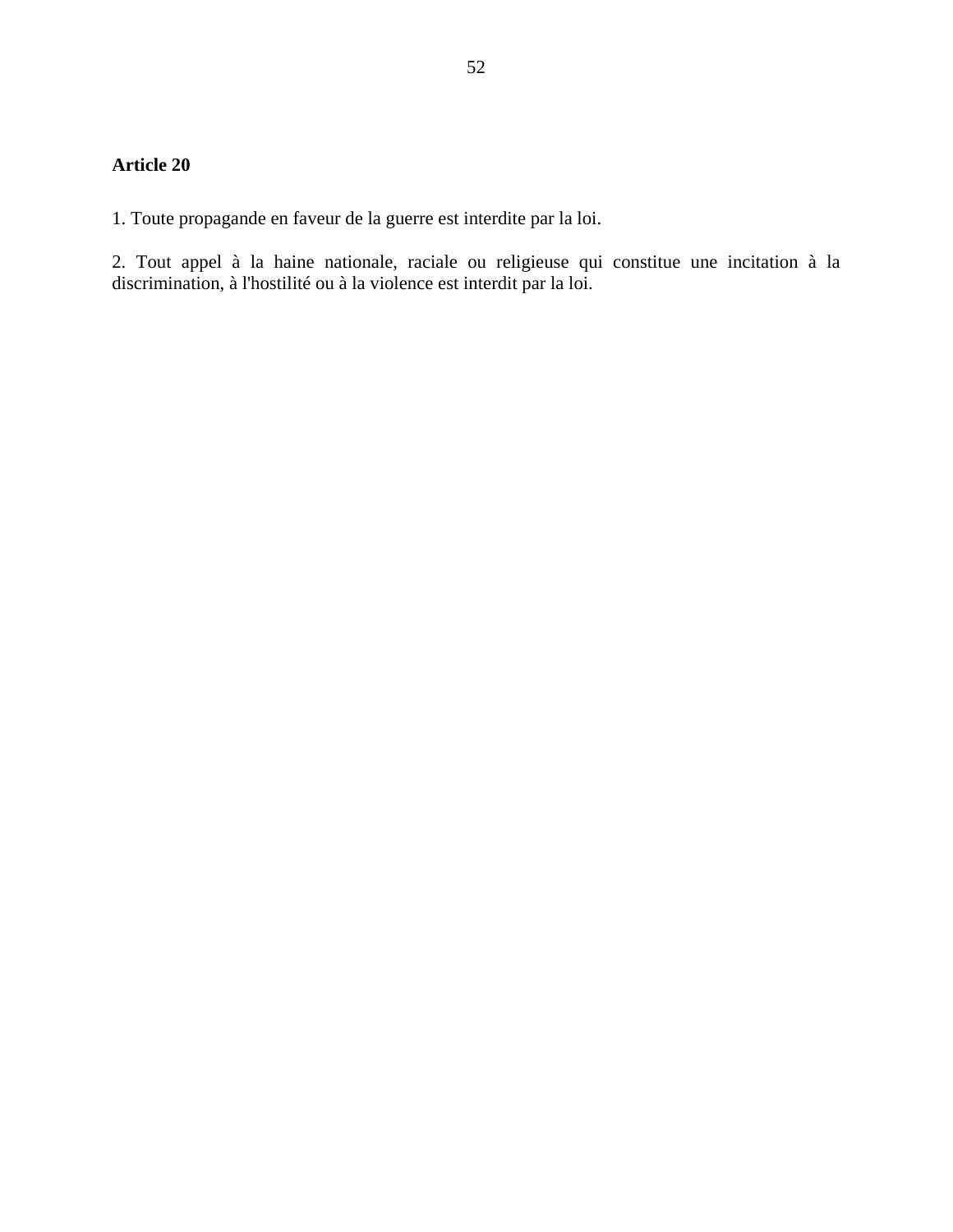**Article 20**

1. Toute propagande en faveur de la guerre est interdite par la loi.

2. Tout appel à la haine nationale, raciale ou religieuse qui constitue une incitation à la discrimination, à l'hostilité ou à la violence est interdit par la loi.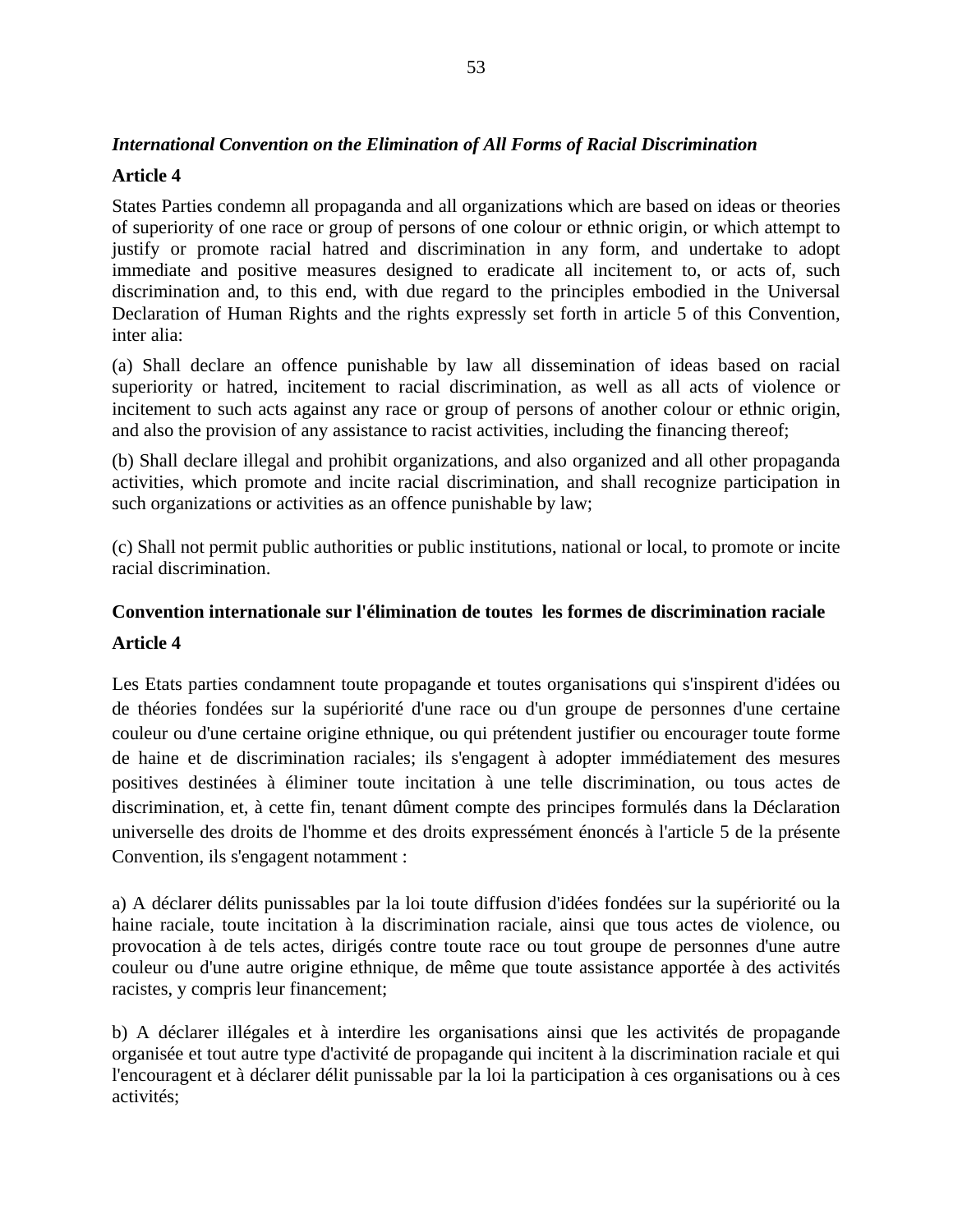***International Convention on the Elimination of All Forms of Racial Discrimination***

**Article 4**

States Parties condemn all propaganda and all organizations which are based on ideas or theories of superiority of one race or group of persons of one colour or ethnic origin, or which attempt to justify or promote racial hatred and discrimination in any form, and undertake to adopt immediate and positive measures designed to eradicate all incitement to, or acts of, such discrimination and, to this end, with due regard to the principles embodied in the Universal Declaration of Human Rights and the rights expressly set forth in article 5 of this Convention, inter alia:

(a) Shall declare an offence punishable by law all dissemination of ideas based on racial superiority or hatred, incitement to racial discrimination, as well as all acts of violence or incitement to such acts against any race or group of persons of another colour or ethnic origin, and also the provision of any assistance to racist activities, including the financing thereof;

(b) Shall declare illegal and prohibit organizations, and also organized and all other propaganda activities, which promote and incite racial discrimination, and shall recognize participation in such organizations or activities as an offence punishable by law;

(c) Shall not permit public authorities or public institutions, national or local, to promote or incite racial discrimination.

**Convention internationale sur l'élimination de toutes les formes de discrimination raciale**

**Article 4**

Les Etats parties condamnent toute propagande et toutes organisations qui s'inspirent d'idées ou de théories fondées sur la supériorité d'une race ou d'un groupe de personnes d'une certaine couleur ou d'une certaine origine ethnique, ou qui prétendent justifier ou encourager toute forme de haine et de discrimination raciales; ils s'engagent à adopter immédiatement des mesures positives destinées à éliminer toute incitation à une telle discrimination, ou tous actes de discrimination, et, à cette fin, tenant dûment compte des principes formulés dans la Déclaration universelle des droits de l'homme et des droits expressément énoncés à l'article 5 de la présente Convention, ils s'engagent notamment :

a) A déclarer délits punissables par la loi toute diffusion d'idées fondées sur la supériorité ou la haine raciale, toute incitation à la discrimination raciale, ainsi que tous actes de violence, ou provocation à de tels actes, dirigés contre toute race ou tout groupe de personnes d'une autre couleur ou d'une autre origine ethnique, de même que toute assistance apportée à des activités racistes, y compris leur financement;

b) A déclarer illégales et à interdire les organisations ainsi que les activités de propagande organisée et tout autre type d'activité de propagande qui incitent à la discrimination raciale et qui l'encouragent et à déclarer délit punissable par la loi la participation à ces organisations ou à ces activités;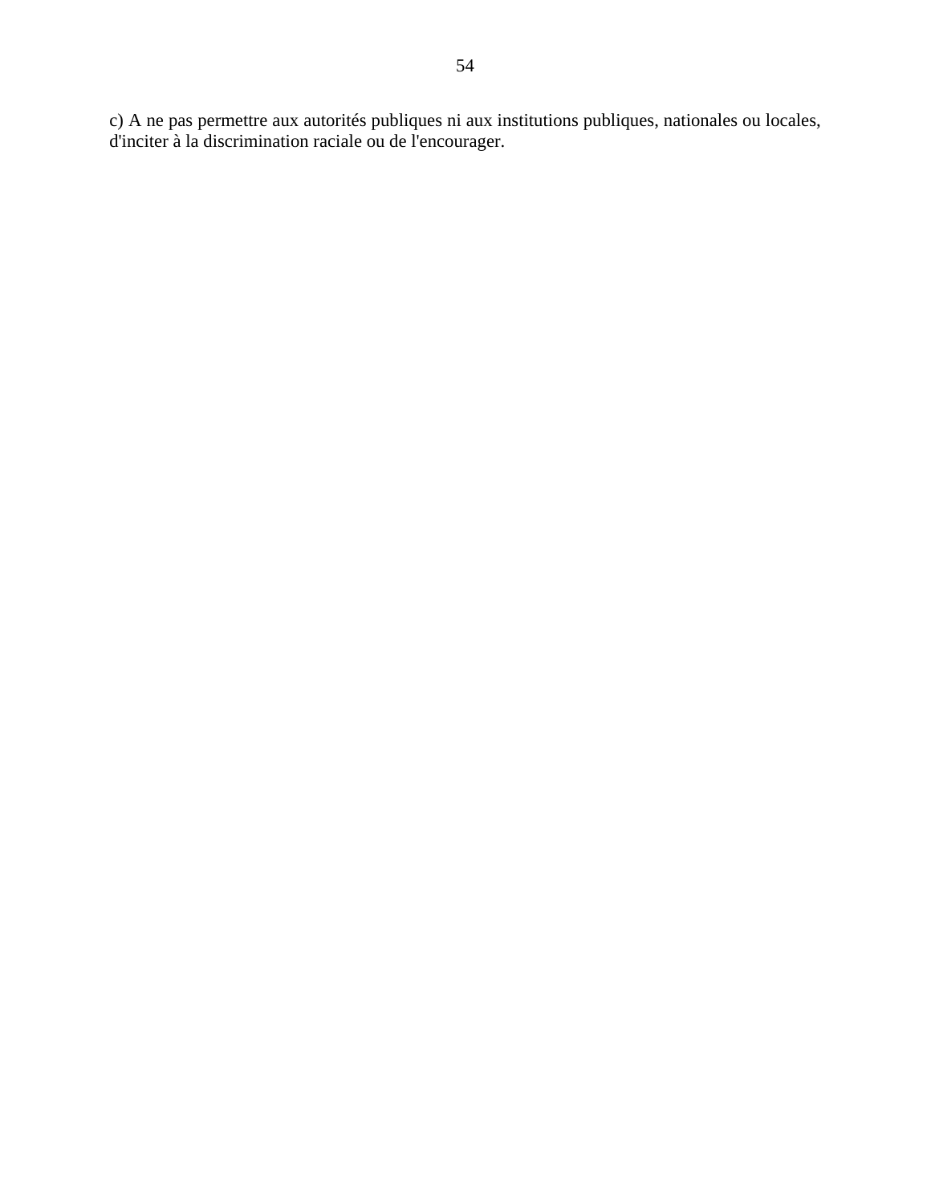c) A ne pas permettre aux autorités publiques ni aux institutions publiques, nationales ou locales, d'inciter à la discrimination raciale ou de l'encourager.